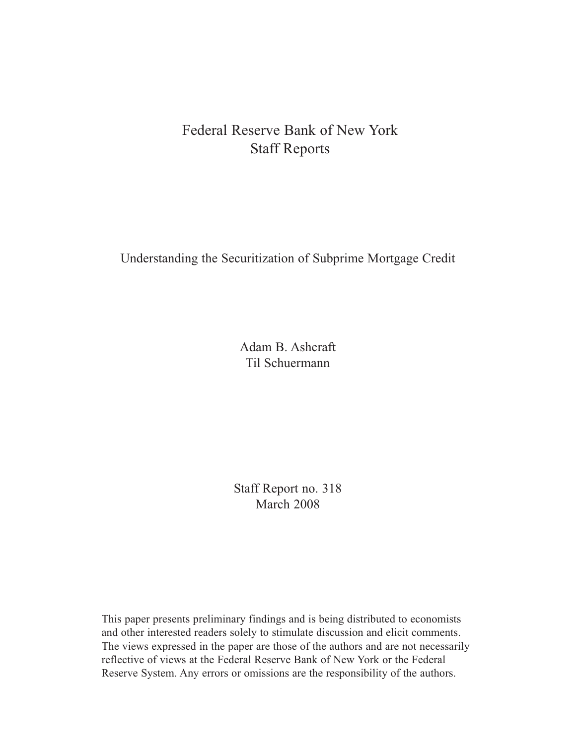Federal Reserve Bank of New York
Staff Reports

# Understanding the Securitization of Subprime Mortgage Credit

Adam B. Ashcraft
Til Schuermann

Staff Report no. 318
March 2008

This paper presents preliminary findings and is being distributed to economists and other interested readers solely to stimulate discussion and elicit comments. The views expressed in the paper are those of the authors and are not necessarily reflective of views at the Federal Reserve Bank of New York or the Federal Reserve System. Any errors or omissions are the responsibility of the authors.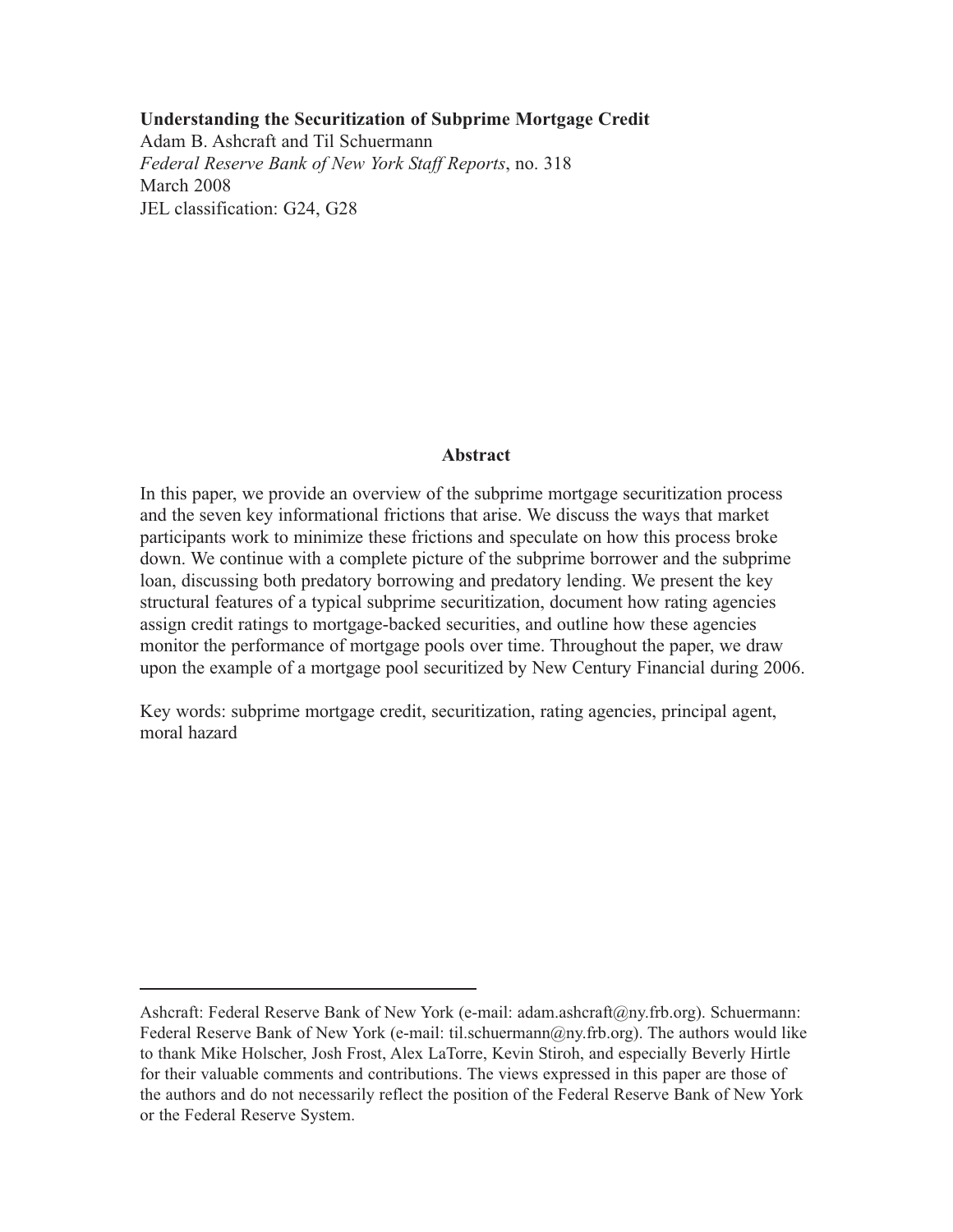**Understanding the Securitization of Subprime Mortgage Credit**
Adam B. Ashcraft and Til Schuermann
*Federal Reserve Bank of New York Staff Reports*, no. 318
March 2008
JEL classification: G24, G28

## Abstract

In this paper, we provide an overview of the subprime mortgage securitization process and the seven key informational frictions that arise. We discuss the ways that market participants work to minimize these frictions and speculate on how this process broke down. We continue with a complete picture of the subprime borrower and the subprime loan, discussing both predatory borrowing and predatory lending. We present the key structural features of a typical subprime securitization, document how rating agencies assign credit ratings to mortgage-backed securities, and outline how these agencies monitor the performance of mortgage pools over time. Throughout the paper, we draw upon the example of a mortgage pool securitized by New Century Financial during 2006.

Key words: subprime mortgage credit, securitization, rating agencies, principal agent, moral hazard

---

Ashcraft: Federal Reserve Bank of New York (e-mail: adam.ashcraft@ny.frb.org). Schuermann: Federal Reserve Bank of New York (e-mail: til.schuermann@ny.frb.org). The authors would like to thank Mike Holscher, Josh Frost, Alex LaTorre, Kevin Stiroh, and especially Beverly Hirtle for their valuable comments and contributions. The views expressed in this paper are those of the authors and do not necessarily reflect the position of the Federal Reserve Bank of New York or the Federal Reserve System.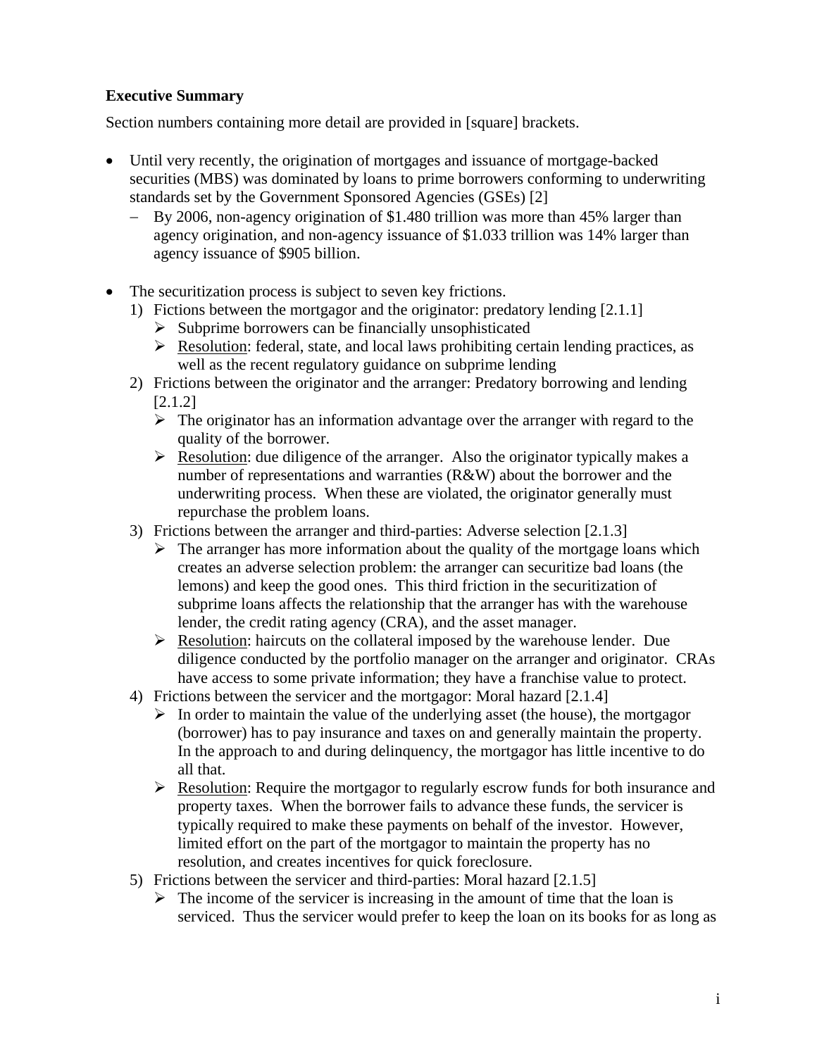**Executive Summary**

Section numbers containing more detail are provided in [square] brackets.

- Until very recently, the origination of mortgages and issuance of mortgage-backed securities (MBS) was dominated by loans to prime borrowers conforming to underwriting standards set by the Government Sponsored Agencies (GSEs) [2]
  - By 2006, non-agency origination of $1.480 trillion was more than 45% larger than agency origination, and non-agency issuance of $1.033 trillion was 14% larger than agency issuance of $905 billion.

- The securitization process is subject to seven key frictions.
  1) Fictions between the mortgagor and the originator: predatory lending [2.1.1]
     - Subprime borrowers can be financially unsophisticated
     - Resolution: federal, state, and local laws prohibiting certain lending practices, as well as the recent regulatory guidance on subprime lending
  2) Frictions between the originator and the arranger: Predatory borrowing and lending [2.1.2]
     - The originator has an information advantage over the arranger with regard to the quality of the borrower.
     - Resolution: due diligence of the arranger. Also the originator typically makes a number of representations and warranties (R&W) about the borrower and the underwriting process. When these are violated, the originator generally must repurchase the problem loans.
  3) Frictions between the arranger and third-parties: Adverse selection [2.1.3]
     - The arranger has more information about the quality of the mortgage loans which creates an adverse selection problem: the arranger can securitize bad loans (the lemons) and keep the good ones. This third friction in the securitization of subprime loans affects the relationship that the arranger has with the warehouse lender, the credit rating agency (CRA), and the asset manager.
     - Resolution: haircuts on the collateral imposed by the warehouse lender. Due diligence conducted by the portfolio manager on the arranger and originator. CRAs have access to some private information; they have a franchise value to protect.
  4) Frictions between the servicer and the mortgagor: Moral hazard [2.1.4]
     - In order to maintain the value of the underlying asset (the house), the mortgagor (borrower) has to pay insurance and taxes on and generally maintain the property. In the approach to and during delinquency, the mortgagor has little incentive to do all that.
     - Resolution: Require the mortgagor to regularly escrow funds for both insurance and property taxes. When the borrower fails to advance these funds, the servicer is typically required to make these payments on behalf of the investor. However, limited effort on the part of the mortgagor to maintain the property has no resolution, and creates incentives for quick foreclosure.
  5) Frictions between the servicer and third-parties: Moral hazard [2.1.5]
     - The income of the servicer is increasing in the amount of time that the loan is serviced. Thus the servicer would prefer to keep the loan on its books for as long as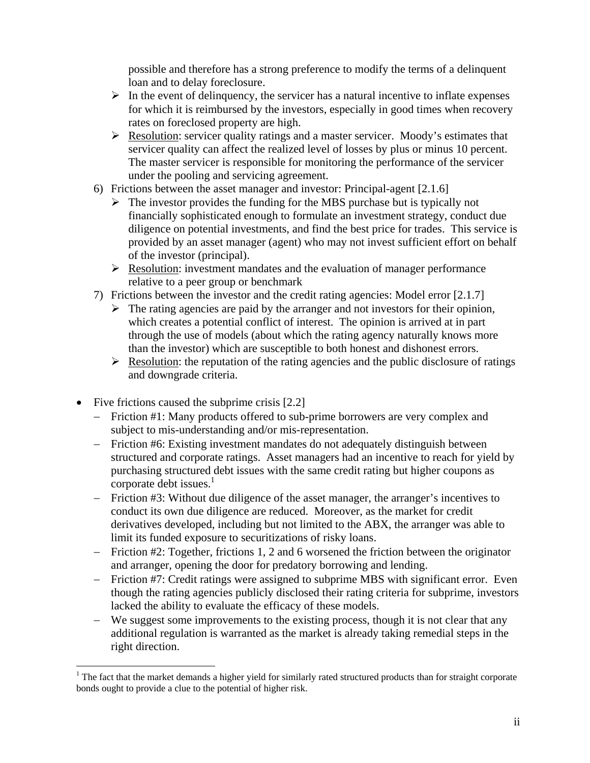possible and therefore has a strong preference to modify the terms of a delinquent loan and to delay foreclosure.

- ➢ In the event of delinquency, the servicer has a natural incentive to inflate expenses for which it is reimbursed by the investors, especially in good times when recovery rates on foreclosed property are high.
- ➢ Resolution: servicer quality ratings and a master servicer. Moody's estimates that servicer quality can affect the realized level of losses by plus or minus 10 percent. The master servicer is responsible for monitoring the performance of the servicer under the pooling and servicing agreement.

6) Frictions between the asset manager and investor: Principal-agent [2.1.6]
   - ➢ The investor provides the funding for the MBS purchase but is typically not financially sophisticated enough to formulate an investment strategy, conduct due diligence on potential investments, and find the best price for trades. This service is provided by an asset manager (agent) who may not invest sufficient effort on behalf of the investor (principal).
   - ➢ Resolution: investment mandates and the evaluation of manager performance relative to a peer group or benchmark

7) Frictions between the investor and the credit rating agencies: Model error [2.1.7]
   - ➢ The rating agencies are paid by the arranger and not investors for their opinion, which creates a potential conflict of interest. The opinion is arrived at in part through the use of models (about which the rating agency naturally knows more than the investor) which are susceptible to both honest and dishonest errors.
   - ➢ Resolution: the reputation of the rating agencies and the public disclosure of ratings and downgrade criteria.

- Five frictions caused the subprime crisis [2.2]
  - – Friction #1: Many products offered to sub-prime borrowers are very complex and subject to mis-understanding and/or mis-representation.
  - – Friction #6: Existing investment mandates do not adequately distinguish between structured and corporate ratings. Asset managers had an incentive to reach for yield by purchasing structured debt issues with the same credit rating but higher coupons as corporate debt issues.[1]
  - – Friction #3: Without due diligence of the asset manager, the arranger's incentives to conduct its own due diligence are reduced. Moreover, as the market for credit derivatives developed, including but not limited to the ABX, the arranger was able to limit its funded exposure to securitizations of risky loans.
  - – Friction #2: Together, frictions 1, 2 and 6 worsened the friction between the originator and arranger, opening the door for predatory borrowing and lending.
  - – Friction #7: Credit ratings were assigned to subprime MBS with significant error. Even though the rating agencies publicly disclosed their rating criteria for subprime, investors lacked the ability to evaluate the efficacy of these models.
  - – We suggest some improvements to the existing process, though it is not clear that any additional regulation is warranted as the market is already taking remedial steps in the right direction.

[1] The fact that the market demands a higher yield for similarly rated structured products than for straight corporate bonds ought to provide a clue to the potential of higher risk.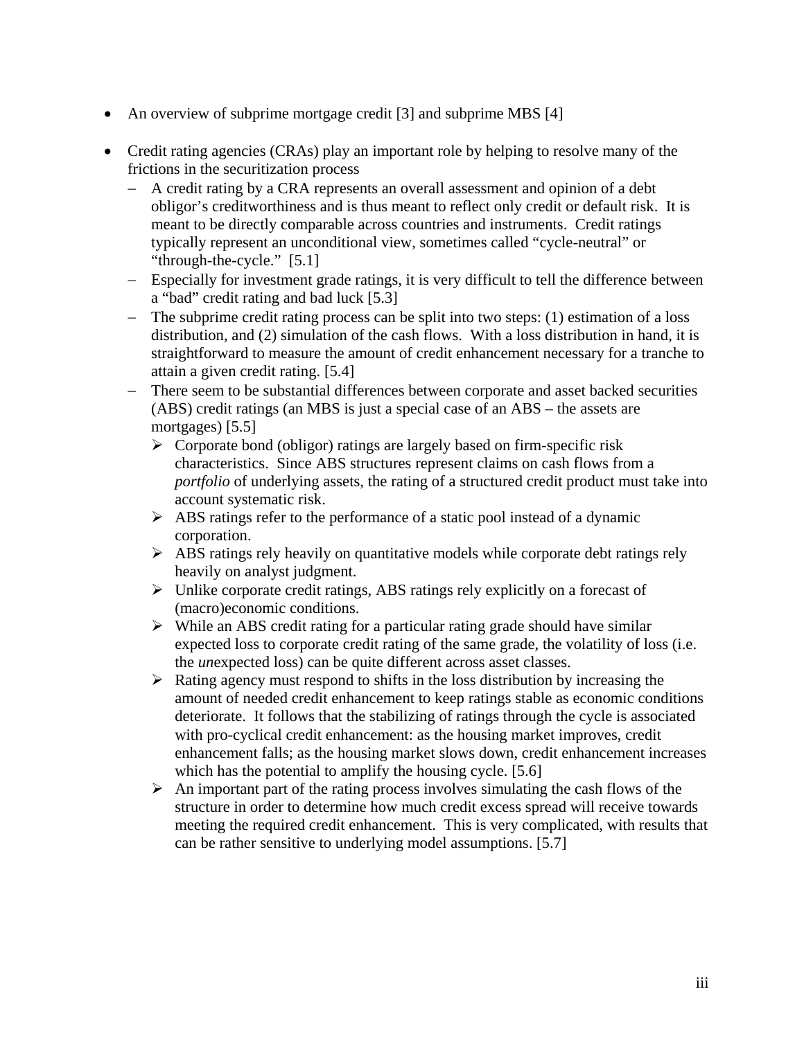- An overview of subprime mortgage credit [3] and subprime MBS [4]

- Credit rating agencies (CRAs) play an important role by helping to resolve many of the frictions in the securitization process
  - A credit rating by a CRA represents an overall assessment and opinion of a debt obligor's creditworthiness and is thus meant to reflect only credit or default risk. It is meant to be directly comparable across countries and instruments. Credit ratings typically represent an unconditional view, sometimes called "cycle-neutral" or "through-the-cycle." [5.1]
  - Especially for investment grade ratings, it is very difficult to tell the difference between a "bad" credit rating and bad luck [5.3]
  - The subprime credit rating process can be split into two steps: (1) estimation of a loss distribution, and (2) simulation of the cash flows. With a loss distribution in hand, it is straightforward to measure the amount of credit enhancement necessary for a tranche to attain a given credit rating. [5.4]
  - There seem to be substantial differences between corporate and asset backed securities (ABS) credit ratings (an MBS is just a special case of an ABS – the assets are mortgages) [5.5]
    - Corporate bond (obligor) ratings are largely based on firm-specific risk characteristics. Since ABS structures represent claims on cash flows from a *portfolio* of underlying assets, the rating of a structured credit product must take into account systematic risk.
    - ABS ratings refer to the performance of a static pool instead of a dynamic corporation.
    - ABS ratings rely heavily on quantitative models while corporate debt ratings rely heavily on analyst judgment.
    - Unlike corporate credit ratings, ABS ratings rely explicitly on a forecast of (macro)economic conditions.
    - While an ABS credit rating for a particular rating grade should have similar expected loss to corporate credit rating of the same grade, the volatility of loss (i.e. the *un*expected loss) can be quite different across asset classes.
    - Rating agency must respond to shifts in the loss distribution by increasing the amount of needed credit enhancement to keep ratings stable as economic conditions deteriorate. It follows that the stabilizing of ratings through the cycle is associated with pro-cyclical credit enhancement: as the housing market improves, credit enhancement falls; as the housing market slows down, credit enhancement increases which has the potential to amplify the housing cycle. [5.6]
    - An important part of the rating process involves simulating the cash flows of the structure in order to determine how much credit excess spread will receive towards meeting the required credit enhancement. This is very complicated, with results that can be rather sensitive to underlying model assumptions. [5.7]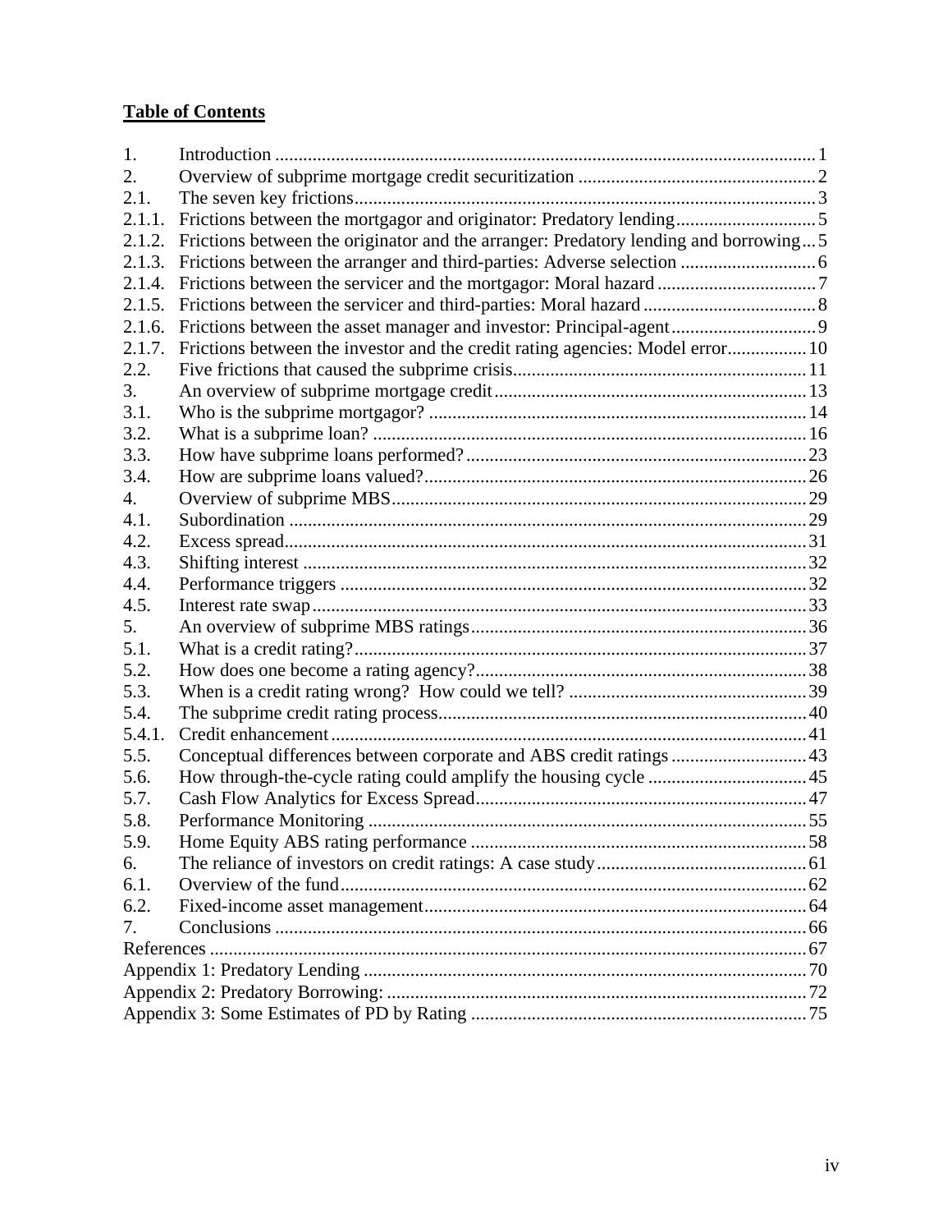**Table of Contents**

| | | |
|---|---|---|
| 1. | Introduction | 1 |
| 2. | Overview of subprime mortgage credit securitization | 2 |
| 2.1. | The seven key frictions | 3 |
| 2.1.1. | Frictions between the mortgagor and originator: Predatory lending | 5 |
| 2.1.2. | Frictions between the originator and the arranger: Predatory lending and borrowing | 5 |
| 2.1.3. | Frictions between the arranger and third-parties: Adverse selection | 6 |
| 2.1.4. | Frictions between the servicer and the mortgagor: Moral hazard | 7 |
| 2.1.5. | Frictions between the servicer and third-parties: Moral hazard | 8 |
| 2.1.6. | Frictions between the asset manager and investor: Principal-agent | 9 |
| 2.1.7. | Frictions between the investor and the credit rating agencies: Model error | 10 |
| 2.2. | Five frictions that caused the subprime crisis | 11 |
| 3. | An overview of subprime mortgage credit | 13 |
| 3.1. | Who is the subprime mortgagor? | 14 |
| 3.2. | What is a subprime loan? | 16 |
| 3.3. | How have subprime loans performed? | 23 |
| 3.4. | How are subprime loans valued? | 26 |
| 4. | Overview of subprime MBS | 29 |
| 4.1. | Subordination | 29 |
| 4.2. | Excess spread | 31 |
| 4.3. | Shifting interest | 32 |
| 4.4. | Performance triggers | 32 |
| 4.5. | Interest rate swap | 33 |
| 5. | An overview of subprime MBS ratings | 36 |
| 5.1. | What is a credit rating? | 37 |
| 5.2. | How does one become a rating agency? | 38 |
| 5.3. | When is a credit rating wrong? How could we tell? | 39 |
| 5.4. | The subprime credit rating process | 40 |
| 5.4.1. | Credit enhancement | 41 |
| 5.5. | Conceptual differences between corporate and ABS credit ratings | 43 |
| 5.6. | How through-the-cycle rating could amplify the housing cycle | 45 |
| 5.7. | Cash Flow Analytics for Excess Spread | 47 |
| 5.8. | Performance Monitoring | 55 |
| 5.9. | Home Equity ABS rating performance | 58 |
| 6. | The reliance of investors on credit ratings: A case study | 61 |
| 6.1. | Overview of the fund | 62 |
| 6.2. | Fixed-income asset management | 64 |
| 7. | Conclusions | 66 |
| References | | 67 |
| Appendix 1: Predatory Lending | | 70 |
| Appendix 2: Predatory Borrowing: | | 72 |
| Appendix 3: Some Estimates of PD by Rating | | 75 |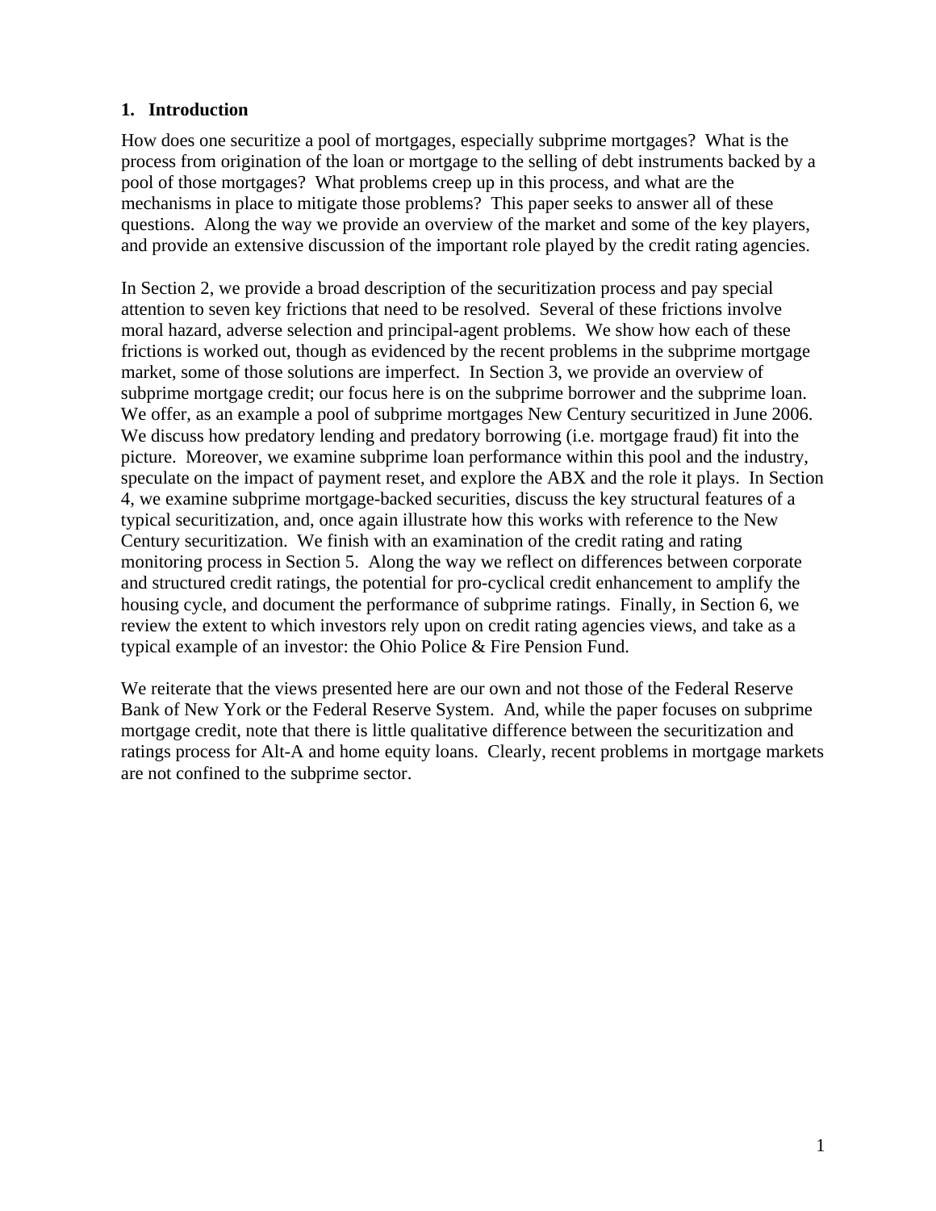## 1. Introduction

How does one securitize a pool of mortgages, especially subprime mortgages? What is the process from origination of the loan or mortgage to the selling of debt instruments backed by a pool of those mortgages? What problems creep up in this process, and what are the mechanisms in place to mitigate those problems? This paper seeks to answer all of these questions. Along the way we provide an overview of the market and some of the key players, and provide an extensive discussion of the important role played by the credit rating agencies.

In Section 2, we provide a broad description of the securitization process and pay special attention to seven key frictions that need to be resolved. Several of these frictions involve moral hazard, adverse selection and principal-agent problems. We show how each of these frictions is worked out, though as evidenced by the recent problems in the subprime mortgage market, some of those solutions are imperfect. In Section 3, we provide an overview of subprime mortgage credit; our focus here is on the subprime borrower and the subprime loan. We offer, as an example a pool of subprime mortgages New Century securitized in June 2006. We discuss how predatory lending and predatory borrowing (i.e. mortgage fraud) fit into the picture. Moreover, we examine subprime loan performance within this pool and the industry, speculate on the impact of payment reset, and explore the ABX and the role it plays. In Section 4, we examine subprime mortgage-backed securities, discuss the key structural features of a typical securitization, and, once again illustrate how this works with reference to the New Century securitization. We finish with an examination of the credit rating and rating monitoring process in Section 5. Along the way we reflect on differences between corporate and structured credit ratings, the potential for pro-cyclical credit enhancement to amplify the housing cycle, and document the performance of subprime ratings. Finally, in Section 6, we review the extent to which investors rely upon on credit rating agencies views, and take as a typical example of an investor: the Ohio Police & Fire Pension Fund.

We reiterate that the views presented here are our own and not those of the Federal Reserve Bank of New York or the Federal Reserve System. And, while the paper focuses on subprime mortgage credit, note that there is little qualitative difference between the securitization and ratings process for Alt-A and home equity loans. Clearly, recent problems in mortgage markets are not confined to the subprime sector.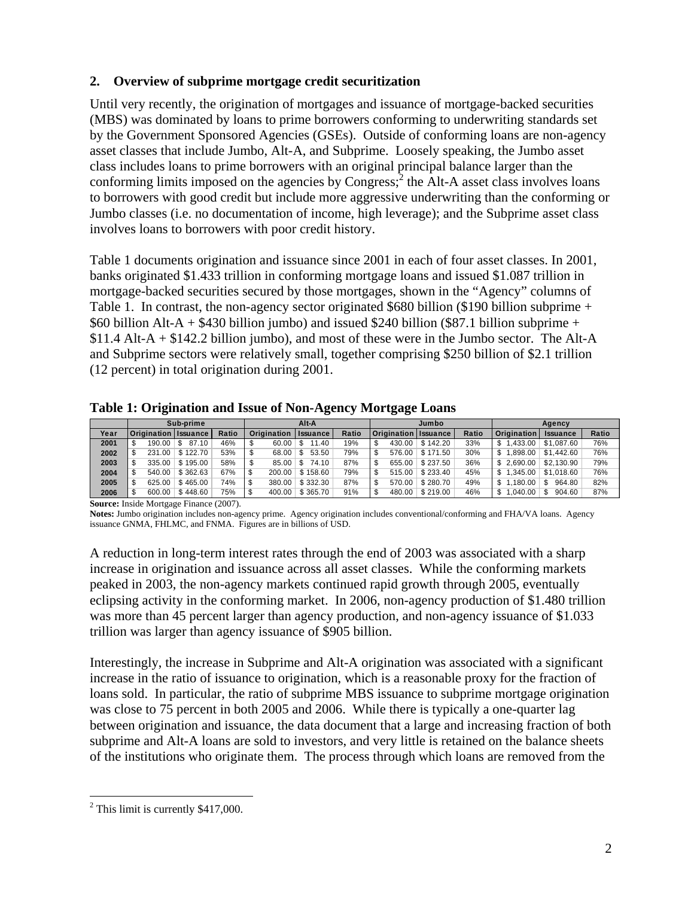## 2. Overview of subprime mortgage credit securitization

Until very recently, the origination of mortgages and issuance of mortgage-backed securities (MBS) was dominated by loans to prime borrowers conforming to underwriting standards set by the Government Sponsored Agencies (GSEs). Outside of conforming loans are non-agency asset classes that include Jumbo, Alt-A, and Subprime. Loosely speaking, the Jumbo asset class includes loans to prime borrowers with an original principal balance larger than the conforming limits imposed on the agencies by Congress;[2] the Alt-A asset class involves loans to borrowers with good credit but include more aggressive underwriting than the conforming or Jumbo classes (i.e. no documentation of income, high leverage); and the Subprime asset class involves loans to borrowers with poor credit history.

Table 1 documents origination and issuance since 2001 in each of four asset classes. In 2001, banks originated $1.433 trillion in conforming mortgage loans and issued $1.087 trillion in mortgage-backed securities secured by those mortgages, shown in the "Agency" columns of Table 1. In contrast, the non-agency sector originated $680 billion ($190 billion subprime + $60 billion Alt-A + $430 billion jumbo) and issued $240 billion ($87.1 billion subprime + $11.4 Alt-A + $142.2 billion jumbo), and most of these were in the Jumbo sector. The Alt-A and Subprime sectors were relatively small, together comprising $250 billion of $2.1 trillion (12 percent) in total origination during 2001.

**Table 1: Origination and Issue of Non-Agency Mortgage Loans**

| | Sub-prime | | | Alt-A | | | Jumbo | | | Agency | | |
|---|---|---|---|---|---|---|---|---|---|---|---|---|
| Year | Origination | Issuance | Ratio | Origination | Issuance | Ratio | Origination | Issuance | Ratio | Origination | Issuance | Ratio |
| 2001 | $ 190.00 | $ 87.10 | 46% | $ 60.00 | $ 11.40 | 19% | $ 430.00 | $ 142.20 | 33% | $ 1,433.00 | $1,087.60 | 76% |
| 2002 | $ 231.00 | $ 122.70 | 53% | $ 68.00 | $ 53.50 | 79% | $ 576.00 | $ 171.50 | 30% | $ 1,898.00 | $1,442.60 | 76% |
| 2003 | $ 335.00 | $ 195.00 | 58% | $ 85.00 | $ 74.10 | 87% | $ 655.00 | $ 237.50 | 36% | $ 2,690.00 | $2,130.90 | 79% |
| 2004 | $ 540.00 | $ 362.63 | 67% | $ 200.00 | $ 158.60 | 79% | $ 515.00 | $ 233.40 | 45% | $ 1,345.00 | $1,018.60 | 76% |
| 2005 | $ 625.00 | $ 465.00 | 74% | $ 380.00 | $ 332.30 | 87% | $ 570.00 | $ 280.70 | 49% | $ 1,180.00 | $ 964.80 | 82% |
| 2006 | $ 600.00 | $ 448.60 | 75% | $ 400.00 | $ 365.70 | 91% | $ 480.00 | $ 219.00 | 46% | $ 1,040.00 | $ 904.60 | 87% |

**Source:** Inside Mortgage Finance (2007).
**Notes:** Jumbo origination includes non-agency prime. Agency origination includes conventional/conforming and FHA/VA loans. Agency issuance GNMA, FHLMC, and FNMA. Figures are in billions of USD.

A reduction in long-term interest rates through the end of 2003 was associated with a sharp increase in origination and issuance across all asset classes. While the conforming markets peaked in 2003, the non-agency markets continued rapid growth through 2005, eventually eclipsing activity in the conforming market. In 2006, non-agency production of $1.480 trillion was more than 45 percent larger than agency production, and non-agency issuance of $1.033 trillion was larger than agency issuance of $905 billion.

Interestingly, the increase in Subprime and Alt-A origination was associated with a significant increase in the ratio of issuance to origination, which is a reasonable proxy for the fraction of loans sold. In particular, the ratio of subprime MBS issuance to subprime mortgage origination was close to 75 percent in both 2005 and 2006. While there is typically a one-quarter lag between origination and issuance, the data document that a large and increasing fraction of both subprime and Alt-A loans are sold to investors, and very little is retained on the balance sheets of the institutions who originate them. The process through which loans are removed from the

[2] This limit is currently $417,000.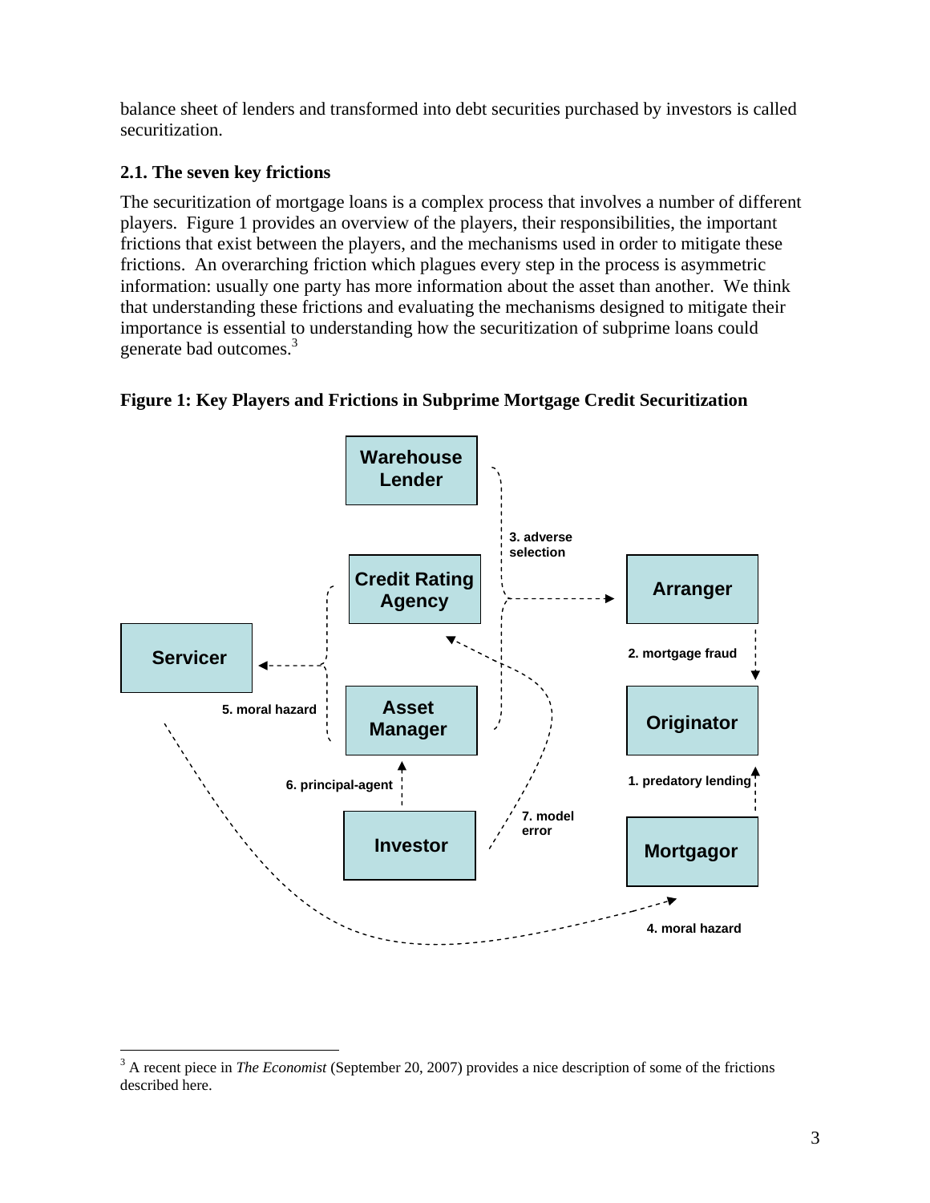balance sheet of lenders and transformed into debt securities purchased by investors is called securitization.

### 2.1. The seven key frictions

The securitization of mortgage loans is a complex process that involves a number of different players. Figure 1 provides an overview of the players, their responsibilities, the important frictions that exist between the players, and the mechanisms used in order to mitigate these frictions. An overarching friction which plagues every step in the process is asymmetric information: usually one party has more information about the asset than another. We think that understanding these frictions and evaluating the mechanisms designed to mitigate their importance is essential to understanding how the securitization of subprime loans could generate bad outcomes.[3]

**Figure 1: Key Players and Frictions in Subprime Mortgage Credit Securitization**

Warehouse Lender

Credit Rating Agency

Arranger

Servicer

Asset Manager

Originator

Investor

Mortgagor

1. predatory lending
2. mortgage fraud
3. adverse selection
4. moral hazard
5. moral hazard
6. principal-agent
7. model error

[3] A recent piece in *The Economist* (September 20, 2007) provides a nice description of some of the frictions described here.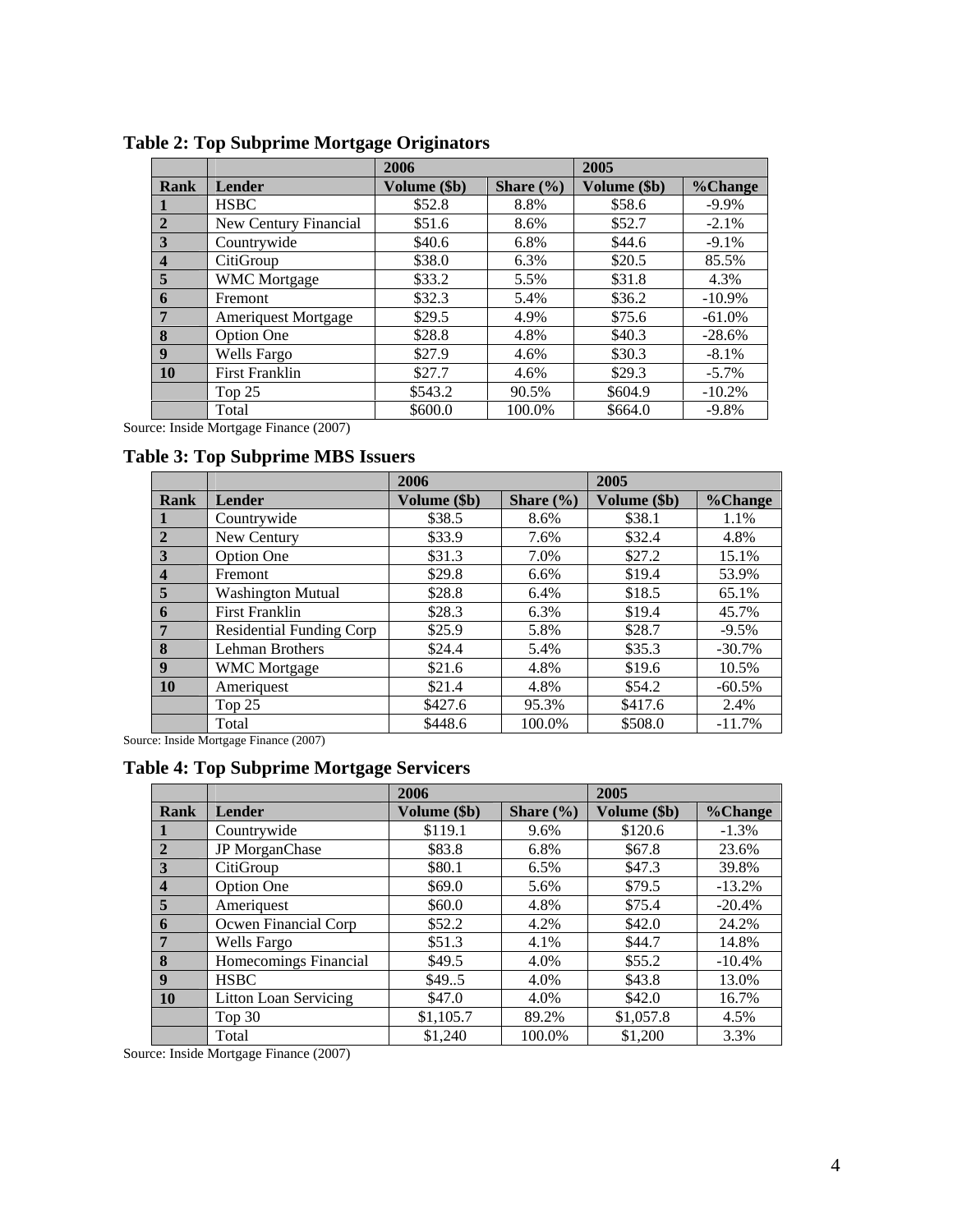**Table 2: Top Subprime Mortgage Originators**

| | | 2006 | | 2005 | |
|---|---|---|---|---|---|
| Rank | Lender | Volume ($b) | Share (%) | Volume ($b) | %Change |
| 1 | HSBC | $52.8 | 8.8% | $58.6 | -9.9% |
| 2 | New Century Financial | $51.6 | 8.6% | $52.7 | -2.1% |
| 3 | Countrywide | $40.6 | 6.8% | $44.6 | -9.1% |
| 4 | CitiGroup | $38.0 | 6.3% | $20.5 | 85.5% |
| 5 | WMC Mortgage | $33.2 | 5.5% | $31.8 | 4.3% |
| 6 | Fremont | $32.3 | 5.4% | $36.2 | -10.9% |
| 7 | Ameriquest Mortgage | $29.5 | 4.9% | $75.6 | -61.0% |
| 8 | Option One | $28.8 | 4.8% | $40.3 | -28.6% |
| 9 | Wells Fargo | $27.9 | 4.6% | $30.3 | -8.1% |
| 10 | First Franklin | $27.7 | 4.6% | $29.3 | -5.7% |
| | Top 25 | $543.2 | 90.5% | $604.9 | -10.2% |
| | Total | $600.0 | 100.0% | $664.0 | -9.8% |

Source: Inside Mortgage Finance (2007)

**Table 3: Top Subprime MBS Issuers**

| | | 2006 | | 2005 | |
|---|---|---|---|---|---|
| Rank | Lender | Volume ($b) | Share (%) | Volume ($b) | %Change |
| 1 | Countrywide | $38.5 | 8.6% | $38.1 | 1.1% |
| 2 | New Century | $33.9 | 7.6% | $32.4 | 4.8% |
| 3 | Option One | $31.3 | 7.0% | $27.2 | 15.1% |
| 4 | Fremont | $29.8 | 6.6% | $19.4 | 53.9% |
| 5 | Washington Mutual | $28.8 | 6.4% | $18.5 | 65.1% |
| 6 | First Franklin | $28.3 | 6.3% | $19.4 | 45.7% |
| 7 | Residential Funding Corp | $25.9 | 5.8% | $28.7 | -9.5% |
| 8 | Lehman Brothers | $24.4 | 5.4% | $35.3 | -30.7% |
| 9 | WMC Mortgage | $21.6 | 4.8% | $19.6 | 10.5% |
| 10 | Ameriquest | $21.4 | 4.8% | $54.2 | -60.5% |
| | Top 25 | $427.6 | 95.3% | $417.6 | 2.4% |
| | Total | $448.6 | 100.0% | $508.0 | -11.7% |

Source: Inside Mortgage Finance (2007)

**Table 4: Top Subprime Mortgage Servicers**

| | | 2006 | | 2005 | |
|---|---|---|---|---|---|
| Rank | Lender | Volume ($b) | Share (%) | Volume ($b) | %Change |
| 1 | Countrywide | $119.1 | 9.6% | $120.6 | -1.3% |
| 2 | JP MorganChase | $83.8 | 6.8% | $67.8 | 23.6% |
| 3 | CitiGroup | $80.1 | 6.5% | $47.3 | 39.8% |
| 4 | Option One | $69.0 | 5.6% | $79.5 | -13.2% |
| 5 | Ameriquest | $60.0 | 4.8% | $75.4 | -20.4% |
| 6 | Ocwen Financial Corp | $52.2 | 4.2% | $42.0 | 24.2% |
| 7 | Wells Fargo | $51.3 | 4.1% | $44.7 | 14.8% |
| 8 | Homecomings Financial | $49.5 | 4.0% | $55.2 | -10.4% |
| 9 | HSBC | $49..5 | 4.0% | $43.8 | 13.0% |
| 10 | Litton Loan Servicing | $47.0 | 4.0% | $42.0 | 16.7% |
| | Top 30 | $1,105.7 | 89.2% | $1,057.8 | 4.5% |
| | Total | $1,240 | 100.0% | $1,200 | 3.3% |

Source: Inside Mortgage Finance (2007)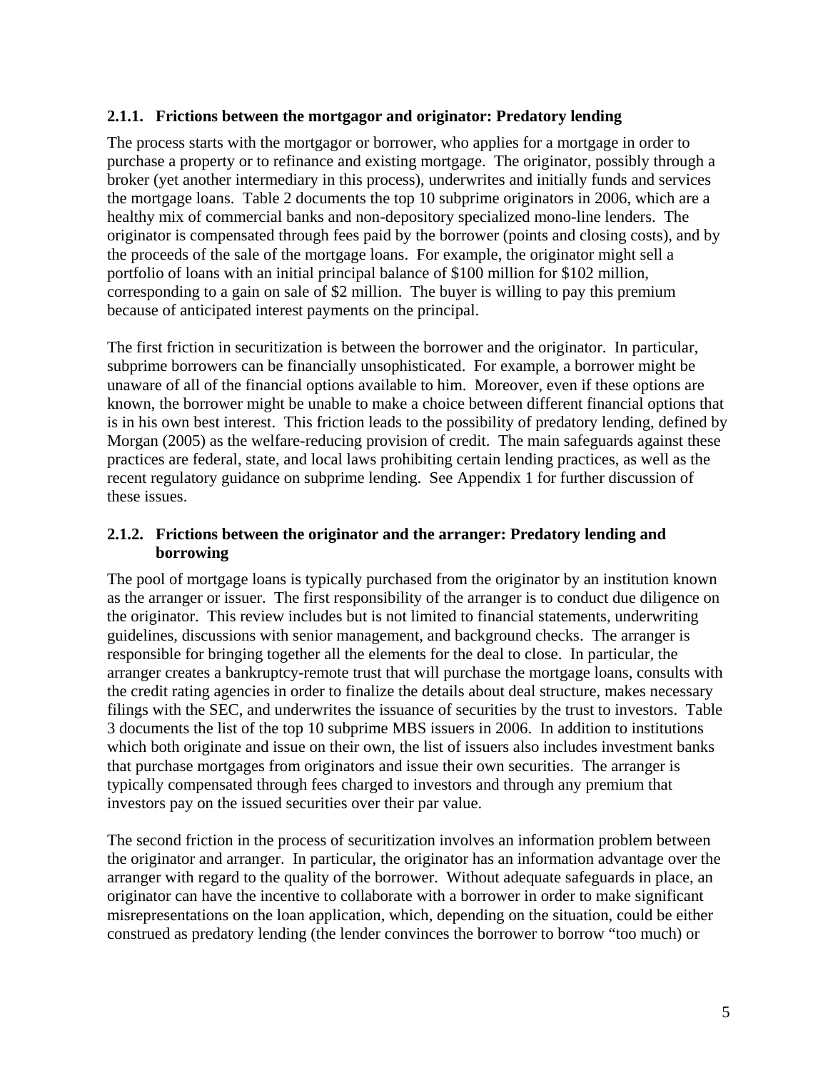### 2.1.1. Frictions between the mortgagor and originator: Predatory lending

The process starts with the mortgagor or borrower, who applies for a mortgage in order to purchase a property or to refinance and existing mortgage. The originator, possibly through a broker (yet another intermediary in this process), underwrites and initially funds and services the mortgage loans. Table 2 documents the top 10 subprime originators in 2006, which are a healthy mix of commercial banks and non-depository specialized mono-line lenders. The originator is compensated through fees paid by the borrower (points and closing costs), and by the proceeds of the sale of the mortgage loans. For example, the originator might sell a portfolio of loans with an initial principal balance of $100 million for $102 million, corresponding to a gain on sale of $2 million. The buyer is willing to pay this premium because of anticipated interest payments on the principal.

The first friction in securitization is between the borrower and the originator. In particular, subprime borrowers can be financially unsophisticated. For example, a borrower might be unaware of all of the financial options available to him. Moreover, even if these options are known, the borrower might be unable to make a choice between different financial options that is in his own best interest. This friction leads to the possibility of predatory lending, defined by Morgan (2005) as the welfare-reducing provision of credit. The main safeguards against these practices are federal, state, and local laws prohibiting certain lending practices, as well as the recent regulatory guidance on subprime lending. See Appendix 1 for further discussion of these issues.

### 2.1.2. Frictions between the originator and the arranger: Predatory lending and borrowing

The pool of mortgage loans is typically purchased from the originator by an institution known as the arranger or issuer. The first responsibility of the arranger is to conduct due diligence on the originator. This review includes but is not limited to financial statements, underwriting guidelines, discussions with senior management, and background checks. The arranger is responsible for bringing together all the elements for the deal to close. In particular, the arranger creates a bankruptcy-remote trust that will purchase the mortgage loans, consults with the credit rating agencies in order to finalize the details about deal structure, makes necessary filings with the SEC, and underwrites the issuance of securities by the trust to investors. Table 3 documents the list of the top 10 subprime MBS issuers in 2006. In addition to institutions which both originate and issue on their own, the list of issuers also includes investment banks that purchase mortgages from originators and issue their own securities. The arranger is typically compensated through fees charged to investors and through any premium that investors pay on the issued securities over their par value.

The second friction in the process of securitization involves an information problem between the originator and arranger. In particular, the originator has an information advantage over the arranger with regard to the quality of the borrower. Without adequate safeguards in place, an originator can have the incentive to collaborate with a borrower in order to make significant misrepresentations on the loan application, which, depending on the situation, could be either construed as predatory lending (the lender convinces the borrower to borrow "too much) or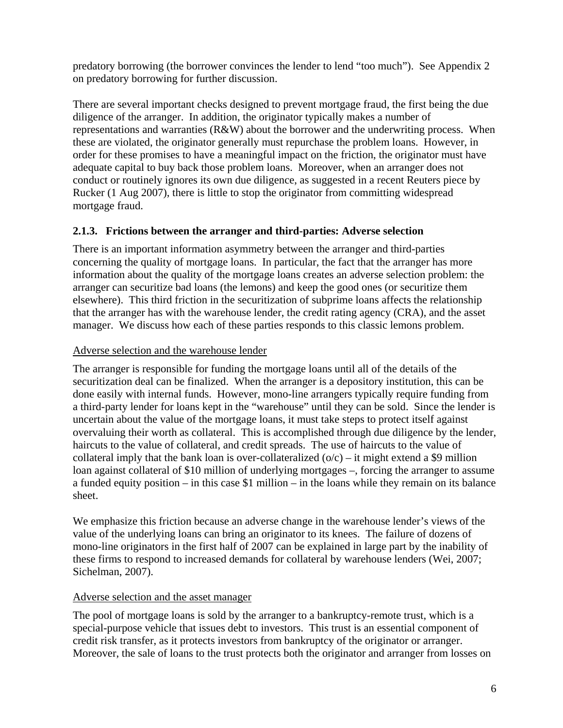predatory borrowing (the borrower convinces the lender to lend "too much"). See Appendix 2 on predatory borrowing for further discussion.

There are several important checks designed to prevent mortgage fraud, the first being the due diligence of the arranger. In addition, the originator typically makes a number of representations and warranties (R&W) about the borrower and the underwriting process. When these are violated, the originator generally must repurchase the problem loans. However, in order for these promises to have a meaningful impact on the friction, the originator must have adequate capital to buy back those problem loans. Moreover, when an arranger does not conduct or routinely ignores its own due diligence, as suggested in a recent Reuters piece by Rucker (1 Aug 2007), there is little to stop the originator from committing widespread mortgage fraud.

### 2.1.3. Frictions between the arranger and third-parties: Adverse selection

There is an important information asymmetry between the arranger and third-parties concerning the quality of mortgage loans. In particular, the fact that the arranger has more information about the quality of the mortgage loans creates an adverse selection problem: the arranger can securitize bad loans (the lemons) and keep the good ones (or securitize them elsewhere). This third friction in the securitization of subprime loans affects the relationship that the arranger has with the warehouse lender, the credit rating agency (CRA), and the asset manager. We discuss how each of these parties responds to this classic lemons problem.

<u>Adverse selection and the warehouse lender</u>

The arranger is responsible for funding the mortgage loans until all of the details of the securitization deal can be finalized. When the arranger is a depository institution, this can be done easily with internal funds. However, mono-line arrangers typically require funding from a third-party lender for loans kept in the "warehouse" until they can be sold. Since the lender is uncertain about the value of the mortgage loans, it must take steps to protect itself against overvaluing their worth as collateral. This is accomplished through due diligence by the lender, haircuts to the value of collateral, and credit spreads. The use of haircuts to the value of collateral imply that the bank loan is over-collateralized (o/c) – it might extend a $9 million loan against collateral of $10 million of underlying mortgages –, forcing the arranger to assume a funded equity position – in this case $1 million – in the loans while they remain on its balance sheet.

We emphasize this friction because an adverse change in the warehouse lender's views of the value of the underlying loans can bring an originator to its knees. The failure of dozens of mono-line originators in the first half of 2007 can be explained in large part by the inability of these firms to respond to increased demands for collateral by warehouse lenders (Wei, 2007; Sichelman, 2007).

<u>Adverse selection and the asset manager</u>

The pool of mortgage loans is sold by the arranger to a bankruptcy-remote trust, which is a special-purpose vehicle that issues debt to investors. This trust is an essential component of credit risk transfer, as it protects investors from bankruptcy of the originator or arranger. Moreover, the sale of loans to the trust protects both the originator and arranger from losses on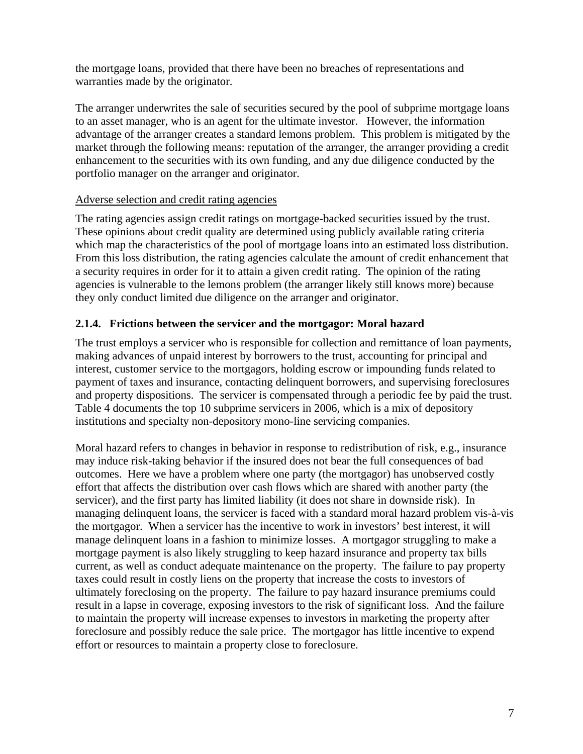the mortgage loans, provided that there have been no breaches of representations and warranties made by the originator.

The arranger underwrites the sale of securities secured by the pool of subprime mortgage loans to an asset manager, who is an agent for the ultimate investor. However, the information advantage of the arranger creates a standard lemons problem. This problem is mitigated by the market through the following means: reputation of the arranger, the arranger providing a credit enhancement to the securities with its own funding, and any due diligence conducted by the portfolio manager on the arranger and originator.

Adverse selection and credit rating agencies

The rating agencies assign credit ratings on mortgage-backed securities issued by the trust. These opinions about credit quality are determined using publicly available rating criteria which map the characteristics of the pool of mortgage loans into an estimated loss distribution. From this loss distribution, the rating agencies calculate the amount of credit enhancement that a security requires in order for it to attain a given credit rating. The opinion of the rating agencies is vulnerable to the lemons problem (the arranger likely still knows more) because they only conduct limited due diligence on the arranger and originator.

### 2.1.4. Frictions between the servicer and the mortgagor: Moral hazard

The trust employs a servicer who is responsible for collection and remittance of loan payments, making advances of unpaid interest by borrowers to the trust, accounting for principal and interest, customer service to the mortgagors, holding escrow or impounding funds related to payment of taxes and insurance, contacting delinquent borrowers, and supervising foreclosures and property dispositions. The servicer is compensated through a periodic fee by paid the trust. Table 4 documents the top 10 subprime servicers in 2006, which is a mix of depository institutions and specialty non-depository mono-line servicing companies.

Moral hazard refers to changes in behavior in response to redistribution of risk, e.g., insurance may induce risk-taking behavior if the insured does not bear the full consequences of bad outcomes. Here we have a problem where one party (the mortgagor) has unobserved costly effort that affects the distribution over cash flows which are shared with another party (the servicer), and the first party has limited liability (it does not share in downside risk). In managing delinquent loans, the servicer is faced with a standard moral hazard problem vis-à-vis the mortgagor. When a servicer has the incentive to work in investors' best interest, it will manage delinquent loans in a fashion to minimize losses. A mortgagor struggling to make a mortgage payment is also likely struggling to keep hazard insurance and property tax bills current, as well as conduct adequate maintenance on the property. The failure to pay property taxes could result in costly liens on the property that increase the costs to investors of ultimately foreclosing on the property. The failure to pay hazard insurance premiums could result in a lapse in coverage, exposing investors to the risk of significant loss. And the failure to maintain the property will increase expenses to investors in marketing the property after foreclosure and possibly reduce the sale price. The mortgagor has little incentive to expend effort or resources to maintain a property close to foreclosure.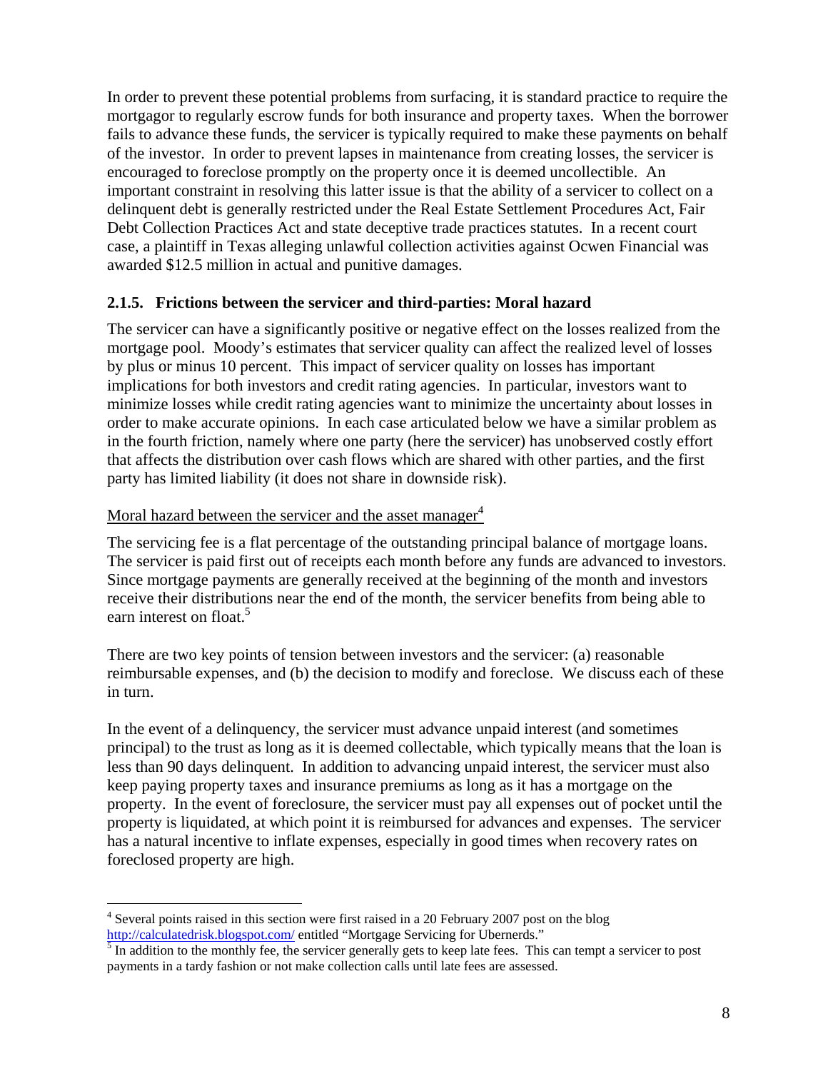In order to prevent these potential problems from surfacing, it is standard practice to require the mortgagor to regularly escrow funds for both insurance and property taxes. When the borrower fails to advance these funds, the servicer is typically required to make these payments on behalf of the investor. In order to prevent lapses in maintenance from creating losses, the servicer is encouraged to foreclose promptly on the property once it is deemed uncollectible. An important constraint in resolving this latter issue is that the ability of a servicer to collect on a delinquent debt is generally restricted under the Real Estate Settlement Procedures Act, Fair Debt Collection Practices Act and state deceptive trade practices statutes. In a recent court case, a plaintiff in Texas alleging unlawful collection activities against Ocwen Financial was awarded $12.5 million in actual and punitive damages.

### 2.1.5. Frictions between the servicer and third-parties: Moral hazard

The servicer can have a significantly positive or negative effect on the losses realized from the mortgage pool. Moody's estimates that servicer quality can affect the realized level of losses by plus or minus 10 percent. This impact of servicer quality on losses has important implications for both investors and credit rating agencies. In particular, investors want to minimize losses while credit rating agencies want to minimize the uncertainty about losses in order to make accurate opinions. In each case articulated below we have a similar problem as in the fourth friction, namely where one party (here the servicer) has unobserved costly effort that affects the distribution over cash flows which are shared with other parties, and the first party has limited liability (it does not share in downside risk).

Moral hazard between the servicer and the asset manager[4]

The servicing fee is a flat percentage of the outstanding principal balance of mortgage loans. The servicer is paid first out of receipts each month before any funds are advanced to investors. Since mortgage payments are generally received at the beginning of the month and investors receive their distributions near the end of the month, the servicer benefits from being able to earn interest on float.[5]

There are two key points of tension between investors and the servicer: (a) reasonable reimbursable expenses, and (b) the decision to modify and foreclose. We discuss each of these in turn.

In the event of a delinquency, the servicer must advance unpaid interest (and sometimes principal) to the trust as long as it is deemed collectable, which typically means that the loan is less than 90 days delinquent. In addition to advancing unpaid interest, the servicer must also keep paying property taxes and insurance premiums as long as it has a mortgage on the property. In the event of foreclosure, the servicer must pay all expenses out of pocket until the property is liquidated, at which point it is reimbursed for advances and expenses. The servicer has a natural incentive to inflate expenses, especially in good times when recovery rates on foreclosed property are high.

---

[4] Several points raised in this section were first raised in a 20 February 2007 post on the blog http://calculatedrisk.blogspot.com/ entitled "Mortgage Servicing for Ubernerds."

[5] In addition to the monthly fee, the servicer generally gets to keep late fees. This can tempt a servicer to post payments in a tardy fashion or not make collection calls until late fees are assessed.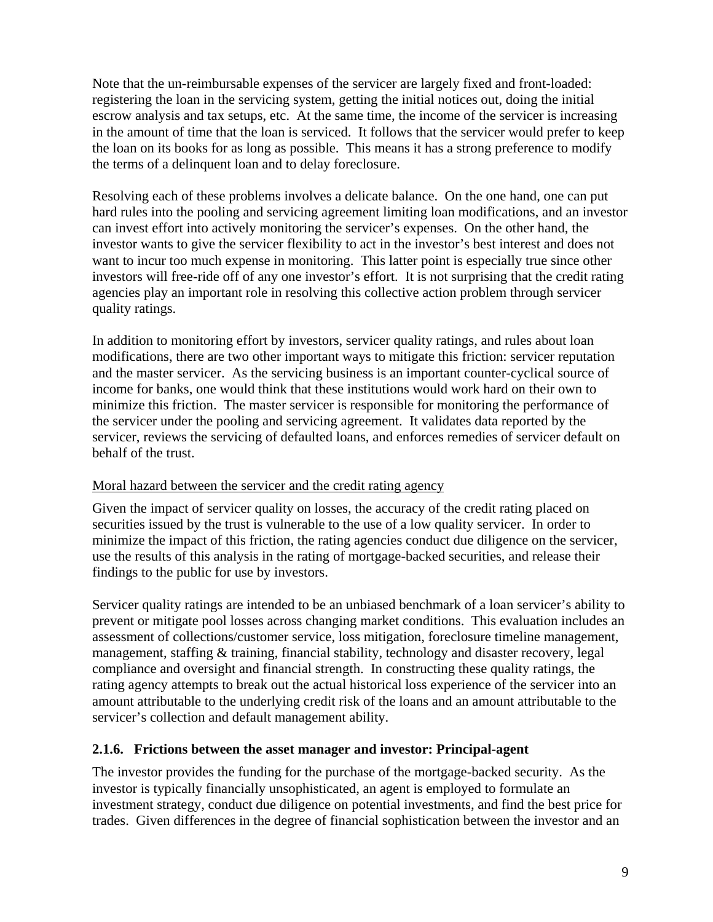Note that the un-reimbursable expenses of the servicer are largely fixed and front-loaded: registering the loan in the servicing system, getting the initial notices out, doing the initial escrow analysis and tax setups, etc. At the same time, the income of the servicer is increasing in the amount of time that the loan is serviced. It follows that the servicer would prefer to keep the loan on its books for as long as possible. This means it has a strong preference to modify the terms of a delinquent loan and to delay foreclosure.

Resolving each of these problems involves a delicate balance. On the one hand, one can put hard rules into the pooling and servicing agreement limiting loan modifications, and an investor can invest effort into actively monitoring the servicer's expenses. On the other hand, the investor wants to give the servicer flexibility to act in the investor's best interest and does not want to incur too much expense in monitoring. This latter point is especially true since other investors will free-ride off of any one investor's effort. It is not surprising that the credit rating agencies play an important role in resolving this collective action problem through servicer quality ratings.

In addition to monitoring effort by investors, servicer quality ratings, and rules about loan modifications, there are two other important ways to mitigate this friction: servicer reputation and the master servicer. As the servicing business is an important counter-cyclical source of income for banks, one would think that these institutions would work hard on their own to minimize this friction. The master servicer is responsible for monitoring the performance of the servicer under the pooling and servicing agreement. It validates data reported by the servicer, reviews the servicing of defaulted loans, and enforces remedies of servicer default on behalf of the trust.

<u>Moral hazard between the servicer and the credit rating agency</u>

Given the impact of servicer quality on losses, the accuracy of the credit rating placed on securities issued by the trust is vulnerable to the use of a low quality servicer. In order to minimize the impact of this friction, the rating agencies conduct due diligence on the servicer, use the results of this analysis in the rating of mortgage-backed securities, and release their findings to the public for use by investors.

Servicer quality ratings are intended to be an unbiased benchmark of a loan servicer's ability to prevent or mitigate pool losses across changing market conditions. This evaluation includes an assessment of collections/customer service, loss mitigation, foreclosure timeline management, management, staffing & training, financial stability, technology and disaster recovery, legal compliance and oversight and financial strength. In constructing these quality ratings, the rating agency attempts to break out the actual historical loss experience of the servicer into an amount attributable to the underlying credit risk of the loans and an amount attributable to the servicer's collection and default management ability.

### 2.1.6. Frictions between the asset manager and investor: Principal-agent

The investor provides the funding for the purchase of the mortgage-backed security. As the investor is typically financially unsophisticated, an agent is employed to formulate an investment strategy, conduct due diligence on potential investments, and find the best price for trades. Given differences in the degree of financial sophistication between the investor and an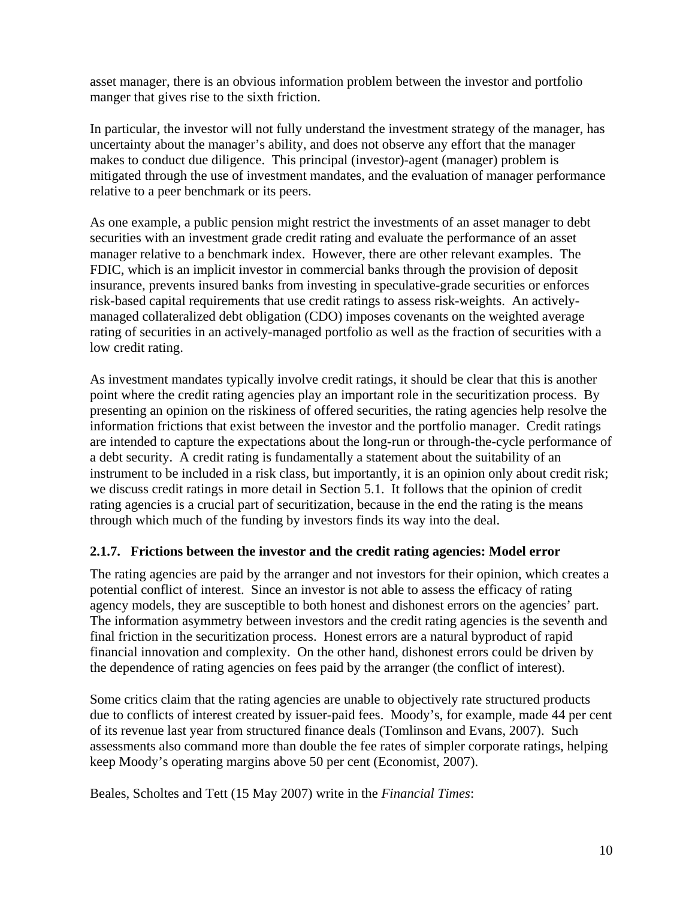asset manager, there is an obvious information problem between the investor and portfolio manger that gives rise to the sixth friction.

In particular, the investor will not fully understand the investment strategy of the manager, has uncertainty about the manager's ability, and does not observe any effort that the manager makes to conduct due diligence. This principal (investor)-agent (manager) problem is mitigated through the use of investment mandates, and the evaluation of manager performance relative to a peer benchmark or its peers.

As one example, a public pension might restrict the investments of an asset manager to debt securities with an investment grade credit rating and evaluate the performance of an asset manager relative to a benchmark index. However, there are other relevant examples. The FDIC, which is an implicit investor in commercial banks through the provision of deposit insurance, prevents insured banks from investing in speculative-grade securities or enforces risk-based capital requirements that use credit ratings to assess risk-weights. An actively-managed collateralized debt obligation (CDO) imposes covenants on the weighted average rating of securities in an actively-managed portfolio as well as the fraction of securities with a low credit rating.

As investment mandates typically involve credit ratings, it should be clear that this is another point where the credit rating agencies play an important role in the securitization process. By presenting an opinion on the riskiness of offered securities, the rating agencies help resolve the information frictions that exist between the investor and the portfolio manager. Credit ratings are intended to capture the expectations about the long-run or through-the-cycle performance of a debt security. A credit rating is fundamentally a statement about the suitability of an instrument to be included in a risk class, but importantly, it is an opinion only about credit risk; we discuss credit ratings in more detail in Section 5.1. It follows that the opinion of credit rating agencies is a crucial part of securitization, because in the end the rating is the means through which much of the funding by investors finds its way into the deal.

### 2.1.7. Frictions between the investor and the credit rating agencies: Model error

The rating agencies are paid by the arranger and not investors for their opinion, which creates a potential conflict of interest. Since an investor is not able to assess the efficacy of rating agency models, they are susceptible to both honest and dishonest errors on the agencies' part. The information asymmetry between investors and the credit rating agencies is the seventh and final friction in the securitization process. Honest errors are a natural byproduct of rapid financial innovation and complexity. On the other hand, dishonest errors could be driven by the dependence of rating agencies on fees paid by the arranger (the conflict of interest).

Some critics claim that the rating agencies are unable to objectively rate structured products due to conflicts of interest created by issuer-paid fees. Moody's, for example, made 44 per cent of its revenue last year from structured finance deals (Tomlinson and Evans, 2007). Such assessments also command more than double the fee rates of simpler corporate ratings, helping keep Moody's operating margins above 50 per cent (Economist, 2007).

Beales, Scholtes and Tett (15 May 2007) write in the *Financial Times*: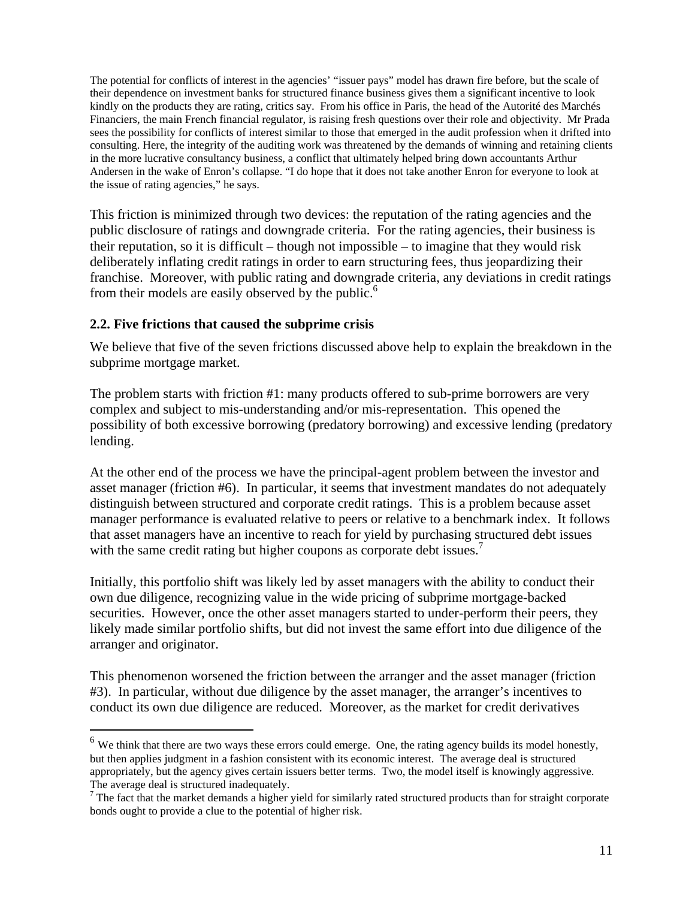The potential for conflicts of interest in the agencies' "issuer pays" model has drawn fire before, but the scale of their dependence on investment banks for structured finance business gives them a significant incentive to look kindly on the products they are rating, critics say. From his office in Paris, the head of the Autorité des Marchés Financiers, the main French financial regulator, is raising fresh questions over their role and objectivity. Mr Prada sees the possibility for conflicts of interest similar to those that emerged in the audit profession when it drifted into consulting. Here, the integrity of the auditing work was threatened by the demands of winning and retaining clients in the more lucrative consultancy business, a conflict that ultimately helped bring down accountants Arthur Andersen in the wake of Enron's collapse. "I do hope that it does not take another Enron for everyone to look at the issue of rating agencies," he says.

This friction is minimized through two devices: the reputation of the rating agencies and the public disclosure of ratings and downgrade criteria. For the rating agencies, their business is their reputation, so it is difficult – though not impossible – to imagine that they would risk deliberately inflating credit ratings in order to earn structuring fees, thus jeopardizing their franchise. Moreover, with public rating and downgrade criteria, any deviations in credit ratings from their models are easily observed by the public.[6]

### 2.2. Five frictions that caused the subprime crisis

We believe that five of the seven frictions discussed above help to explain the breakdown in the subprime mortgage market.

The problem starts with friction #1: many products offered to sub-prime borrowers are very complex and subject to mis-understanding and/or mis-representation. This opened the possibility of both excessive borrowing (predatory borrowing) and excessive lending (predatory lending.

At the other end of the process we have the principal-agent problem between the investor and asset manager (friction #6). In particular, it seems that investment mandates do not adequately distinguish between structured and corporate credit ratings. This is a problem because asset manager performance is evaluated relative to peers or relative to a benchmark index. It follows that asset managers have an incentive to reach for yield by purchasing structured debt issues with the same credit rating but higher coupons as corporate debt issues.[7]

Initially, this portfolio shift was likely led by asset managers with the ability to conduct their own due diligence, recognizing value in the wide pricing of subprime mortgage-backed securities. However, once the other asset managers started to under-perform their peers, they likely made similar portfolio shifts, but did not invest the same effort into due diligence of the arranger and originator.

This phenomenon worsened the friction between the arranger and the asset manager (friction #3). In particular, without due diligence by the asset manager, the arranger's incentives to conduct its own due diligence are reduced. Moreover, as the market for credit derivatives

---

[6] We think that there are two ways these errors could emerge. One, the rating agency builds its model honestly, but then applies judgment in a fashion consistent with its economic interest. The average deal is structured appropriately, but the agency gives certain issuers better terms. Two, the model itself is knowingly aggressive. The average deal is structured inadequately.

[7] The fact that the market demands a higher yield for similarly rated structured products than for straight corporate bonds ought to provide a clue to the potential of higher risk.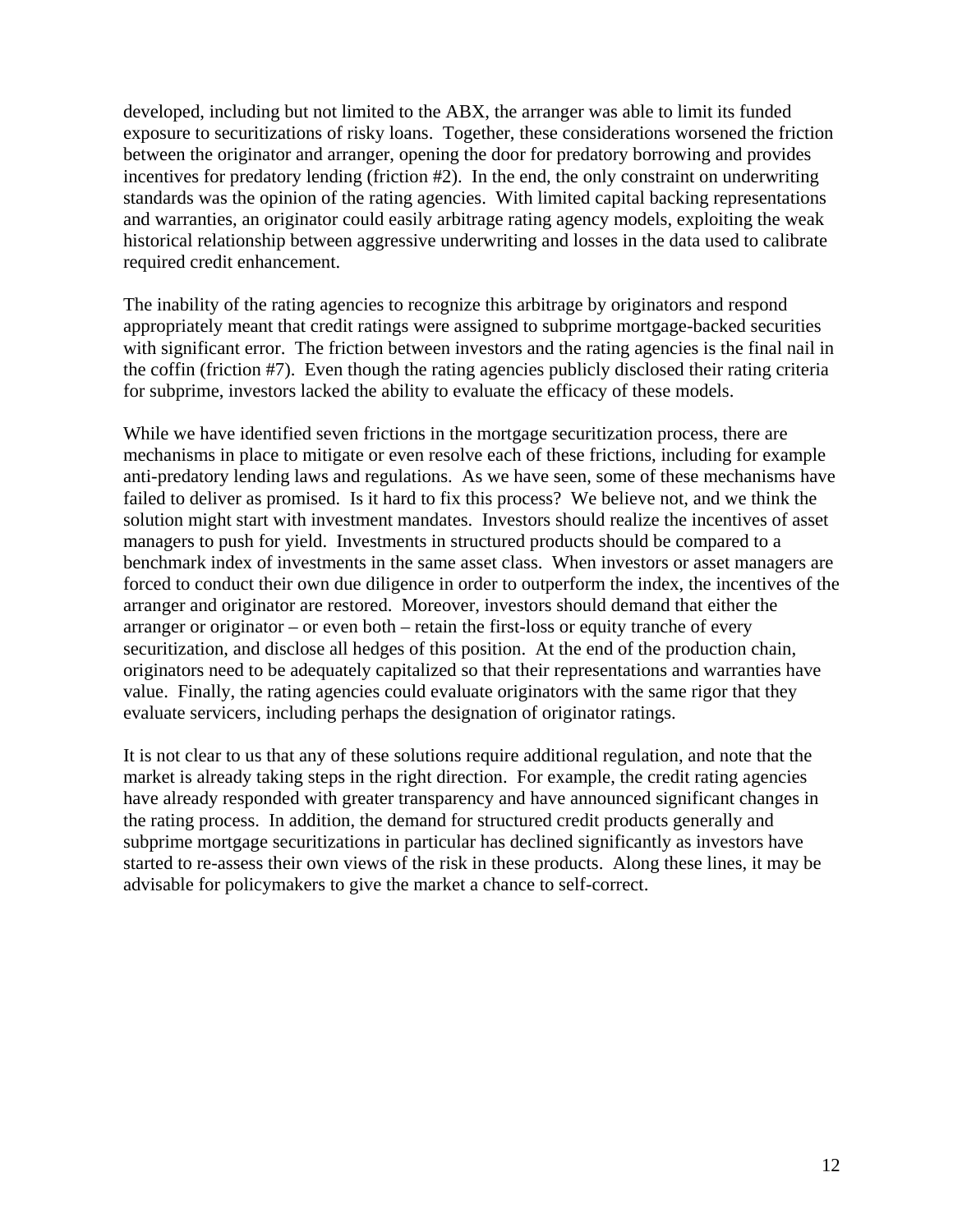developed, including but not limited to the ABX, the arranger was able to limit its funded exposure to securitizations of risky loans. Together, these considerations worsened the friction between the originator and arranger, opening the door for predatory borrowing and provides incentives for predatory lending (friction #2). In the end, the only constraint on underwriting standards was the opinion of the rating agencies. With limited capital backing representations and warranties, an originator could easily arbitrage rating agency models, exploiting the weak historical relationship between aggressive underwriting and losses in the data used to calibrate required credit enhancement.

The inability of the rating agencies to recognize this arbitrage by originators and respond appropriately meant that credit ratings were assigned to subprime mortgage-backed securities with significant error. The friction between investors and the rating agencies is the final nail in the coffin (friction #7). Even though the rating agencies publicly disclosed their rating criteria for subprime, investors lacked the ability to evaluate the efficacy of these models.

While we have identified seven frictions in the mortgage securitization process, there are mechanisms in place to mitigate or even resolve each of these frictions, including for example anti-predatory lending laws and regulations. As we have seen, some of these mechanisms have failed to deliver as promised. Is it hard to fix this process? We believe not, and we think the solution might start with investment mandates. Investors should realize the incentives of asset managers to push for yield. Investments in structured products should be compared to a benchmark index of investments in the same asset class. When investors or asset managers are forced to conduct their own due diligence in order to outperform the index, the incentives of the arranger and originator are restored. Moreover, investors should demand that either the arranger or originator – or even both – retain the first-loss or equity tranche of every securitization, and disclose all hedges of this position. At the end of the production chain, originators need to be adequately capitalized so that their representations and warranties have value. Finally, the rating agencies could evaluate originators with the same rigor that they evaluate servicers, including perhaps the designation of originator ratings.

It is not clear to us that any of these solutions require additional regulation, and note that the market is already taking steps in the right direction. For example, the credit rating agencies have already responded with greater transparency and have announced significant changes in the rating process. In addition, the demand for structured credit products generally and subprime mortgage securitizations in particular has declined significantly as investors have started to re-assess their own views of the risk in these products. Along these lines, it may be advisable for policymakers to give the market a chance to self-correct.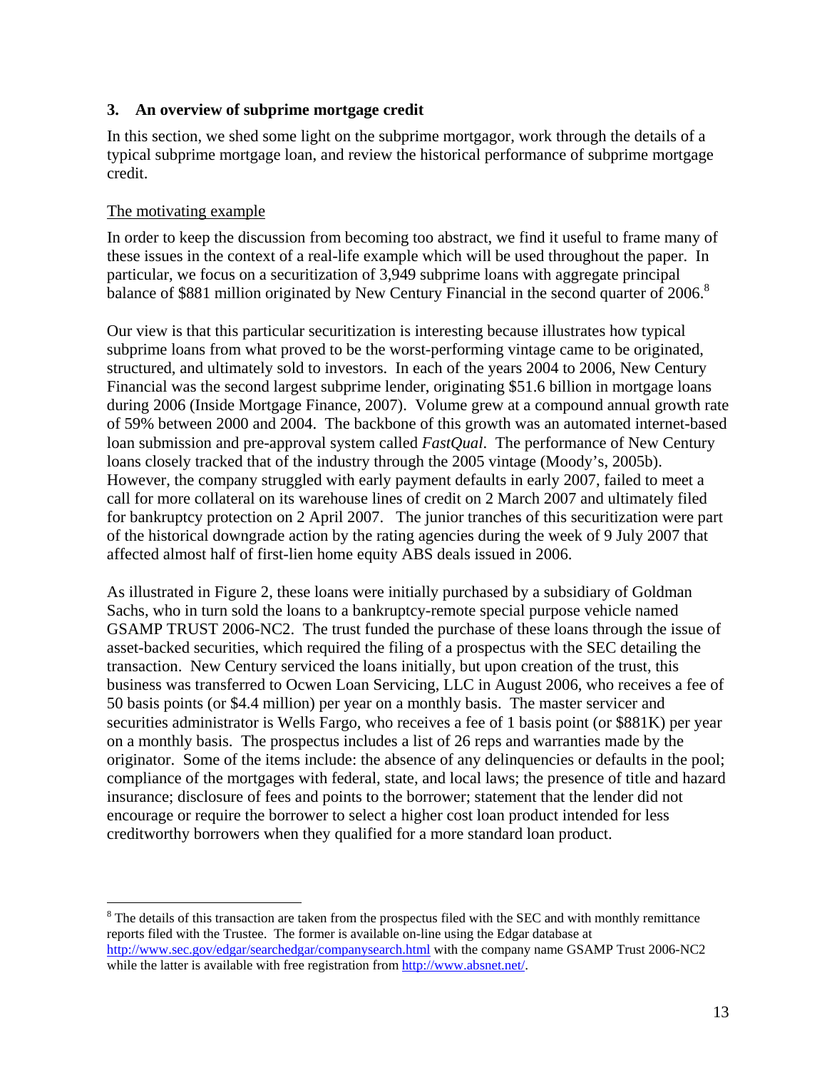## 3. An overview of subprime mortgage credit

In this section, we shed some light on the subprime mortgagor, work through the details of a typical subprime mortgage loan, and review the historical performance of subprime mortgage credit.

### The motivating example

In order to keep the discussion from becoming too abstract, we find it useful to frame many of these issues in the context of a real-life example which will be used throughout the paper. In particular, we focus on a securitization of 3,949 subprime loans with aggregate principal balance of $881 million originated by New Century Financial in the second quarter of 2006.[8]

Our view is that this particular securitization is interesting because illustrates how typical subprime loans from what proved to be the worst-performing vintage came to be originated, structured, and ultimately sold to investors. In each of the years 2004 to 2006, New Century Financial was the second largest subprime lender, originating $51.6 billion in mortgage loans during 2006 (Inside Mortgage Finance, 2007). Volume grew at a compound annual growth rate of 59% between 2000 and 2004. The backbone of this growth was an automated internet-based loan submission and pre-approval system called *FastQual*. The performance of New Century loans closely tracked that of the industry through the 2005 vintage (Moody's, 2005b). However, the company struggled with early payment defaults in early 2007, failed to meet a call for more collateral on its warehouse lines of credit on 2 March 2007 and ultimately filed for bankruptcy protection on 2 April 2007. The junior tranches of this securitization were part of the historical downgrade action by the rating agencies during the week of 9 July 2007 that affected almost half of first-lien home equity ABS deals issued in 2006.

As illustrated in Figure 2, these loans were initially purchased by a subsidiary of Goldman Sachs, who in turn sold the loans to a bankruptcy-remote special purpose vehicle named GSAMP TRUST 2006-NC2. The trust funded the purchase of these loans through the issue of asset-backed securities, which required the filing of a prospectus with the SEC detailing the transaction. New Century serviced the loans initially, but upon creation of the trust, this business was transferred to Ocwen Loan Servicing, LLC in August 2006, who receives a fee of 50 basis points (or $4.4 million) per year on a monthly basis. The master servicer and securities administrator is Wells Fargo, who receives a fee of 1 basis point (or $881K) per year on a monthly basis. The prospectus includes a list of 26 reps and warranties made by the originator. Some of the items include: the absence of any delinquencies or defaults in the pool; compliance of the mortgages with federal, state, and local laws; the presence of title and hazard insurance; disclosure of fees and points to the borrower; statement that the lender did not encourage or require the borrower to select a higher cost loan product intended for less creditworthy borrowers when they qualified for a more standard loan product.

---

[8] The details of this transaction are taken from the prospectus filed with the SEC and with monthly remittance reports filed with the Trustee. The former is available on-line using the Edgar database at http://www.sec.gov/edgar/searchedgar/companysearch.html with the company name GSAMP Trust 2006-NC2 while the latter is available with free registration from http://www.absnet.net/.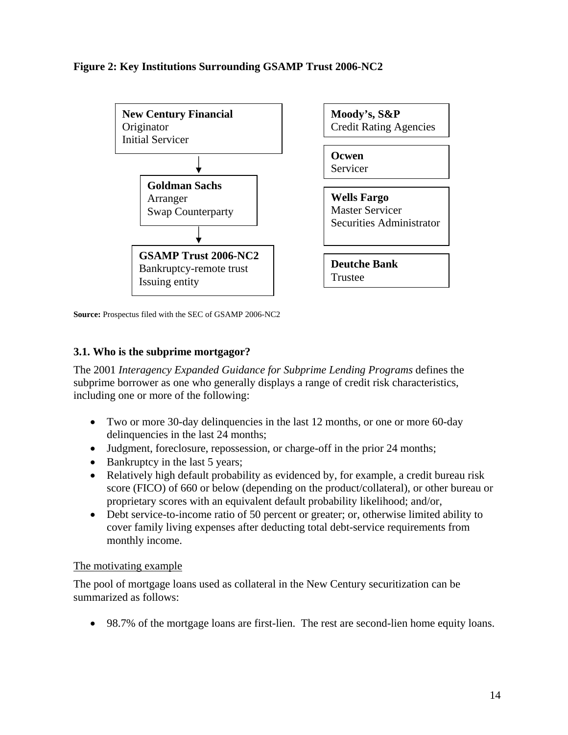**Figure 2: Key Institutions Surrounding GSAMP Trust 2006-NC2**

**New Century Financial**
Originator
Initial Servicer

↓

**Goldman Sachs**
Arranger
Swap Counterparty

↓

**GSAMP Trust 2006-NC2**
Bankruptcy-remote trust
Issuing entity

**Moody's, S&P**
Credit Rating Agencies

**Ocwen**
Servicer

**Wells Fargo**
Master Servicer
Securities Administrator

**Deutche Bank**
Trustee

**Source:** Prospectus filed with the SEC of GSAMP 2006-NC2

### 3.1. Who is the subprime mortgagor?

The 2001 *Interagency Expanded Guidance for Subprime Lending Programs* defines the subprime borrower as one who generally displays a range of credit risk characteristics, including one or more of the following:

- Two or more 30-day delinquencies in the last 12 months, or one or more 60-day delinquencies in the last 24 months;
- Judgment, foreclosure, repossession, or charge-off in the prior 24 months;
- Bankruptcy in the last 5 years;
- Relatively high default probability as evidenced by, for example, a credit bureau risk score (FICO) of 660 or below (depending on the product/collateral), or other bureau or proprietary scores with an equivalent default probability likelihood; and/or,
- Debt service-to-income ratio of 50 percent or greater; or, otherwise limited ability to cover family living expenses after deducting total debt-service requirements from monthly income.

<u>The motivating example</u>

The pool of mortgage loans used as collateral in the New Century securitization can be summarized as follows:

- 98.7% of the mortgage loans are first-lien. The rest are second-lien home equity loans.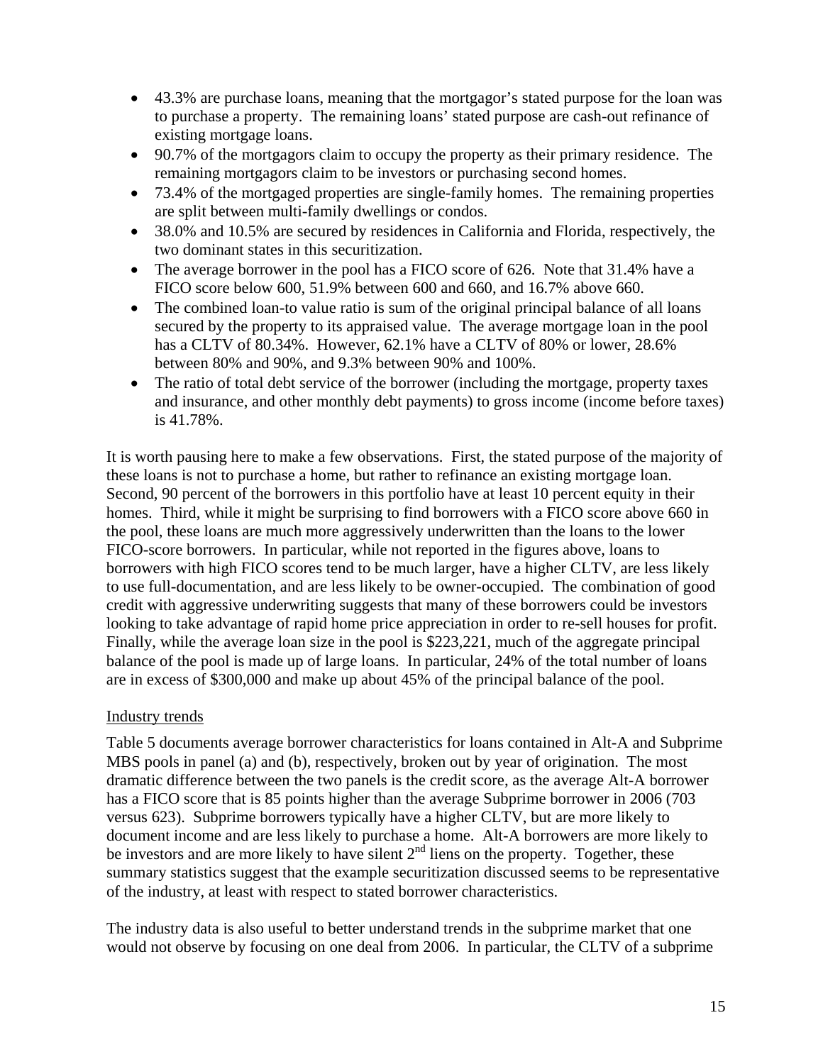- 43.3% are purchase loans, meaning that the mortgagor's stated purpose for the loan was to purchase a property. The remaining loans' stated purpose are cash-out refinance of existing mortgage loans.
- 90.7% of the mortgagors claim to occupy the property as their primary residence. The remaining mortgagors claim to be investors or purchasing second homes.
- 73.4% of the mortgaged properties are single-family homes. The remaining properties are split between multi-family dwellings or condos.
- 38.0% and 10.5% are secured by residences in California and Florida, respectively, the two dominant states in this securitization.
- The average borrower in the pool has a FICO score of 626. Note that 31.4% have a FICO score below 600, 51.9% between 600 and 660, and 16.7% above 660.
- The combined loan-to value ratio is sum of the original principal balance of all loans secured by the property to its appraised value. The average mortgage loan in the pool has a CLTV of 80.34%. However, 62.1% have a CLTV of 80% or lower, 28.6% between 80% and 90%, and 9.3% between 90% and 100%.
- The ratio of total debt service of the borrower (including the mortgage, property taxes and insurance, and other monthly debt payments) to gross income (income before taxes) is 41.78%.

It is worth pausing here to make a few observations. First, the stated purpose of the majority of these loans is not to purchase a home, but rather to refinance an existing mortgage loan. Second, 90 percent of the borrowers in this portfolio have at least 10 percent equity in their homes. Third, while it might be surprising to find borrowers with a FICO score above 660 in the pool, these loans are much more aggressively underwritten than the loans to the lower FICO-score borrowers. In particular, while not reported in the figures above, loans to borrowers with high FICO scores tend to be much larger, have a higher CLTV, are less likely to use full-documentation, and are less likely to be owner-occupied. The combination of good credit with aggressive underwriting suggests that many of these borrowers could be investors looking to take advantage of rapid home price appreciation in order to re-sell houses for profit. Finally, while the average loan size in the pool is $223,221, much of the aggregate principal balance of the pool is made up of large loans. In particular, 24% of the total number of loans are in excess of $300,000 and make up about 45% of the principal balance of the pool.

Industry trends

Table 5 documents average borrower characteristics for loans contained in Alt-A and Subprime MBS pools in panel (a) and (b), respectively, broken out by year of origination. The most dramatic difference between the two panels is the credit score, as the average Alt-A borrower has a FICO score that is 85 points higher than the average Subprime borrower in 2006 (703 versus 623). Subprime borrowers typically have a higher CLTV, but are more likely to document income and are less likely to purchase a home. Alt-A borrowers are more likely to be investors and are more likely to have silent 2nd liens on the property. Together, these summary statistics suggest that the example securitization discussed seems to be representative of the industry, at least with respect to stated borrower characteristics.

The industry data is also useful to better understand trends in the subprime market that one would not observe by focusing on one deal from 2006. In particular, the CLTV of a subprime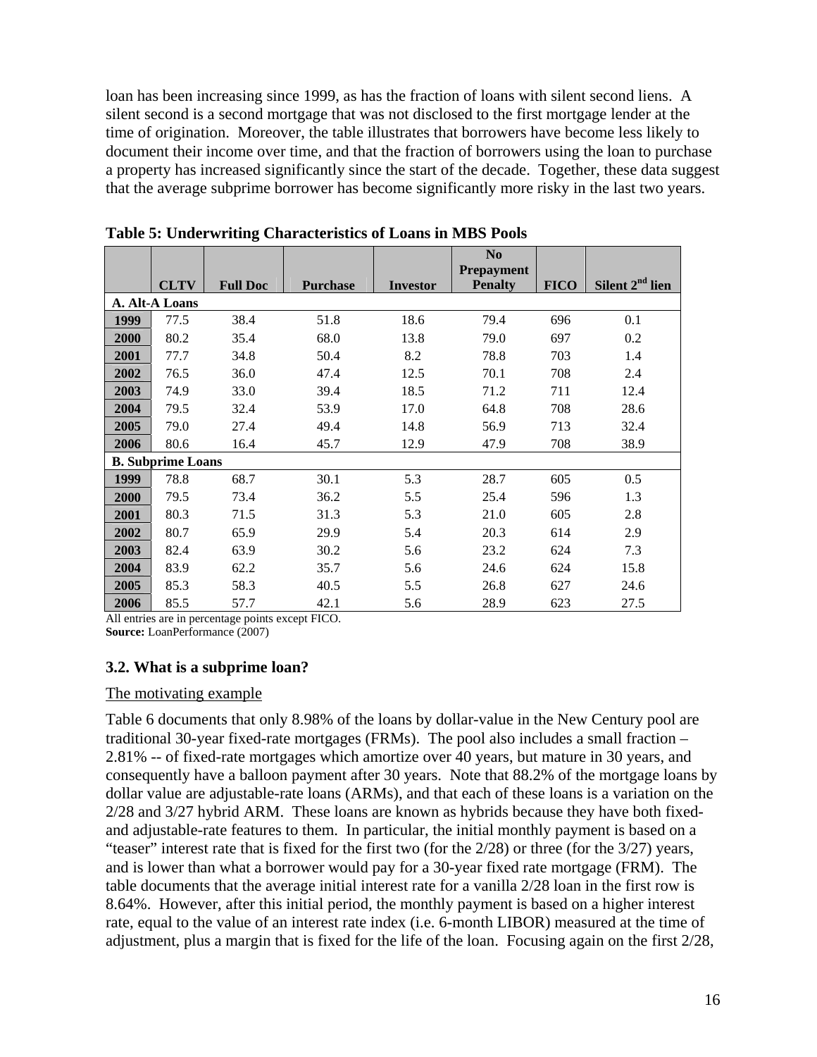loan has been increasing since 1999, as has the fraction of loans with silent second liens. A silent second is a second mortgage that was not disclosed to the first mortgage lender at the time of origination. Moreover, the table illustrates that borrowers have become less likely to document their income over time, and that the fraction of borrowers using the loan to purchase a property has increased significantly since the start of the decade. Together, these data suggest that the average subprime borrower has become significantly more risky in the last two years.

**Table 5: Underwriting Characteristics of Loans in MBS Pools**

| | CLTV | Full Doc | Purchase | Investor | No Prepayment Penalty | FICO | Silent 2nd lien |
|---|---|---|---|---|---|---|---|
| **A. Alt-A Loans** | | | | | | | |
| **1999** | 77.5 | 38.4 | 51.8 | 18.6 | 79.4 | 696 | 0.1 |
| **2000** | 80.2 | 35.4 | 68.0 | 13.8 | 79.0 | 697 | 0.2 |
| **2001** | 77.7 | 34.8 | 50.4 | 8.2 | 78.8 | 703 | 1.4 |
| **2002** | 76.5 | 36.0 | 47.4 | 12.5 | 70.1 | 708 | 2.4 |
| **2003** | 74.9 | 33.0 | 39.4 | 18.5 | 71.2 | 711 | 12.4 |
| **2004** | 79.5 | 32.4 | 53.9 | 17.0 | 64.8 | 708 | 28.6 |
| **2005** | 79.0 | 27.4 | 49.4 | 14.8 | 56.9 | 713 | 32.4 |
| **2006** | 80.6 | 16.4 | 45.7 | 12.9 | 47.9 | 708 | 38.9 |
| **B. Subprime Loans** | | | | | | | |
| **1999** | 78.8 | 68.7 | 30.1 | 5.3 | 28.7 | 605 | 0.5 |
| **2000** | 79.5 | 73.4 | 36.2 | 5.5 | 25.4 | 596 | 1.3 |
| **2001** | 80.3 | 71.5 | 31.3 | 5.3 | 21.0 | 605 | 2.8 |
| **2002** | 80.7 | 65.9 | 29.9 | 5.4 | 20.3 | 614 | 2.9 |
| **2003** | 82.4 | 63.9 | 30.2 | 5.6 | 23.2 | 624 | 7.3 |
| **2004** | 83.9 | 62.2 | 35.7 | 5.6 | 24.6 | 624 | 15.8 |
| **2005** | 85.3 | 58.3 | 40.5 | 5.5 | 26.8 | 627 | 24.6 |
| **2006** | 85.5 | 57.7 | 42.1 | 5.6 | 28.9 | 623 | 27.5 |

All entries are in percentage points except FICO.
**Source:** LoanPerformance (2007)

### 3.2. What is a subprime loan?

The motivating example

Table 6 documents that only 8.98% of the loans by dollar-value in the New Century pool are traditional 30-year fixed-rate mortgages (FRMs). The pool also includes a small fraction – 2.81% -- of fixed-rate mortgages which amortize over 40 years, but mature in 30 years, and consequently have a balloon payment after 30 years. Note that 88.2% of the mortgage loans by dollar value are adjustable-rate loans (ARMs), and that each of these loans is a variation on the 2/28 and 3/27 hybrid ARM. These loans are known as hybrids because they have both fixed- and adjustable-rate features to them. In particular, the initial monthly payment is based on a "teaser" interest rate that is fixed for the first two (for the 2/28) or three (for the 3/27) years, and is lower than what a borrower would pay for a 30-year fixed rate mortgage (FRM). The table documents that the average initial interest rate for a vanilla 2/28 loan in the first row is 8.64%. However, after this initial period, the monthly payment is based on a higher interest rate, equal to the value of an interest rate index (i.e. 6-month LIBOR) measured at the time of adjustment, plus a margin that is fixed for the life of the loan. Focusing again on the first 2/28,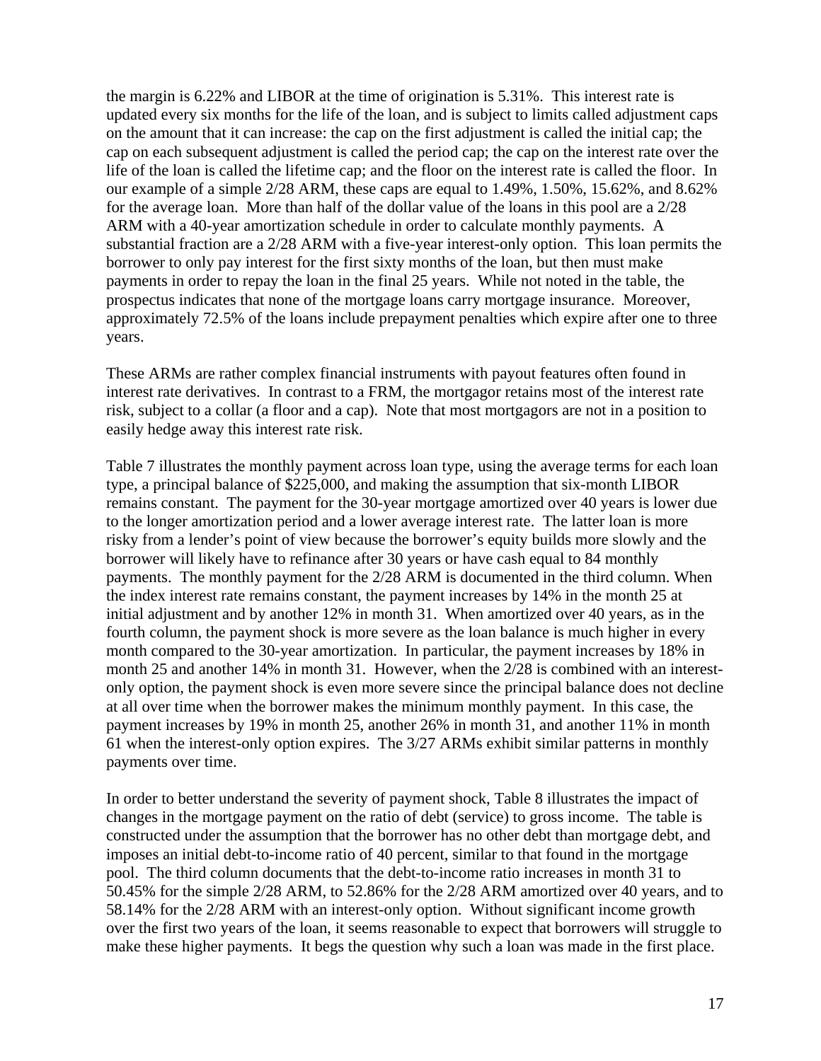the margin is 6.22% and LIBOR at the time of origination is 5.31%. This interest rate is updated every six months for the life of the loan, and is subject to limits called adjustment caps on the amount that it can increase: the cap on the first adjustment is called the initial cap; the cap on each subsequent adjustment is called the period cap; the cap on the interest rate over the life of the loan is called the lifetime cap; and the floor on the interest rate is called the floor. In our example of a simple 2/28 ARM, these caps are equal to 1.49%, 1.50%, 15.62%, and 8.62% for the average loan. More than half of the dollar value of the loans in this pool are a 2/28 ARM with a 40-year amortization schedule in order to calculate monthly payments. A substantial fraction are a 2/28 ARM with a five-year interest-only option. This loan permits the borrower to only pay interest for the first sixty months of the loan, but then must make payments in order to repay the loan in the final 25 years. While not noted in the table, the prospectus indicates that none of the mortgage loans carry mortgage insurance. Moreover, approximately 72.5% of the loans include prepayment penalties which expire after one to three years.

These ARMs are rather complex financial instruments with payout features often found in interest rate derivatives. In contrast to a FRM, the mortgagor retains most of the interest rate risk, subject to a collar (a floor and a cap). Note that most mortgagors are not in a position to easily hedge away this interest rate risk.

Table 7 illustrates the monthly payment across loan type, using the average terms for each loan type, a principal balance of $225,000, and making the assumption that six-month LIBOR remains constant. The payment for the 30-year mortgage amortized over 40 years is lower due to the longer amortization period and a lower average interest rate. The latter loan is more risky from a lender's point of view because the borrower's equity builds more slowly and the borrower will likely have to refinance after 30 years or have cash equal to 84 monthly payments. The monthly payment for the 2/28 ARM is documented in the third column. When the index interest rate remains constant, the payment increases by 14% in the month 25 at initial adjustment and by another 12% in month 31. When amortized over 40 years, as in the fourth column, the payment shock is more severe as the loan balance is much higher in every month compared to the 30-year amortization. In particular, the payment increases by 18% in month 25 and another 14% in month 31. However, when the 2/28 is combined with an interest-only option, the payment shock is even more severe since the principal balance does not decline at all over time when the borrower makes the minimum monthly payment. In this case, the payment increases by 19% in month 25, another 26% in month 31, and another 11% in month 61 when the interest-only option expires. The 3/27 ARMs exhibit similar patterns in monthly payments over time.

In order to better understand the severity of payment shock, Table 8 illustrates the impact of changes in the mortgage payment on the ratio of debt (service) to gross income. The table is constructed under the assumption that the borrower has no other debt than mortgage debt, and imposes an initial debt-to-income ratio of 40 percent, similar to that found in the mortgage pool. The third column documents that the debt-to-income ratio increases in month 31 to 50.45% for the simple 2/28 ARM, to 52.86% for the 2/28 ARM amortized over 40 years, and to 58.14% for the 2/28 ARM with an interest-only option. Without significant income growth over the first two years of the loan, it seems reasonable to expect that borrowers will struggle to make these higher payments. It begs the question why such a loan was made in the first place.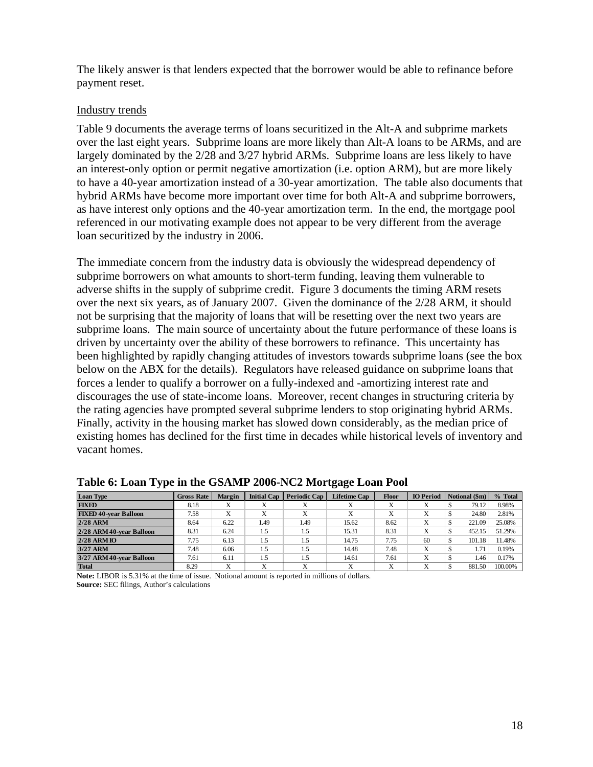The likely answer is that lenders expected that the borrower would be able to refinance before payment reset.

Industry trends

Table 9 documents the average terms of loans securitized in the Alt-A and subprime markets over the last eight years. Subprime loans are more likely than Alt-A loans to be ARMs, and are largely dominated by the 2/28 and 3/27 hybrid ARMs. Subprime loans are less likely to have an interest-only option or permit negative amortization (i.e. option ARM), but are more likely to have a 40-year amortization instead of a 30-year amortization. The table also documents that hybrid ARMs have become more important over time for both Alt-A and subprime borrowers, as have interest only options and the 40-year amortization term. In the end, the mortgage pool referenced in our motivating example does not appear to be very different from the average loan securitized by the industry in 2006.

The immediate concern from the industry data is obviously the widespread dependency of subprime borrowers on what amounts to short-term funding, leaving them vulnerable to adverse shifts in the supply of subprime credit. Figure 3 documents the timing ARM resets over the next six years, as of January 2007. Given the dominance of the 2/28 ARM, it should not be surprising that the majority of loans that will be resetting over the next two years are subprime loans. The main source of uncertainty about the future performance of these loans is driven by uncertainty over the ability of these borrowers to refinance. This uncertainty has been highlighted by rapidly changing attitudes of investors towards subprime loans (see the box below on the ABX for the details). Regulators have released guidance on subprime loans that forces a lender to qualify a borrower on a fully-indexed and -amortizing interest rate and discourages the use of state-income loans. Moreover, recent changes in structuring criteria by the rating agencies have prompted several subprime lenders to stop originating hybrid ARMs. Finally, activity in the housing market has slowed down considerably, as the median price of existing homes has declined for the first time in decades while historical levels of inventory and vacant homes.

**Table 6: Loan Type in the GSAMP 2006-NC2 Mortgage Loan Pool**

| Loan Type | Gross Rate | Margin | Initial Cap | Periodic Cap | Lifetime Cap | Floor | IO Period | Notional ($m) | % Total |
|---|---|---|---|---|---|---|---|---|---|
| FIXED | 8.18 | X | X | X | X | X | X | $ 79.12 | 8.98% |
| FIXED 40-year Balloon | 7.58 | X | X | X | X | X | X | $ 24.80 | 2.81% |
| 2/28 ARM | 8.64 | 6.22 | 1.49 | 1.49 | 15.62 | 8.62 | X | $ 221.09 | 25.08% |
| 2/28 ARM 40-year Balloon | 8.31 | 6.24 | 1.5 | 1.5 | 15.31 | 8.31 | X | $ 452.15 | 51.29% |
| 2/28 ARM IO | 7.75 | 6.13 | 1.5 | 1.5 | 14.75 | 7.75 | 60 | $ 101.18 | 11.48% |
| 3/27 ARM | 7.48 | 6.06 | 1.5 | 1.5 | 14.48 | 7.48 | X | $ 1.71 | 0.19% |
| 3/27 ARM 40-year Balloon | 7.61 | 6.11 | 1.5 | 1.5 | 14.61 | 7.61 | X | $ 1.46 | 0.17% |
| Total | 8.29 | X | X | X | X | X | X | $ 881.50 | 100.00% |

**Note:** LIBOR is 5.31% at the time of issue. Notional amount is reported in millions of dollars.
**Source:** SEC filings, Author's calculations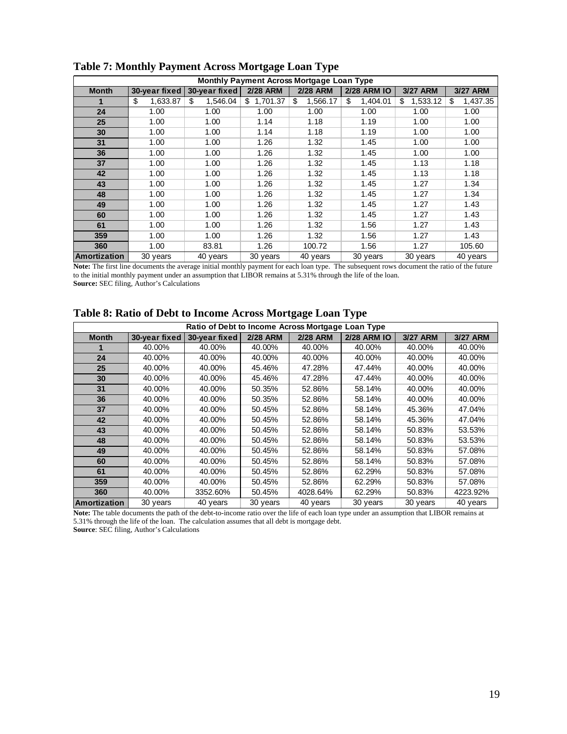## Table 7: Monthly Payment Across Mortgage Loan Type

| Monthly Payment Across Mortgage Loan Type | | | | | | | |
|---|---|---|---|---|---|---|---|
| **Month** | **30-year fixed** | **30-year fixed** | **2/28 ARM** | **2/28 ARM** | **2/28 ARM IO** | **3/27 ARM** | **3/27 ARM** |
| **1** | $ 1,633.87 | $ 1,546.04 | $ 1,701.37 | $ 1,566.17 | $ 1,404.01 | $ 1,533.12 | $ 1,437.35 |
| **24** | 1.00 | 1.00 | 1.00 | 1.00 | 1.00 | 1.00 | 1.00 |
| **25** | 1.00 | 1.00 | 1.14 | 1.18 | 1.19 | 1.00 | 1.00 |
| **30** | 1.00 | 1.00 | 1.14 | 1.18 | 1.19 | 1.00 | 1.00 |
| **31** | 1.00 | 1.00 | 1.26 | 1.32 | 1.45 | 1.00 | 1.00 |
| **36** | 1.00 | 1.00 | 1.26 | 1.32 | 1.45 | 1.00 | 1.00 |
| **37** | 1.00 | 1.00 | 1.26 | 1.32 | 1.45 | 1.13 | 1.18 |
| **42** | 1.00 | 1.00 | 1.26 | 1.32 | 1.45 | 1.13 | 1.18 |
| **43** | 1.00 | 1.00 | 1.26 | 1.32 | 1.45 | 1.27 | 1.34 |
| **48** | 1.00 | 1.00 | 1.26 | 1.32 | 1.45 | 1.27 | 1.34 |
| **49** | 1.00 | 1.00 | 1.26 | 1.32 | 1.45 | 1.27 | 1.43 |
| **60** | 1.00 | 1.00 | 1.26 | 1.32 | 1.45 | 1.27 | 1.43 |
| **61** | 1.00 | 1.00 | 1.26 | 1.32 | 1.56 | 1.27 | 1.43 |
| **359** | 1.00 | 1.00 | 1.26 | 1.32 | 1.56 | 1.27 | 1.43 |
| **360** | 1.00 | 83.81 | 1.26 | 100.72 | 1.56 | 1.27 | 105.60 |
| **Amortization** | 30 years | 40 years | 30 years | 40 years | 30 years | 30 years | 40 years |

**Note:** The first line documents the average initial monthly payment for each loan type. The subsequent rows document the ratio of the future to the initial monthly payment under an assumption that LIBOR remains at 5.31% through the life of the loan.
**Source:** SEC filing, Author's Calculations

## Table 8: Ratio of Debt to Income Across Mortgage Loan Type

| Ratio of Debt to Income Across Mortgage Loan Type | | | | | | | |
|---|---|---|---|---|---|---|---|
| **Month** | **30-year fixed** | **30-year fixed** | **2/28 ARM** | **2/28 ARM** | **2/28 ARM IO** | **3/27 ARM** | **3/27 ARM** |
| **1** | 40.00% | 40.00% | 40.00% | 40.00% | 40.00% | 40.00% | 40.00% |
| **24** | 40.00% | 40.00% | 40.00% | 40.00% | 40.00% | 40.00% | 40.00% |
| **25** | 40.00% | 40.00% | 45.46% | 47.28% | 47.44% | 40.00% | 40.00% |
| **30** | 40.00% | 40.00% | 45.46% | 47.28% | 47.44% | 40.00% | 40.00% |
| **31** | 40.00% | 40.00% | 50.35% | 52.86% | 58.14% | 40.00% | 40.00% |
| **36** | 40.00% | 40.00% | 50.35% | 52.86% | 58.14% | 40.00% | 40.00% |
| **37** | 40.00% | 40.00% | 50.45% | 52.86% | 58.14% | 45.36% | 47.04% |
| **42** | 40.00% | 40.00% | 50.45% | 52.86% | 58.14% | 45.36% | 47.04% |
| **43** | 40.00% | 40.00% | 50.45% | 52.86% | 58.14% | 50.83% | 53.53% |
| **48** | 40.00% | 40.00% | 50.45% | 52.86% | 58.14% | 50.83% | 53.53% |
| **49** | 40.00% | 40.00% | 50.45% | 52.86% | 58.14% | 50.83% | 57.08% |
| **60** | 40.00% | 40.00% | 50.45% | 52.86% | 58.14% | 50.83% | 57.08% |
| **61** | 40.00% | 40.00% | 50.45% | 52.86% | 62.29% | 50.83% | 57.08% |
| **359** | 40.00% | 40.00% | 50.45% | 52.86% | 62.29% | 50.83% | 57.08% |
| **360** | 40.00% | 3352.60% | 50.45% | 4028.64% | 62.29% | 50.83% | 4223.92% |
| **Amortization** | 30 years | 40 years | 30 years | 40 years | 30 years | 30 years | 40 years |

**Note:** The table documents the path of the debt-to-income ratio over the life of each loan type under an assumption that LIBOR remains at 5.31% through the life of the loan. The calculation assumes that all debt is mortgage debt.
**Source**: SEC filing, Author's Calculations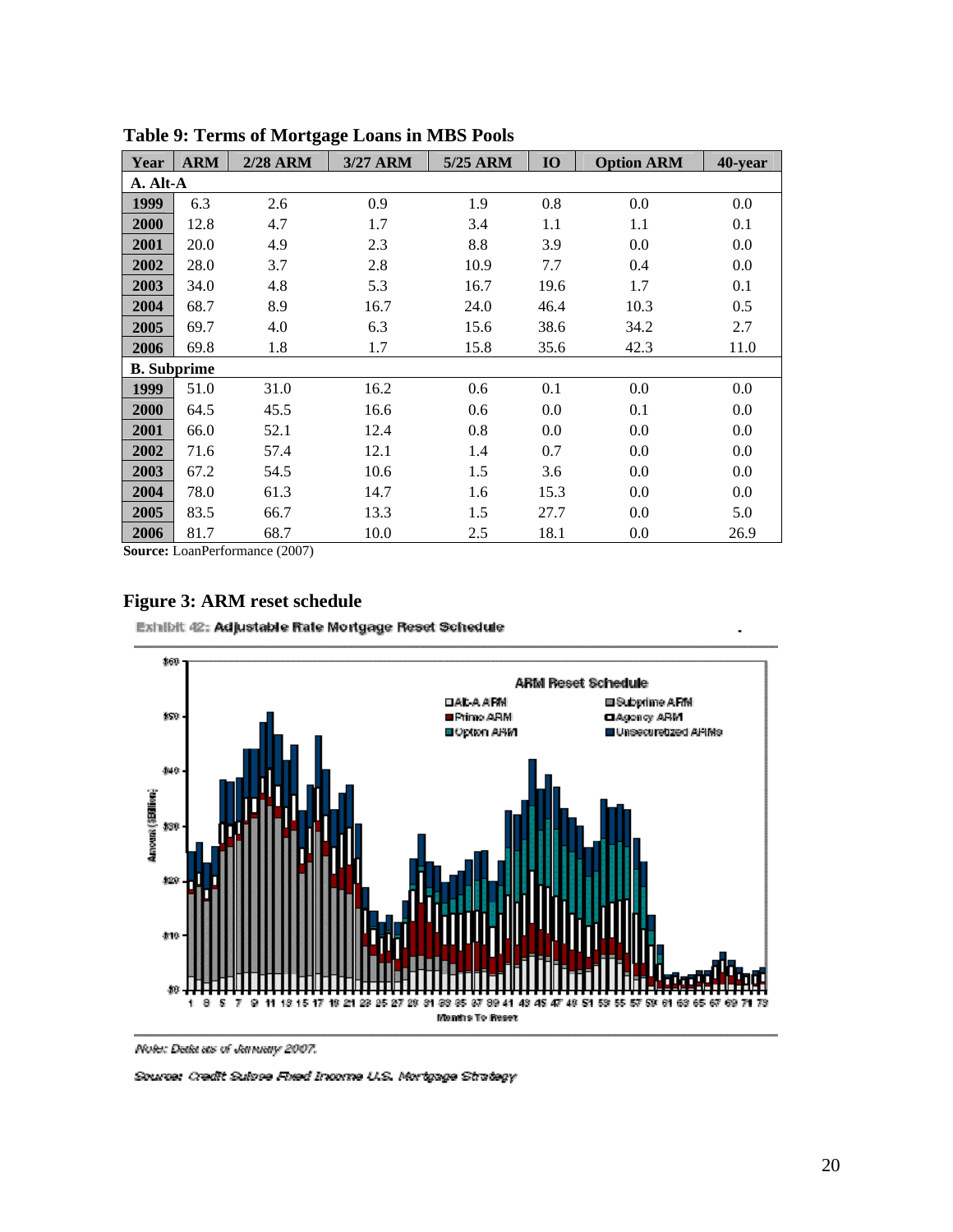**Table 9: Terms of Mortgage Loans in MBS Pools**

| Year | ARM | 2/28 ARM | 3/27 ARM | 5/25 ARM | IO | Option ARM | 40-year |
|---|---|---|---|---|---|---|---|
| **A. Alt-A** | | | | | | | |
| **1999** | 6.3 | 2.6 | 0.9 | 1.9 | 0.8 | 0.0 | 0.0 |
| **2000** | 12.8 | 4.7 | 1.7 | 3.4 | 1.1 | 1.1 | 0.1 |
| **2001** | 20.0 | 4.9 | 2.3 | 8.8 | 3.9 | 0.0 | 0.0 |
| **2002** | 28.0 | 3.7 | 2.8 | 10.9 | 7.7 | 0.4 | 0.0 |
| **2003** | 34.0 | 4.8 | 5.3 | 16.7 | 19.6 | 1.7 | 0.1 |
| **2004** | 68.7 | 8.9 | 16.7 | 24.0 | 46.4 | 10.3 | 0.5 |
| **2005** | 69.7 | 4.0 | 6.3 | 15.6 | 38.6 | 34.2 | 2.7 |
| **2006** | 69.8 | 1.8 | 1.7 | 15.8 | 35.6 | 42.3 | 11.0 |
| **B. Subprime** | | | | | | | |
| **1999** | 51.0 | 31.0 | 16.2 | 0.6 | 0.1 | 0.0 | 0.0 |
| **2000** | 64.5 | 45.5 | 16.6 | 0.6 | 0.0 | 0.1 | 0.0 |
| **2001** | 66.0 | 52.1 | 12.4 | 0.8 | 0.0 | 0.0 | 0.0 |
| **2002** | 71.6 | 57.4 | 12.1 | 1.4 | 0.7 | 0.0 | 0.0 |
| **2003** | 67.2 | 54.5 | 10.6 | 1.5 | 3.6 | 0.0 | 0.0 |
| **2004** | 78.0 | 61.3 | 14.7 | 1.6 | 15.3 | 0.0 | 0.0 |
| **2005** | 83.5 | 66.7 | 13.3 | 1.5 | 27.7 | 0.0 | 5.0 |
| **2006** | 81.7 | 68.7 | 10.0 | 2.5 | 18.1 | 0.0 | 26.9 |

**Source:** LoanPerformance (2007)

## Figure 3: ARM reset schedule

Exhibit 42: Adjustable Rate Mortgage Reset Schedule

*Note: Data as of January 2007.*

*Source: Credit Suisse Fixed Income U.S. Mortgage Strategy*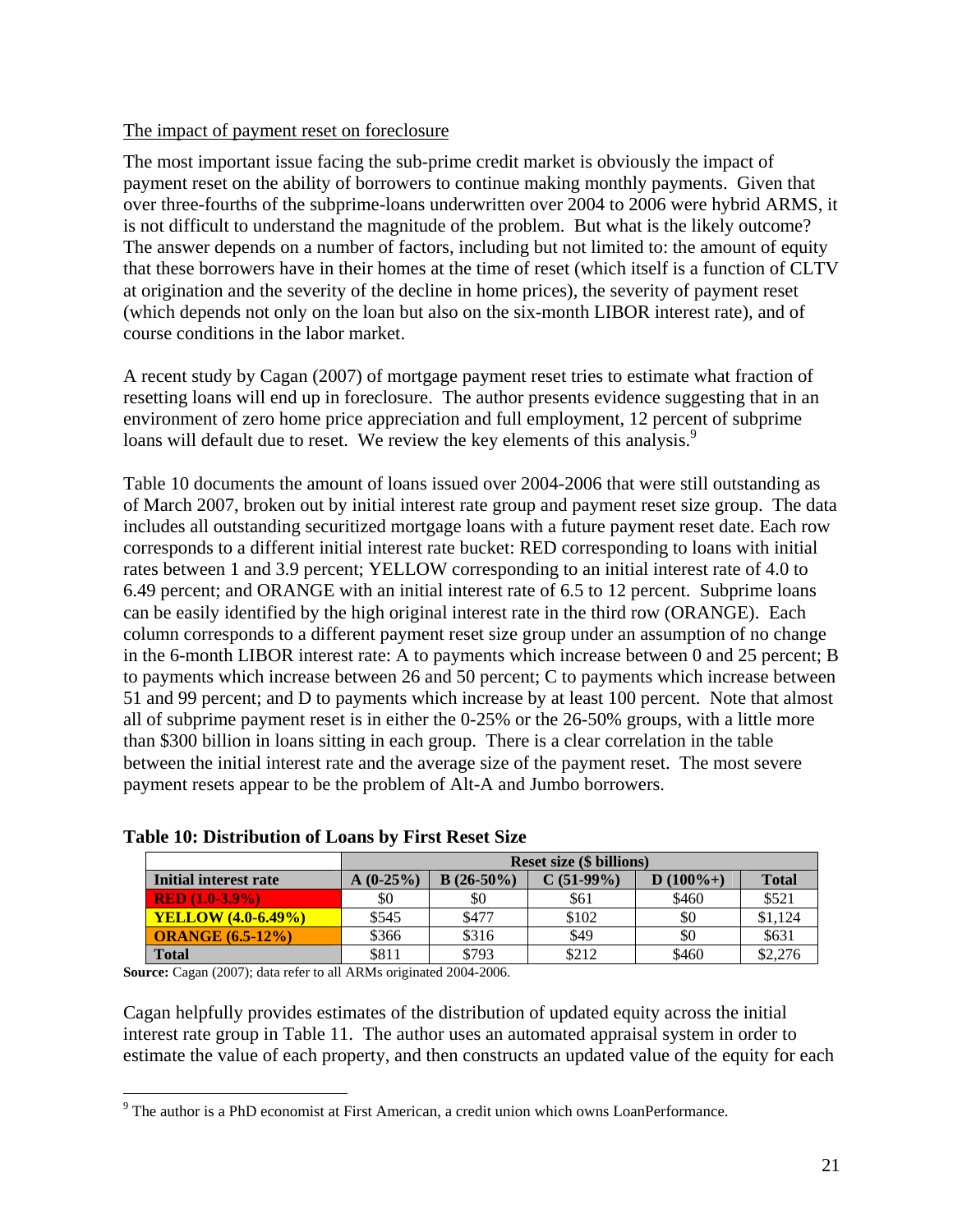The impact of payment reset on foreclosure

The most important issue facing the sub-prime credit market is obviously the impact of payment reset on the ability of borrowers to continue making monthly payments. Given that over three-fourths of the subprime-loans underwritten over 2004 to 2006 were hybrid ARMS, it is not difficult to understand the magnitude of the problem. But what is the likely outcome? The answer depends on a number of factors, including but not limited to: the amount of equity that these borrowers have in their homes at the time of reset (which itself is a function of CLTV at origination and the severity of the decline in home prices), the severity of payment reset (which depends not only on the loan but also on the six-month LIBOR interest rate), and of course conditions in the labor market.

A recent study by Cagan (2007) of mortgage payment reset tries to estimate what fraction of resetting loans will end up in foreclosure. The author presents evidence suggesting that in an environment of zero home price appreciation and full employment, 12 percent of subprime loans will default due to reset. We review the key elements of this analysis.[9]

Table 10 documents the amount of loans issued over 2004-2006 that were still outstanding as of March 2007, broken out by initial interest rate group and payment reset size group. The data includes all outstanding securitized mortgage loans with a future payment reset date. Each row corresponds to a different initial interest rate bucket: RED corresponding to loans with initial rates between 1 and 3.9 percent; YELLOW corresponding to an initial interest rate of 4.0 to 6.49 percent; and ORANGE with an initial interest rate of 6.5 to 12 percent. Subprime loans can be easily identified by the high original interest rate in the third row (ORANGE). Each column corresponds to a different payment reset size group under an assumption of no change in the 6-month LIBOR interest rate: A to payments which increase between 0 and 25 percent; B to payments which increase between 26 and 50 percent; C to payments which increase between 51 and 99 percent; and D to payments which increase by at least 100 percent. Note that almost all of subprime payment reset is in either the 0-25% or the 26-50% groups, with a little more than $300 billion in loans sitting in each group. There is a clear correlation in the table between the initial interest rate and the average size of the payment reset. The most severe payment resets appear to be the problem of Alt-A and Jumbo borrowers.

**Table 10: Distribution of Loans by First Reset Size**

| | Reset size ($ billions) | | | | |
|---|---|---|---|---|---|
| **Initial interest rate** | **A (0-25%)** | **B (26-50%)** | **C (51-99%)** | **D (100%+)** | **Total** |
| **RED (1.0-3.9%)** | $0 | $0 | $61 | $460 | $521 |
| **YELLOW (4.0-6.49%)** | $545 | $477 | $102 | $0 | $1,124 |
| **ORANGE (6.5-12%)** | $366 | $316 | $49 | $0 | $631 |
| **Total** | $811 | $793 | $212 | $460 | $2,276 |

**Source:** Cagan (2007); data refer to all ARMs originated 2004-2006.

Cagan helpfully provides estimates of the distribution of updated equity across the initial interest rate group in Table 11. The author uses an automated appraisal system in order to estimate the value of each property, and then constructs an updated value of the equity for each

[9] The author is a PhD economist at First American, a credit union which owns LoanPerformance.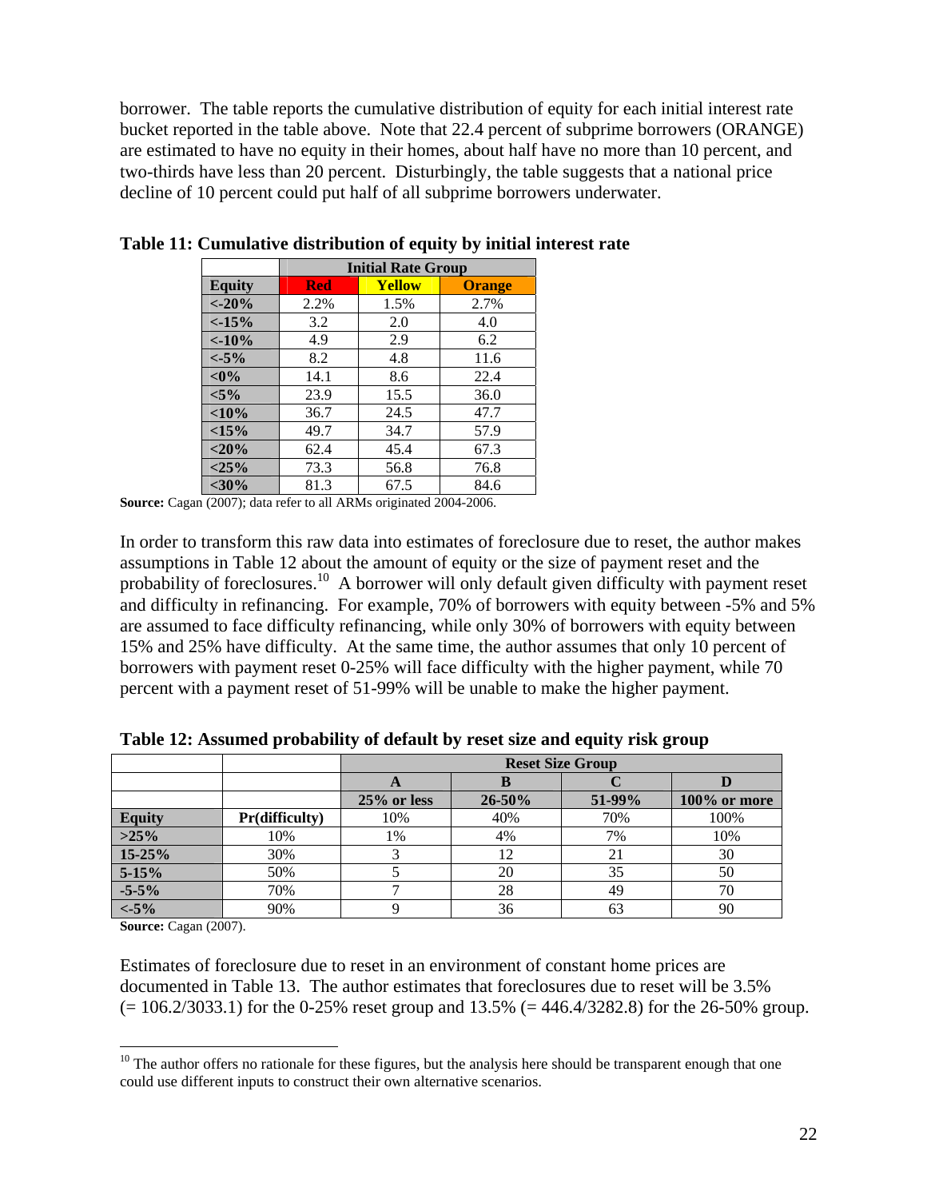borrower. The table reports the cumulative distribution of equity for each initial interest rate bucket reported in the table above. Note that 22.4 percent of subprime borrowers (ORANGE) are estimated to have no equity in their homes, about half have no more than 10 percent, and two-thirds have less than 20 percent. Disturbingly, the table suggests that a national price decline of 10 percent could put half of all subprime borrowers underwater.

**Table 11: Cumulative distribution of equity by initial interest rate**

| | Initial Rate Group | | |
|---|---|---|---|
| **Equity** | **Red** | **Yellow** | **Orange** |
| **<-20%** | 2.2% | 1.5% | 2.7% |
| **<-15%** | 3.2 | 2.0 | 4.0 |
| **<-10%** | 4.9 | 2.9 | 6.2 |
| **<-5%** | 8.2 | 4.8 | 11.6 |
| **<0%** | 14.1 | 8.6 | 22.4 |
| **<5%** | 23.9 | 15.5 | 36.0 |
| **<10%** | 36.7 | 24.5 | 47.7 |
| **<15%** | 49.7 | 34.7 | 57.9 |
| **<20%** | 62.4 | 45.4 | 67.3 |
| **<25%** | 73.3 | 56.8 | 76.8 |
| **<30%** | 81.3 | 67.5 | 84.6 |

**Source:** Cagan (2007); data refer to all ARMs originated 2004-2006.

In order to transform this raw data into estimates of foreclosure due to reset, the author makes assumptions in Table 12 about the amount of equity or the size of payment reset and the probability of foreclosures.[10] A borrower will only default given difficulty with payment reset and difficulty in refinancing. For example, 70% of borrowers with equity between -5% and 5% are assumed to face difficulty refinancing, while only 30% of borrowers with equity between 15% and 25% have difficulty. At the same time, the author assumes that only 10 percent of borrowers with payment reset 0-25% will face difficulty with the higher payment, while 70 percent with a payment reset of 51-99% will be unable to make the higher payment.

**Table 12: Assumed probability of default by reset size and equity risk group**

| | | Reset Size Group | | | |
|---|---|---|---|---|---|
| | | **A** | **B** | **C** | **D** |
| | | **25% or less** | **26-50%** | **51-99%** | **100% or more** |
| **Equity** | **Pr(difficulty)** | 10% | 40% | 70% | 100% |
| **>25%** | 10% | 1% | 4% | 7% | 10% |
| **15-25%** | 30% | 3 | 12 | 21 | 30 |
| **5-15%** | 50% | 5 | 20 | 35 | 50 |
| **-5-5%** | 70% | 7 | 28 | 49 | 70 |
| **<-5%** | 90% | 9 | 36 | 63 | 90 |

**Source:** Cagan (2007).

Estimates of foreclosure due to reset in an environment of constant home prices are documented in Table 13. The author estimates that foreclosures due to reset will be 3.5% (= 106.2/3033.1) for the 0-25% reset group and 13.5% (= 446.4/3282.8) for the 26-50% group.

---

[10] The author offers no rationale for these figures, but the analysis here should be transparent enough that one could use different inputs to construct their own alternative scenarios.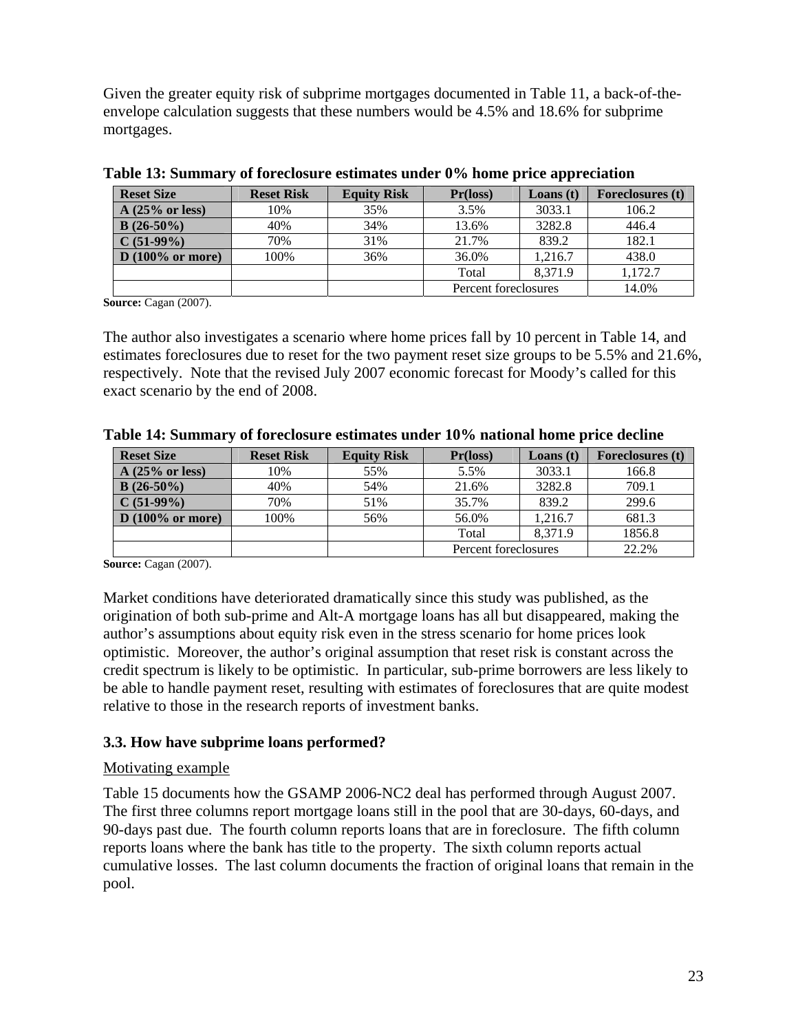Given the greater equity risk of subprime mortgages documented in Table 11, a back-of-the-envelope calculation suggests that these numbers would be 4.5% and 18.6% for subprime mortgages.

**Table 13: Summary of foreclosure estimates under 0% home price appreciation**

| Reset Size | Reset Risk | Equity Risk | Pr(loss) | Loans (t) | Foreclosures (t) |
|---|---|---|---|---|---|
| **A (25% or less)** | 10% | 35% | 3.5% | 3033.1 | 106.2 |
| **B (26-50%)** | 40% | 34% | 13.6% | 3282.8 | 446.4 |
| **C (51-99%)** | 70% | 31% | 21.7% | 839.2 | 182.1 |
| **D (100% or more)** | 100% | 36% | 36.0% | 1,216.7 | 438.0 |
| | | | Total | 8,371.9 | 1,172.7 |
| | | | Percent foreclosures | | 14.0% |

**Source:** Cagan (2007).

The author also investigates a scenario where home prices fall by 10 percent in Table 14, and estimates foreclosures due to reset for the two payment reset size groups to be 5.5% and 21.6%, respectively. Note that the revised July 2007 economic forecast for Moody's called for this exact scenario by the end of 2008.

**Table 14: Summary of foreclosure estimates under 10% national home price decline**

| Reset Size | Reset Risk | Equity Risk | Pr(loss) | Loans (t) | Foreclosures (t) |
|---|---|---|---|---|---|
| **A (25% or less)** | 10% | 55% | 5.5% | 3033.1 | 166.8 |
| **B (26-50%)** | 40% | 54% | 21.6% | 3282.8 | 709.1 |
| **C (51-99%)** | 70% | 51% | 35.7% | 839.2 | 299.6 |
| **D (100% or more)** | 100% | 56% | 56.0% | 1,216.7 | 681.3 |
| | | | Total | 8,371.9 | 1856.8 |
| | | | Percent foreclosures | | 22.2% |

**Source:** Cagan (2007).

Market conditions have deteriorated dramatically since this study was published, as the origination of both sub-prime and Alt-A mortgage loans has all but disappeared, making the author's assumptions about equity risk even in the stress scenario for home prices look optimistic. Moreover, the author's original assumption that reset risk is constant across the credit spectrum is likely to be optimistic. In particular, sub-prime borrowers are less likely to be able to handle payment reset, resulting with estimates of foreclosures that are quite modest relative to those in the research reports of investment banks.

### 3.3. How have subprime loans performed?

Motivating example

Table 15 documents how the GSAMP 2006-NC2 deal has performed through August 2007. The first three columns report mortgage loans still in the pool that are 30-days, 60-days, and 90-days past due. The fourth column reports loans that are in foreclosure. The fifth column reports loans where the bank has title to the property. The sixth column reports actual cumulative losses. The last column documents the fraction of original loans that remain in the pool.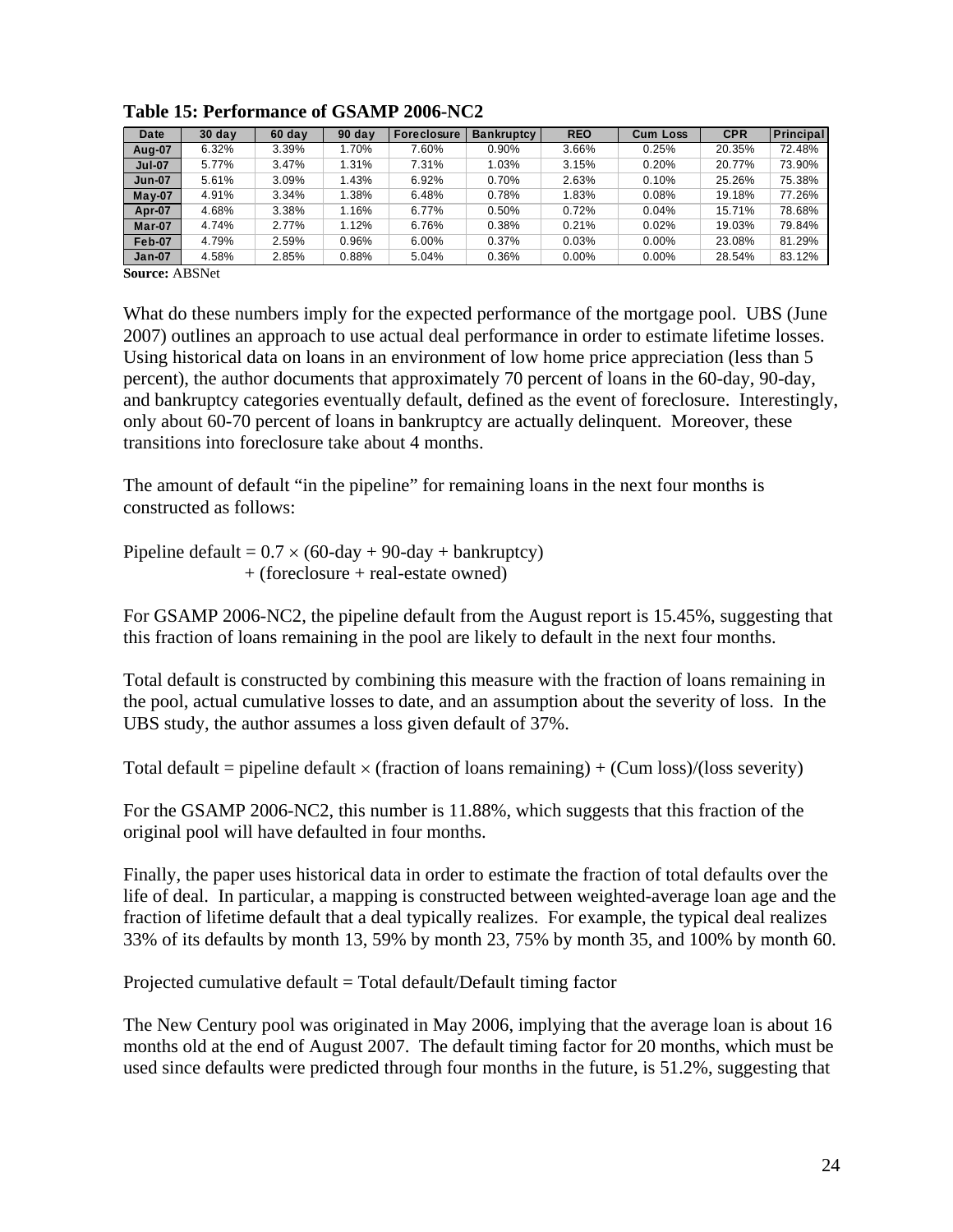**Table 15: Performance of GSAMP 2006-NC2**

| Date | 30 day | 60 day | 90 day | Foreclosure | Bankruptcy | REO | Cum Loss | CPR | Principal |
|---|---|---|---|---|---|---|---|---|---|
| Aug-07 | 6.32% | 3.39% | 1.70% | 7.60% | 0.90% | 3.66% | 0.25% | 20.35% | 72.48% |
| Jul-07 | 5.77% | 3.47% | 1.31% | 7.31% | 1.03% | 3.15% | 0.20% | 20.77% | 73.90% |
| Jun-07 | 5.61% | 3.09% | 1.43% | 6.92% | 0.70% | 2.63% | 0.10% | 25.26% | 75.38% |
| May-07 | 4.91% | 3.34% | 1.38% | 6.48% | 0.78% | 1.83% | 0.08% | 19.18% | 77.26% |
| Apr-07 | 4.68% | 3.38% | 1.16% | 6.77% | 0.50% | 0.72% | 0.04% | 15.71% | 78.68% |
| Mar-07 | 4.74% | 2.77% | 1.12% | 6.76% | 0.38% | 0.21% | 0.02% | 19.03% | 79.84% |
| Feb-07 | 4.79% | 2.59% | 0.96% | 6.00% | 0.37% | 0.03% | 0.00% | 23.08% | 81.29% |
| Jan-07 | 4.58% | 2.85% | 0.88% | 5.04% | 0.36% | 0.00% | 0.00% | 28.54% | 83.12% |

**Source:** ABSNet

What do these numbers imply for the expected performance of the mortgage pool. UBS (June 2007) outlines an approach to use actual deal performance in order to estimate lifetime losses. Using historical data on loans in an environment of low home price appreciation (less than 5 percent), the author documents that approximately 70 percent of loans in the 60-day, 90-day, and bankruptcy categories eventually default, defined as the event of foreclosure. Interestingly, only about 60-70 percent of loans in bankruptcy are actually delinquent. Moreover, these transitions into foreclosure take about 4 months.

The amount of default "in the pipeline" for remaining loans in the next four months is constructed as follows:

$$\text{Pipeline default} = 0.7 \times (\text{60-day} + \text{90-day} + \text{bankruptcy}) + (\text{foreclosure} + \text{real-estate owned})$$

For GSAMP 2006-NC2, the pipeline default from the August report is 15.45%, suggesting that this fraction of loans remaining in the pool are likely to default in the next four months.

Total default is constructed by combining this measure with the fraction of loans remaining in the pool, actual cumulative losses to date, and an assumption about the severity of loss. In the UBS study, the author assumes a loss given default of 37%.

$$\text{Total default} = \text{pipeline default} \times (\text{fraction of loans remaining}) + (\text{Cum loss})/(\text{loss severity})$$

For the GSAMP 2006-NC2, this number is 11.88%, which suggests that this fraction of the original pool will have defaulted in four months.

Finally, the paper uses historical data in order to estimate the fraction of total defaults over the life of deal. In particular, a mapping is constructed between weighted-average loan age and the fraction of lifetime default that a deal typically realizes. For example, the typical deal realizes 33% of its defaults by month 13, 59% by month 23, 75% by month 35, and 100% by month 60.

$$\text{Projected cumulative default} = \text{Total default}/\text{Default timing factor}$$

The New Century pool was originated in May 2006, implying that the average loan is about 16 months old at the end of August 2007. The default timing factor for 20 months, which must be used since defaults were predicted through four months in the future, is 51.2%, suggesting that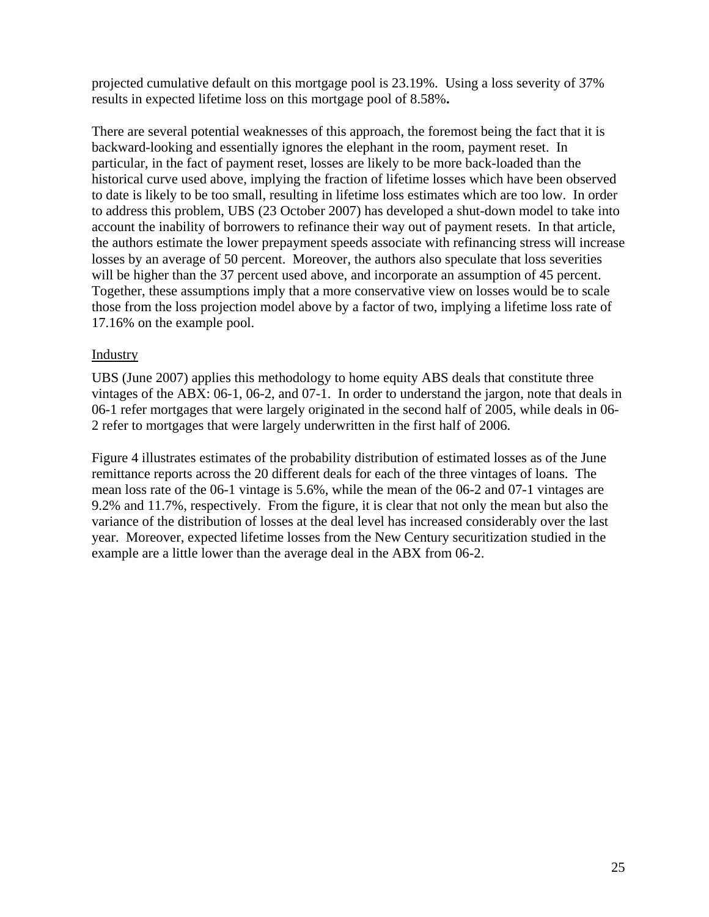projected cumulative default on this mortgage pool is 23.19%. Using a loss severity of 37% results in expected lifetime loss on this mortgage pool of 8.58%**.**

There are several potential weaknesses of this approach, the foremost being the fact that it is backward-looking and essentially ignores the elephant in the room, payment reset. In particular, in the fact of payment reset, losses are likely to be more back-loaded than the historical curve used above, implying the fraction of lifetime losses which have been observed to date is likely to be too small, resulting in lifetime loss estimates which are too low. In order to address this problem, UBS (23 October 2007) has developed a shut-down model to take into account the inability of borrowers to refinance their way out of payment resets. In that article, the authors estimate the lower prepayment speeds associate with refinancing stress will increase losses by an average of 50 percent. Moreover, the authors also speculate that loss severities will be higher than the 37 percent used above, and incorporate an assumption of 45 percent. Together, these assumptions imply that a more conservative view on losses would be to scale those from the loss projection model above by a factor of two, implying a lifetime loss rate of 17.16% on the example pool.

<u>Industry</u>

UBS (June 2007) applies this methodology to home equity ABS deals that constitute three vintages of the ABX: 06-1, 06-2, and 07-1. In order to understand the jargon, note that deals in 06-1 refer mortgages that were largely originated in the second half of 2005, while deals in 06-2 refer to mortgages that were largely underwritten in the first half of 2006.

Figure 4 illustrates estimates of the probability distribution of estimated losses as of the June remittance reports across the 20 different deals for each of the three vintages of loans. The mean loss rate of the 06-1 vintage is 5.6%, while the mean of the 06-2 and 07-1 vintages are 9.2% and 11.7%, respectively. From the figure, it is clear that not only the mean but also the variance of the distribution of losses at the deal level has increased considerably over the last year. Moreover, expected lifetime losses from the New Century securitization studied in the example are a little lower than the average deal in the ABX from 06-2.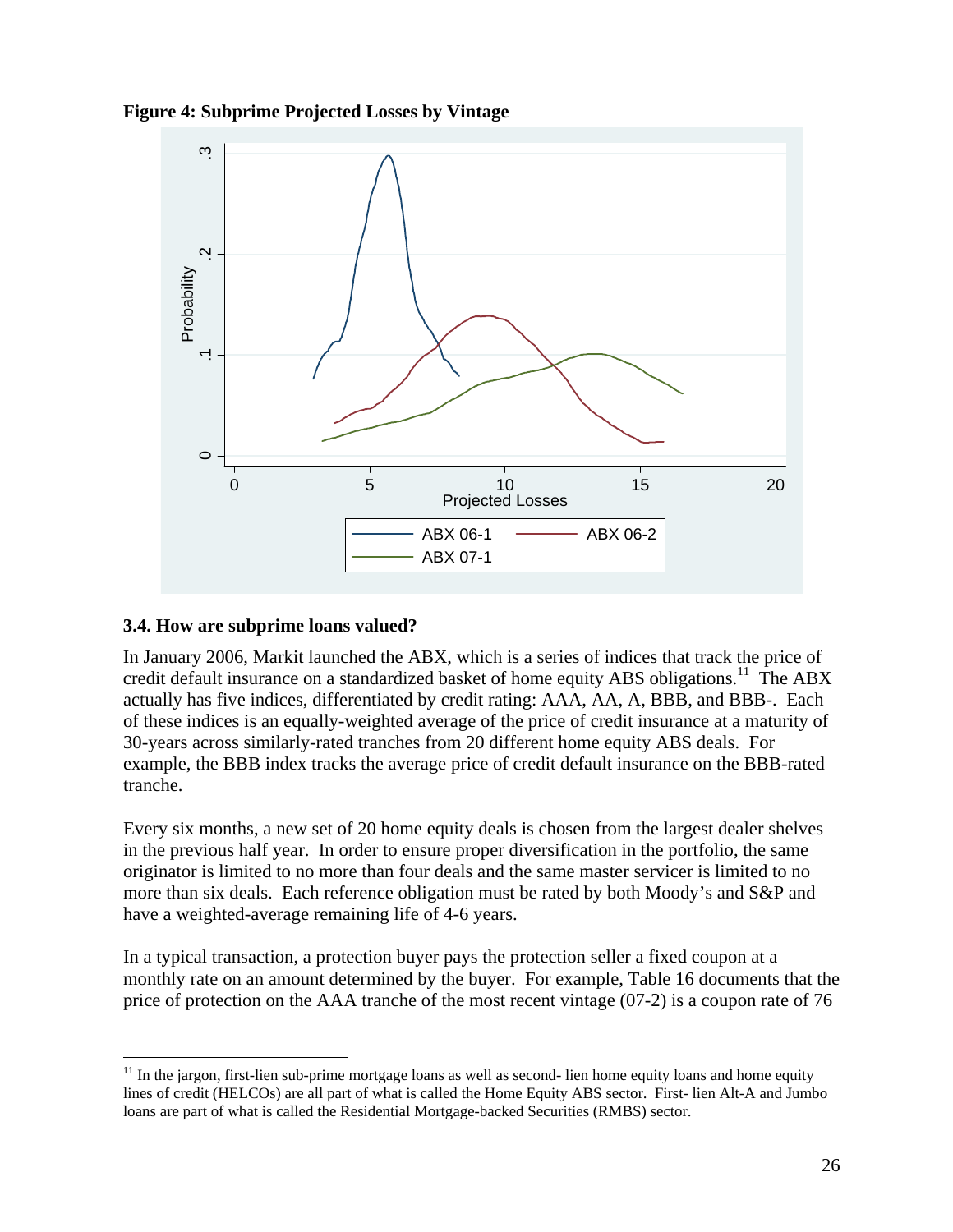**Figure 4: Subprime Projected Losses by Vintage**

### 3.4. How are subprime loans valued?

In January 2006, Markit launched the ABX, which is a series of indices that track the price of credit default insurance on a standardized basket of home equity ABS obligations.[11] The ABX actually has five indices, differentiated by credit rating: AAA, AA, A, BBB, and BBB-. Each of these indices is an equally-weighted average of the price of credit insurance at a maturity of 30-years across similarly-rated tranches from 20 different home equity ABS deals. For example, the BBB index tracks the average price of credit default insurance on the BBB-rated tranche.

Every six months, a new set of 20 home equity deals is chosen from the largest dealer shelves in the previous half year. In order to ensure proper diversification in the portfolio, the same originator is limited to no more than four deals and the same master servicer is limited to no more than six deals. Each reference obligation must be rated by both Moody's and S&P and have a weighted-average remaining life of 4-6 years.

In a typical transaction, a protection buyer pays the protection seller a fixed coupon at a monthly rate on an amount determined by the buyer. For example, Table 16 documents that the price of protection on the AAA tranche of the most recent vintage (07-2) is a coupon rate of 76

[11] In the jargon, first-lien sub-prime mortgage loans as well as second- lien home equity loans and home equity lines of credit (HELCOs) are all part of what is called the Home Equity ABS sector. First- lien Alt-A and Jumbo loans are part of what is called the Residential Mortgage-backed Securities (RMBS) sector.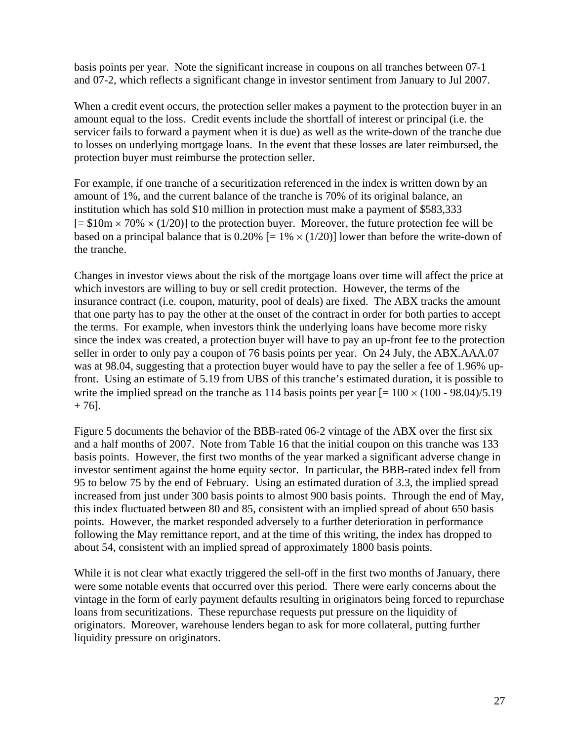basis points per year. Note the significant increase in coupons on all tranches between 07-1 and 07-2, which reflects a significant change in investor sentiment from January to Jul 2007.

When a credit event occurs, the protection seller makes a payment to the protection buyer in an amount equal to the loss. Credit events include the shortfall of interest or principal (i.e. the servicer fails to forward a payment when it is due) as well as the write-down of the tranche due to losses on underlying mortgage loans. In the event that these losses are later reimbursed, the protection buyer must reimburse the protection seller.

For example, if one tranche of a securitization referenced in the index is written down by an amount of 1%, and the current balance of the tranche is 70% of its original balance, an institution which has sold $10 million in protection must make a payment of $583,333 [= $10m × 70% × (1/20)] to the protection buyer. Moreover, the future protection fee will be based on a principal balance that is 0.20% [= 1% × (1/20)] lower than before the write-down of the tranche.

Changes in investor views about the risk of the mortgage loans over time will affect the price at which investors are willing to buy or sell credit protection. However, the terms of the insurance contract (i.e. coupon, maturity, pool of deals) are fixed. The ABX tracks the amount that one party has to pay the other at the onset of the contract in order for both parties to accept the terms. For example, when investors think the underlying loans have become more risky since the index was created, a protection buyer will have to pay an up-front fee to the protection seller in order to only pay a coupon of 76 basis points per year. On 24 July, the ABX.AAA.07 was at 98.04, suggesting that a protection buyer would have to pay the seller a fee of 1.96% up-front. Using an estimate of 5.19 from UBS of this tranche's estimated duration, it is possible to write the implied spread on the tranche as 114 basis points per year [= 100 × (100 - 98.04)/5.19 + 76].

Figure 5 documents the behavior of the BBB-rated 06-2 vintage of the ABX over the first six and a half months of 2007. Note from Table 16 that the initial coupon on this tranche was 133 basis points. However, the first two months of the year marked a significant adverse change in investor sentiment against the home equity sector. In particular, the BBB-rated index fell from 95 to below 75 by the end of February. Using an estimated duration of 3.3, the implied spread increased from just under 300 basis points to almost 900 basis points. Through the end of May, this index fluctuated between 80 and 85, consistent with an implied spread of about 650 basis points. However, the market responded adversely to a further deterioration in performance following the May remittance report, and at the time of this writing, the index has dropped to about 54, consistent with an implied spread of approximately 1800 basis points.

While it is not clear what exactly triggered the sell-off in the first two months of January, there were some notable events that occurred over this period. There were early concerns about the vintage in the form of early payment defaults resulting in originators being forced to repurchase loans from securitizations. These repurchase requests put pressure on the liquidity of originators. Moreover, warehouse lenders began to ask for more collateral, putting further liquidity pressure on originators.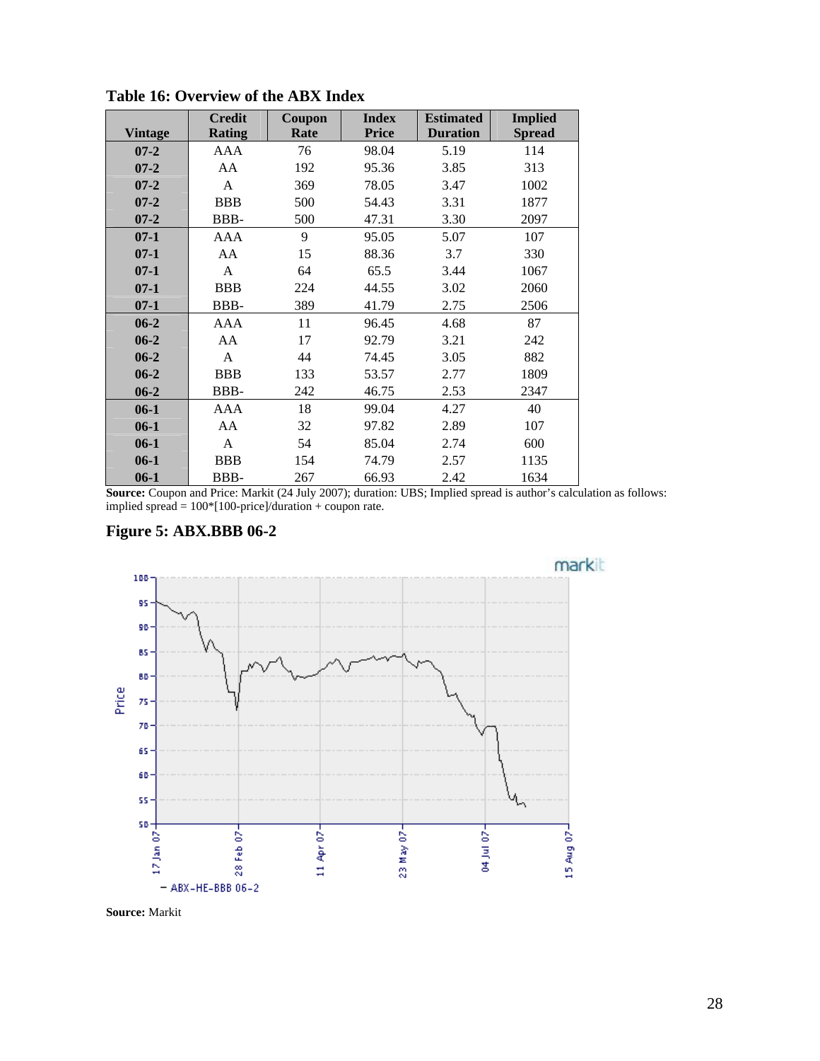**Table 16: Overview of the ABX Index**

| Vintage | Credit Rating | Coupon Rate | Index Price | Estimated Duration | Implied Spread |
|---|---|---|---|---|---|
| 07-2 | AAA | 76 | 98.04 | 5.19 | 114 |
| 07-2 | AA | 192 | 95.36 | 3.85 | 313 |
| 07-2 | A | 369 | 78.05 | 3.47 | 1002 |
| 07-2 | BBB | 500 | 54.43 | 3.31 | 1877 |
| 07-2 | BBB- | 500 | 47.31 | 3.30 | 2097 |
| 07-1 | AAA | 9 | 95.05 | 5.07 | 107 |
| 07-1 | AA | 15 | 88.36 | 3.7 | 330 |
| 07-1 | A | 64 | 65.5 | 3.44 | 1067 |
| 07-1 | BBB | 224 | 44.55 | 3.02 | 2060 |
| 07-1 | BBB- | 389 | 41.79 | 2.75 | 2506 |
| 06-2 | AAA | 11 | 96.45 | 4.68 | 87 |
| 06-2 | AA | 17 | 92.79 | 3.21 | 242 |
| 06-2 | A | 44 | 74.45 | 3.05 | 882 |
| 06-2 | BBB | 133 | 53.57 | 2.77 | 1809 |
| 06-2 | BBB- | 242 | 46.75 | 2.53 | 2347 |
| 06-1 | AAA | 18 | 99.04 | 4.27 | 40 |
| 06-1 | AA | 32 | 97.82 | 2.89 | 107 |
| 06-1 | A | 54 | 85.04 | 2.74 | 600 |
| 06-1 | BBB | 154 | 74.79 | 2.57 | 1135 |
| 06-1 | BBB- | 267 | 66.93 | 2.42 | 1634 |

**Source:** Coupon and Price: Markit (24 July 2007); duration: UBS; Implied spread is author's calculation as follows: implied spread = 100*[100-price]/duration + coupon rate.

**Figure 5: ABX.BBB 06-2**

**Source:** Markit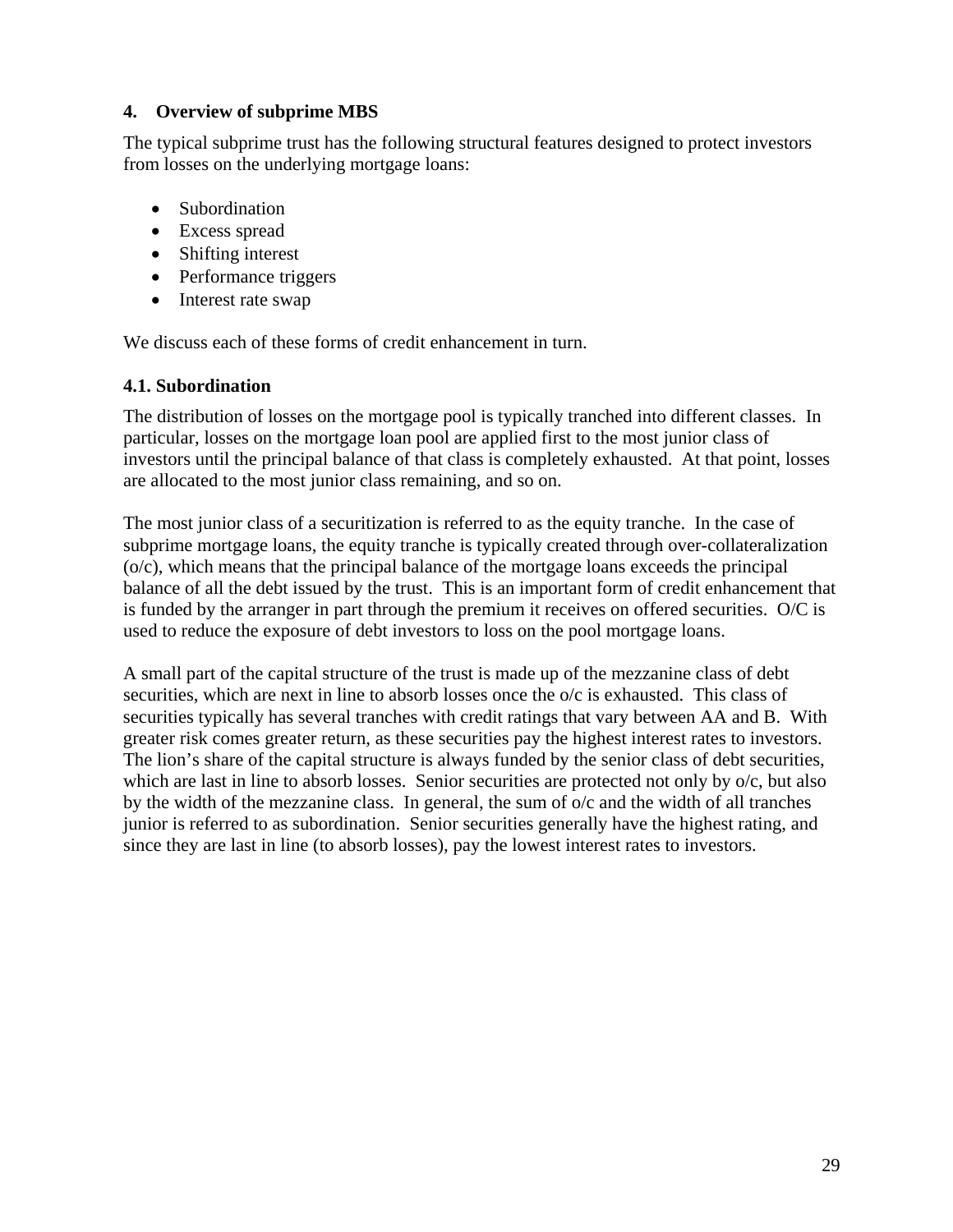## 4. Overview of subprime MBS

The typical subprime trust has the following structural features designed to protect investors from losses on the underlying mortgage loans:

- Subordination
- Excess spread
- Shifting interest
- Performance triggers
- Interest rate swap

We discuss each of these forms of credit enhancement in turn.

### 4.1. Subordination

The distribution of losses on the mortgage pool is typically tranched into different classes. In particular, losses on the mortgage loan pool are applied first to the most junior class of investors until the principal balance of that class is completely exhausted. At that point, losses are allocated to the most junior class remaining, and so on.

The most junior class of a securitization is referred to as the equity tranche. In the case of subprime mortgage loans, the equity tranche is typically created through over-collateralization (o/c), which means that the principal balance of the mortgage loans exceeds the principal balance of all the debt issued by the trust. This is an important form of credit enhancement that is funded by the arranger in part through the premium it receives on offered securities. O/C is used to reduce the exposure of debt investors to loss on the pool mortgage loans.

A small part of the capital structure of the trust is made up of the mezzanine class of debt securities, which are next in line to absorb losses once the o/c is exhausted. This class of securities typically has several tranches with credit ratings that vary between AA and B. With greater risk comes greater return, as these securities pay the highest interest rates to investors. The lion's share of the capital structure is always funded by the senior class of debt securities, which are last in line to absorb losses. Senior securities are protected not only by o/c, but also by the width of the mezzanine class. In general, the sum of o/c and the width of all tranches junior is referred to as subordination. Senior securities generally have the highest rating, and since they are last in line (to absorb losses), pay the lowest interest rates to investors.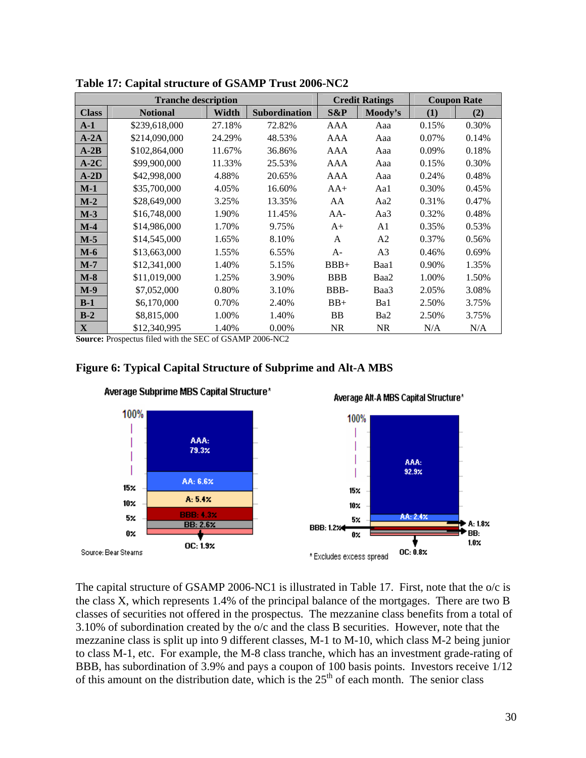**Table 17: Capital structure of GSAMP Trust 2006-NC2**

| Tranche description | | | | Credit Ratings | | Coupon Rate | |
|---|---|---|---|---|---|---|---|
| **Class** | **Notional** | **Width** | **Subordination** | **S&P** | **Moody's** | **(1)** | **(2)** |
| **A-1** | $239,618,000 | 27.18% | 72.82% | AAA | Aaa | 0.15% | 0.30% |
| **A-2A** | $214,090,000 | 24.29% | 48.53% | AAA | Aaa | 0.07% | 0.14% |
| **A-2B** | $102,864,000 | 11.67% | 36.86% | AAA | Aaa | 0.09% | 0.18% |
| **A-2C** | $99,900,000 | 11.33% | 25.53% | AAA | Aaa | 0.15% | 0.30% |
| **A-2D** | $42,998,000 | 4.88% | 20.65% | AAA | Aaa | 0.24% | 0.48% |
| **M-1** | $35,700,000 | 4.05% | 16.60% | AA+ | Aa1 | 0.30% | 0.45% |
| **M-2** | $28,649,000 | 3.25% | 13.35% | AA | Aa2 | 0.31% | 0.47% |
| **M-3** | $16,748,000 | 1.90% | 11.45% | AA- | Aa3 | 0.32% | 0.48% |
| **M-4** | $14,986,000 | 1.70% | 9.75% | A+ | A1 | 0.35% | 0.53% |
| **M-5** | $14,545,000 | 1.65% | 8.10% | A | A2 | 0.37% | 0.56% |
| **M-6** | $13,663,000 | 1.55% | 6.55% | A- | A3 | 0.46% | 0.69% |
| **M-7** | $12,341,000 | 1.40% | 5.15% | BBB+ | Baa1 | 0.90% | 1.35% |
| **M-8** | $11,019,000 | 1.25% | 3.90% | BBB | Baa2 | 1.00% | 1.50% |
| **M-9** | $7,052,000 | 0.80% | 3.10% | BBB- | Baa3 | 2.05% | 3.08% |
| **B-1** | $6,170,000 | 0.70% | 2.40% | BB+ | Ba1 | 2.50% | 3.75% |
| **B-2** | $8,815,000 | 1.00% | 1.40% | BB | Ba2 | 2.50% | 3.75% |
| **X** | $12,340,995 | 1.40% | 0.00% | NR | NR | N/A | N/A |

**Source:** Prospectus filed with the SEC of GSAMP 2006-NC2

**Figure 6: Typical Capital Structure of Subprime and Alt-A MBS**

The capital structure of GSAMP 2006-NC1 is illustrated in Table 17. First, note that the o/c is the class X, which represents 1.4% of the principal balance of the mortgages. There are two B classes of securities not offered in the prospectus. The mezzanine class benefits from a total of 3.10% of subordination created by the o/c and the class B securities. However, note that the mezzanine class is split up into 9 different classes, M-1 to M-10, which class M-2 being junior to class M-1, etc. For example, the M-8 class tranche, which has an investment grade-rating of BBB, has subordination of 3.9% and pays a coupon of 100 basis points. Investors receive 1/12 of this amount on the distribution date, which is the 25th of each month. The senior class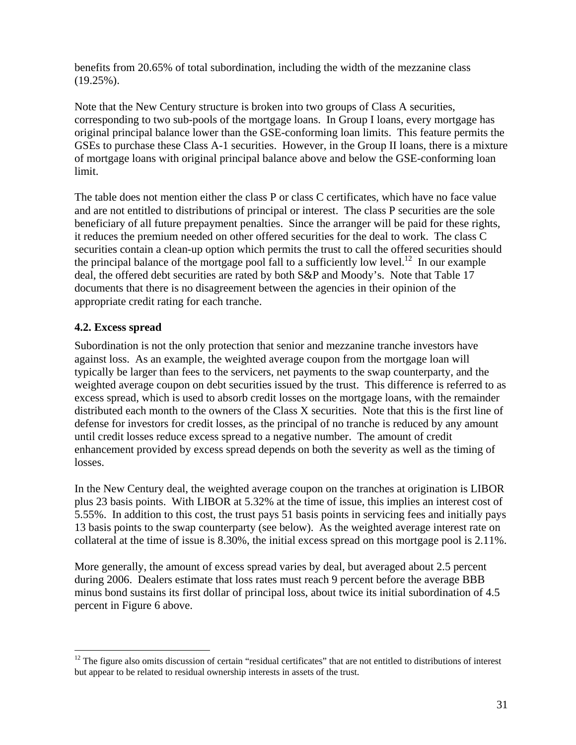benefits from 20.65% of total subordination, including the width of the mezzanine class (19.25%).

Note that the New Century structure is broken into two groups of Class A securities, corresponding to two sub-pools of the mortgage loans. In Group I loans, every mortgage has original principal balance lower than the GSE-conforming loan limits. This feature permits the GSEs to purchase these Class A-1 securities. However, in the Group II loans, there is a mixture of mortgage loans with original principal balance above and below the GSE-conforming loan limit.

The table does not mention either the class P or class C certificates, which have no face value and are not entitled to distributions of principal or interest. The class P securities are the sole beneficiary of all future prepayment penalties. Since the arranger will be paid for these rights, it reduces the premium needed on other offered securities for the deal to work. The class C securities contain a clean-up option which permits the trust to call the offered securities should the principal balance of the mortgage pool fall to a sufficiently low level.[12] In our example deal, the offered debt securities are rated by both S&P and Moody's. Note that Table 17 documents that there is no disagreement between the agencies in their opinion of the appropriate credit rating for each tranche.

### 4.2. Excess spread

Subordination is not the only protection that senior and mezzanine tranche investors have against loss. As an example, the weighted average coupon from the mortgage loan will typically be larger than fees to the servicers, net payments to the swap counterparty, and the weighted average coupon on debt securities issued by the trust. This difference is referred to as excess spread, which is used to absorb credit losses on the mortgage loans, with the remainder distributed each month to the owners of the Class X securities. Note that this is the first line of defense for investors for credit losses, as the principal of no tranche is reduced by any amount until credit losses reduce excess spread to a negative number. The amount of credit enhancement provided by excess spread depends on both the severity as well as the timing of losses.

In the New Century deal, the weighted average coupon on the tranches at origination is LIBOR plus 23 basis points. With LIBOR at 5.32% at the time of issue, this implies an interest cost of 5.55%. In addition to this cost, the trust pays 51 basis points in servicing fees and initially pays 13 basis points to the swap counterparty (see below). As the weighted average interest rate on collateral at the time of issue is 8.30%, the initial excess spread on this mortgage pool is 2.11%.

More generally, the amount of excess spread varies by deal, but averaged about 2.5 percent during 2006. Dealers estimate that loss rates must reach 9 percent before the average BBB minus bond sustains its first dollar of principal loss, about twice its initial subordination of 4.5 percent in Figure 6 above.

[12] The figure also omits discussion of certain "residual certificates" that are not entitled to distributions of interest but appear to be related to residual ownership interests in assets of the trust.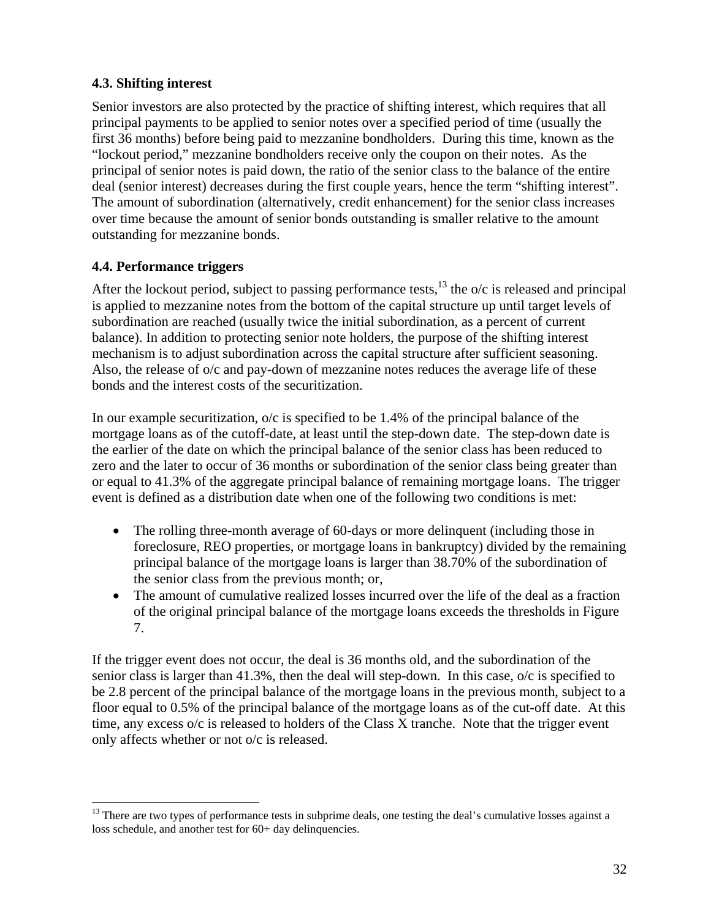### 4.3. Shifting interest

Senior investors are also protected by the practice of shifting interest, which requires that all principal payments to be applied to senior notes over a specified period of time (usually the first 36 months) before being paid to mezzanine bondholders. During this time, known as the "lockout period," mezzanine bondholders receive only the coupon on their notes. As the principal of senior notes is paid down, the ratio of the senior class to the balance of the entire deal (senior interest) decreases during the first couple years, hence the term "shifting interest". The amount of subordination (alternatively, credit enhancement) for the senior class increases over time because the amount of senior bonds outstanding is smaller relative to the amount outstanding for mezzanine bonds.

### 4.4. Performance triggers

After the lockout period, subject to passing performance tests,[13] the o/c is released and principal is applied to mezzanine notes from the bottom of the capital structure up until target levels of subordination are reached (usually twice the initial subordination, as a percent of current balance). In addition to protecting senior note holders, the purpose of the shifting interest mechanism is to adjust subordination across the capital structure after sufficient seasoning. Also, the release of o/c and pay-down of mezzanine notes reduces the average life of these bonds and the interest costs of the securitization.

In our example securitization, o/c is specified to be 1.4% of the principal balance of the mortgage loans as of the cutoff-date, at least until the step-down date. The step-down date is the earlier of the date on which the principal balance of the senior class has been reduced to zero and the later to occur of 36 months or subordination of the senior class being greater than or equal to 41.3% of the aggregate principal balance of remaining mortgage loans. The trigger event is defined as a distribution date when one of the following two conditions is met:

- The rolling three-month average of 60-days or more delinquent (including those in foreclosure, REO properties, or mortgage loans in bankruptcy) divided by the remaining principal balance of the mortgage loans is larger than 38.70% of the subordination of the senior class from the previous month; or,
- The amount of cumulative realized losses incurred over the life of the deal as a fraction of the original principal balance of the mortgage loans exceeds the thresholds in Figure 7.

If the trigger event does not occur, the deal is 36 months old, and the subordination of the senior class is larger than 41.3%, then the deal will step-down. In this case, o/c is specified to be 2.8 percent of the principal balance of the mortgage loans in the previous month, subject to a floor equal to 0.5% of the principal balance of the mortgage loans as of the cut-off date. At this time, any excess o/c is released to holders of the Class X tranche. Note that the trigger event only affects whether or not o/c is released.

[13] There are two types of performance tests in subprime deals, one testing the deal's cumulative losses against a loss schedule, and another test for 60+ day delinquencies.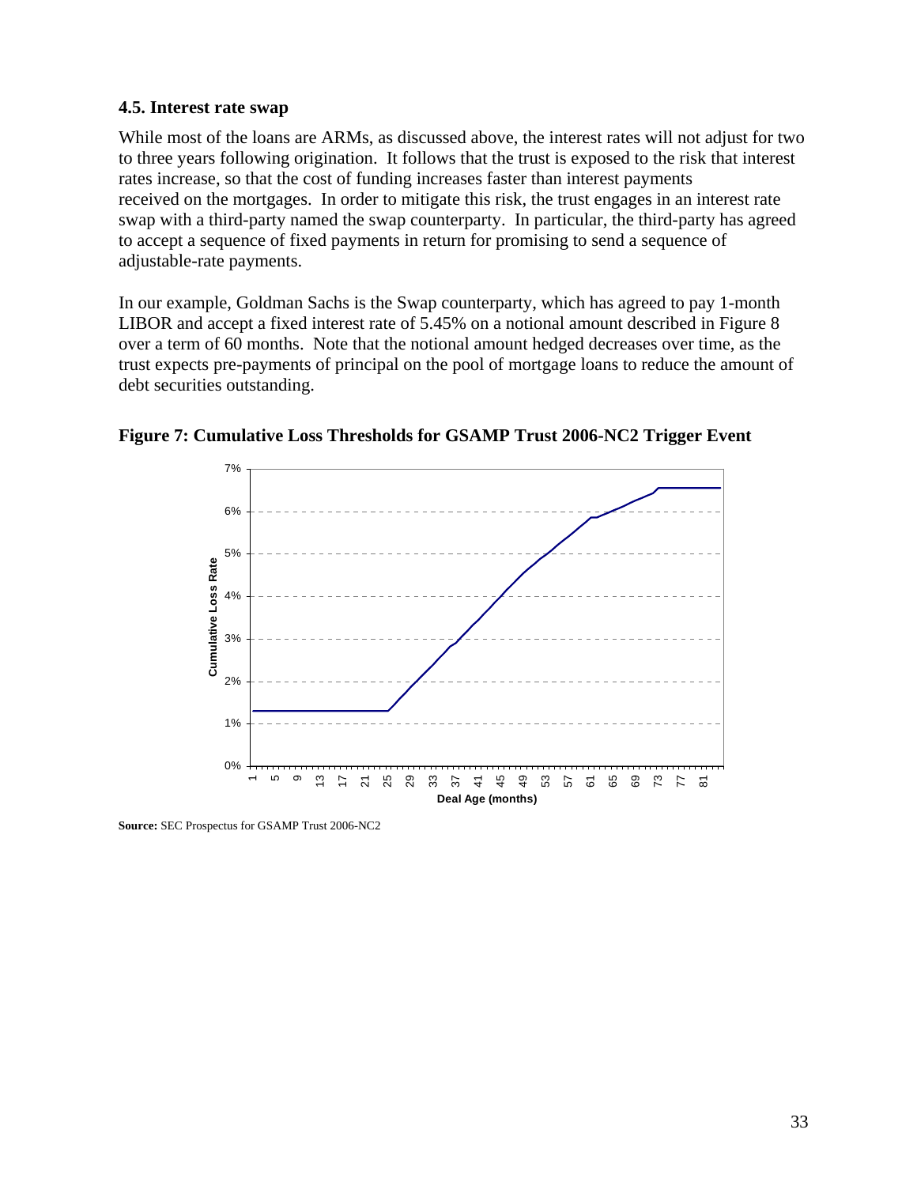### 4.5. Interest rate swap

While most of the loans are ARMs, as discussed above, the interest rates will not adjust for two to three years following origination. It follows that the trust is exposed to the risk that interest rates increase, so that the cost of funding increases faster than interest payments received on the mortgages. In order to mitigate this risk, the trust engages in an interest rate swap with a third-party named the swap counterparty. In particular, the third-party has agreed to accept a sequence of fixed payments in return for promising to send a sequence of adjustable-rate payments.

In our example, Goldman Sachs is the Swap counterparty, which has agreed to pay 1-month LIBOR and accept a fixed interest rate of 5.45% on a notional amount described in Figure 8 over a term of 60 months. Note that the notional amount hedged decreases over time, as the trust expects pre-payments of principal on the pool of mortgage loans to reduce the amount of debt securities outstanding.

**Figure 7: Cumulative Loss Thresholds for GSAMP Trust 2006-NC2 Trigger Event**

**Source:** SEC Prospectus for GSAMP Trust 2006-NC2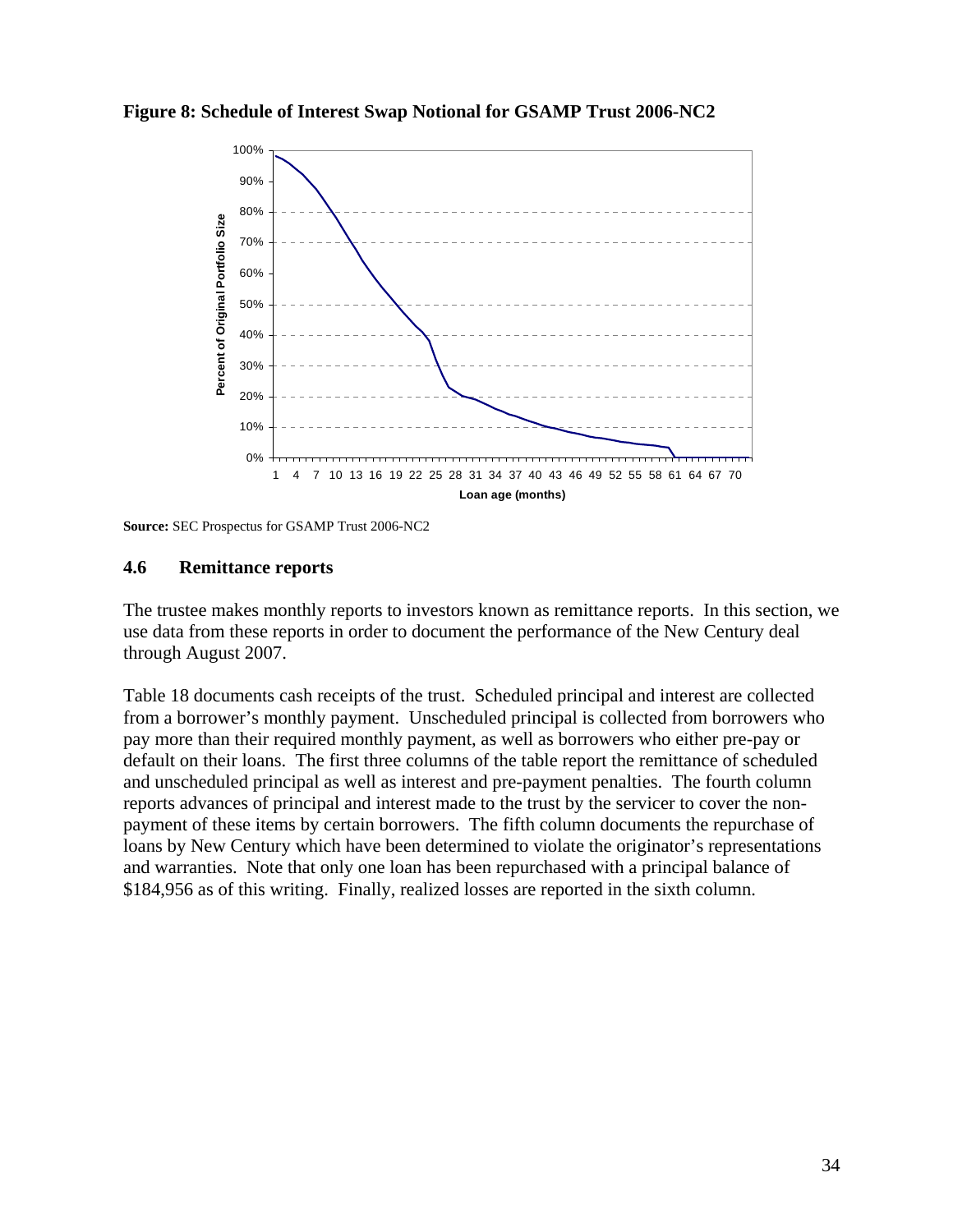**Figure 8: Schedule of Interest Swap Notional for GSAMP Trust 2006-NC2**

**Source:** SEC Prospectus for GSAMP Trust 2006-NC2

### 4.6 Remittance reports

The trustee makes monthly reports to investors known as remittance reports. In this section, we use data from these reports in order to document the performance of the New Century deal through August 2007.

Table 18 documents cash receipts of the trust. Scheduled principal and interest are collected from a borrower's monthly payment. Unscheduled principal is collected from borrowers who pay more than their required monthly payment, as well as borrowers who either pre-pay or default on their loans. The first three columns of the table report the remittance of scheduled and unscheduled principal as well as interest and pre-payment penalties. The fourth column reports advances of principal and interest made to the trust by the servicer to cover the non-payment of these items by certain borrowers. The fifth column documents the repurchase of loans by New Century which have been determined to violate the originator's representations and warranties. Note that only one loan has been repurchased with a principal balance of $184,956 as of this writing. Finally, realized losses are reported in the sixth column.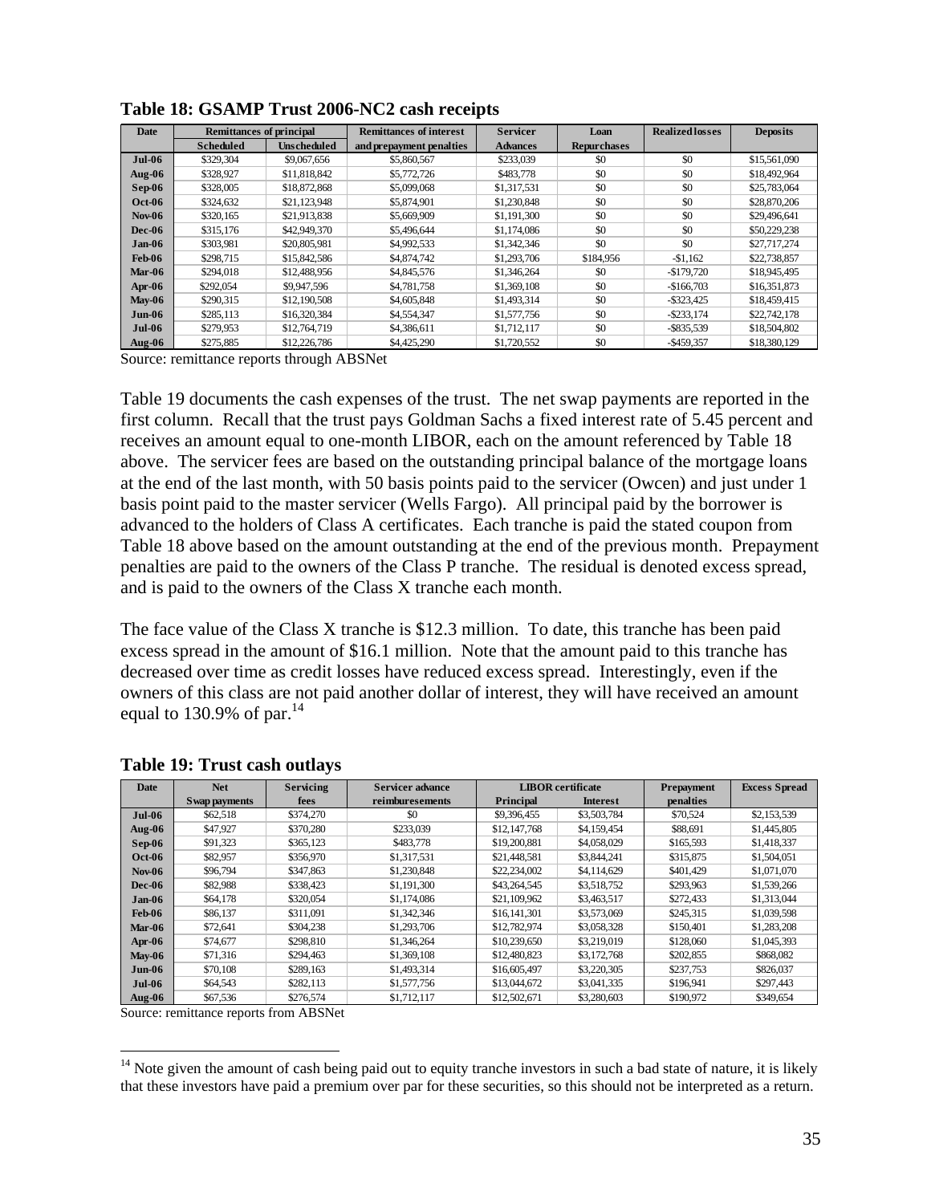**Table 18: GSAMP Trust 2006-NC2 cash receipts**

| Date | Remittances of principal | | Remittances of interest | Servicer | Loan | Realized losses | Deposits |
|---|---|---|---|---|---|---|---|
| | Scheduled | Unscheduled | and prepayment penalties | Advances | Repurchases | | |
| Jul-06 | \$329,304 | \$9,067,656 | \$5,860,567 | \$233,039 | \$0 | \$0 | \$15,561,090 |
| Aug-06 | \$328,927 | \$11,818,842 | \$5,772,726 | \$483,778 | \$0 | \$0 | \$18,492,964 |
| Sep-06 | \$328,005 | \$18,872,868 | \$5,099,068 | \$1,317,531 | \$0 | \$0 | \$25,783,064 |
| Oct-06 | \$324,632 | \$21,123,948 | \$5,874,901 | \$1,230,848 | \$0 | \$0 | \$28,870,206 |
| Nov-06 | \$320,165 | \$21,913,838 | \$5,669,909 | \$1,191,300 | \$0 | \$0 | \$29,496,641 |
| Dec-06 | \$315,176 | \$42,949,370 | \$5,496,644 | \$1,174,086 | \$0 | \$0 | \$50,229,238 |
| Jan-06 | \$303,981 | \$20,805,981 | \$4,992,533 | \$1,342,346 | \$0 | \$0 | \$27,717,274 |
| Feb-06 | \$298,715 | \$15,842,586 | \$4,874,742 | \$1,293,706 | \$184,956 | -\$1,162 | \$22,738,857 |
| Mar-06 | \$294,018 | \$12,488,956 | \$4,845,576 | \$1,346,264 | \$0 | -\$179,720 | \$18,945,495 |
| Apr-06 | \$292,054 | \$9,947,596 | \$4,781,758 | \$1,369,108 | \$0 | -\$166,703 | \$16,351,873 |
| May-06 | \$290,315 | \$12,190,508 | \$4,605,848 | \$1,493,314 | \$0 | -\$323,425 | \$18,459,415 |
| Jun-06 | \$285,113 | \$16,320,384 | \$4,554,347 | \$1,577,756 | \$0 | -\$233,174 | \$22,742,178 |
| Jul-06 | \$279,953 | \$12,764,719 | \$4,386,611 | \$1,712,117 | \$0 | -\$835,539 | \$18,504,802 |
| Aug-06 | \$275,885 | \$12,226,786 | \$4,425,290 | \$1,720,552 | \$0 | -\$459,357 | \$18,380,129 |

Source: remittance reports through ABSNet

Table 19 documents the cash expenses of the trust. The net swap payments are reported in the first column. Recall that the trust pays Goldman Sachs a fixed interest rate of 5.45 percent and receives an amount equal to one-month LIBOR, each on the amount referenced by Table 18 above. The servicer fees are based on the outstanding principal balance of the mortgage loans at the end of the last month, with 50 basis points paid to the servicer (Owcen) and just under 1 basis point paid to the master servicer (Wells Fargo). All principal paid by the borrower is advanced to the holders of Class A certificates. Each tranche is paid the stated coupon from Table 18 above based on the amount outstanding at the end of the previous month. Prepayment penalties are paid to the owners of the Class P tranche. The residual is denoted excess spread, and is paid to the owners of the Class X tranche each month.

The face value of the Class X tranche is \$12.3 million. To date, this tranche has been paid excess spread in the amount of \$16.1 million. Note that the amount paid to this tranche has decreased over time as credit losses have reduced excess spread. Interestingly, even if the owners of this class are not paid another dollar of interest, they will have received an amount equal to 130.9% of par.[14]

**Table 19: Trust cash outlays**

| Date | Net | Servicing | Servicer advance | LIBOR certificate | | Prepayment | Excess Spread |
|---|---|---|---|---|---|---|---|
| | Swap payments | fees | reimburesements | Principal | Interest | penalties | |
| Jul-06 | \$62,518 | \$374,270 | \$0 | \$9,396,455 | \$3,503,784 | \$70,524 | \$2,153,539 |
| Aug-06 | \$47,927 | \$370,280 | \$233,039 | \$12,147,768 | \$4,159,454 | \$88,691 | \$1,445,805 |
| Sep-06 | \$91,323 | \$365,123 | \$483,778 | \$19,200,881 | \$4,058,029 | \$165,593 | \$1,418,337 |
| Oct-06 | \$82,957 | \$356,970 | \$1,317,531 | \$21,448,581 | \$3,844,241 | \$315,875 | \$1,504,051 |
| Nov-06 | \$96,794 | \$347,863 | \$1,230,848 | \$22,234,002 | \$4,114,629 | \$401,429 | \$1,071,070 |
| Dec-06 | \$82,988 | \$338,423 | \$1,191,300 | \$43,264,545 | \$3,518,752 | \$293,963 | \$1,539,266 |
| Jan-06 | \$64,178 | \$320,054 | \$1,174,086 | \$21,109,962 | \$3,463,517 | \$272,433 | \$1,313,044 |
| Feb-06 | \$86,137 | \$311,091 | \$1,342,346 | \$16,141,301 | \$3,573,069 | \$245,315 | \$1,039,598 |
| Mar-06 | \$72,641 | \$304,238 | \$1,293,706 | \$12,782,974 | \$3,058,328 | \$150,401 | \$1,283,208 |
| Apr-06 | \$74,677 | \$298,810 | \$1,346,264 | \$10,239,650 | \$3,219,019 | \$128,060 | \$1,045,393 |
| May-06 | \$71,316 | \$294,463 | \$1,369,108 | \$12,480,823 | \$3,172,768 | \$202,855 | \$868,082 |
| Jun-06 | \$70,108 | \$289,163 | \$1,493,314 | \$16,605,497 | \$3,220,305 | \$237,753 | \$826,037 |
| Jul-06 | \$64,543 | \$282,113 | \$1,577,756 | \$13,044,672 | \$3,041,335 | \$196,941 | \$297,443 |
| Aug-06 | \$67,536 | \$276,574 | \$1,712,117 | \$12,502,671 | \$3,280,603 | \$190,972 | \$349,654 |

Source: remittance reports from ABSNet

[14] Note given the amount of cash being paid out to equity tranche investors in such a bad state of nature, it is likely that these investors have paid a premium over par for these securities, so this should not be interpreted as a return.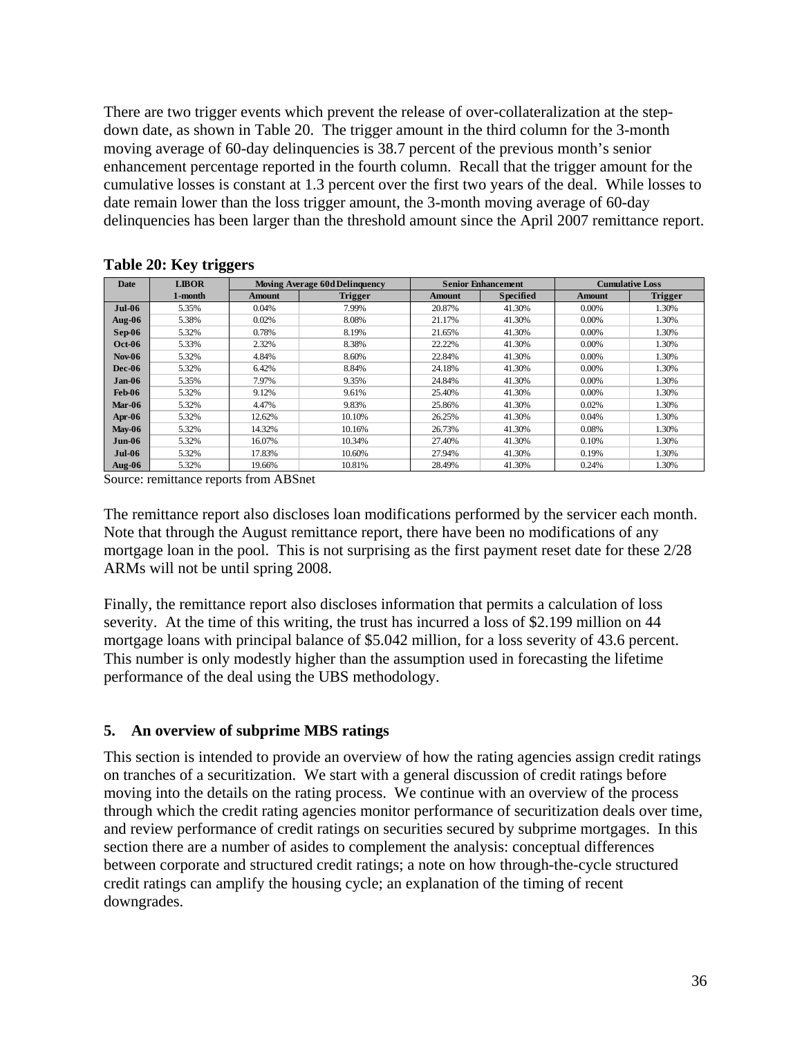There are two trigger events which prevent the release of over-collateralization at the step-down date, as shown in Table 20. The trigger amount in the third column for the 3-month moving average of 60-day delinquencies is 38.7 percent of the previous month's senior enhancement percentage reported in the fourth column. Recall that the trigger amount for the cumulative losses is constant at 1.3 percent over the first two years of the deal. While losses to date remain lower than the loss trigger amount, the 3-month moving average of 60-day delinquencies has been larger than the threshold amount since the April 2007 remittance report.

**Table 20: Key triggers**

| Date | LIBOR | Moving Average 60d Delinquency | | Senior Enhancement | | Cumulative Loss | |
|---|---|---|---|---|---|---|---|
| | 1-month | Amount | Trigger | Amount | Specified | Amount | Trigger |
| **Jul-06** | 5.35% | 0.04% | 7.99% | 20.87% | 41.30% | 0.00% | 1.30% |
| **Aug-06** | 5.38% | 0.02% | 8.08% | 21.17% | 41.30% | 0.00% | 1.30% |
| **Sep-06** | 5.32% | 0.78% | 8.19% | 21.65% | 41.30% | 0.00% | 1.30% |
| **Oct-06** | 5.33% | 2.32% | 8.38% | 22.22% | 41.30% | 0.00% | 1.30% |
| **Nov-06** | 5.32% | 4.84% | 8.60% | 22.84% | 41.30% | 0.00% | 1.30% |
| **Dec-06** | 5.32% | 6.42% | 8.84% | 24.18% | 41.30% | 0.00% | 1.30% |
| **Jan-06** | 5.35% | 7.97% | 9.35% | 24.84% | 41.30% | 0.00% | 1.30% |
| **Feb-06** | 5.32% | 9.12% | 9.61% | 25.40% | 41.30% | 0.00% | 1.30% |
| **Mar-06** | 5.32% | 4.47% | 9.83% | 25.86% | 41.30% | 0.02% | 1.30% |
| **Apr-06** | 5.32% | 12.62% | 10.10% | 26.25% | 41.30% | 0.04% | 1.30% |
| **May-06** | 5.32% | 14.32% | 10.16% | 26.73% | 41.30% | 0.08% | 1.30% |
| **Jun-06** | 5.32% | 16.07% | 10.34% | 27.40% | 41.30% | 0.10% | 1.30% |
| **Jul-06** | 5.32% | 17.83% | 10.60% | 27.94% | 41.30% | 0.19% | 1.30% |
| **Aug-06** | 5.32% | 19.66% | 10.81% | 28.49% | 41.30% | 0.24% | 1.30% |

Source: remittance reports from ABSnet

The remittance report also discloses loan modifications performed by the servicer each month. Note that through the August remittance report, there have been no modifications of any mortgage loan in the pool. This is not surprising as the first payment reset date for these 2/28 ARMs will not be until spring 2008.

Finally, the remittance report also discloses information that permits a calculation of loss severity. At the time of this writing, the trust has incurred a loss of $2.199 million on 44 mortgage loans with principal balance of $5.042 million, for a loss severity of 43.6 percent. This number is only modestly higher than the assumption used in forecasting the lifetime performance of the deal using the UBS methodology.

## 5. An overview of subprime MBS ratings

This section is intended to provide an overview of how the rating agencies assign credit ratings on tranches of a securitization. We start with a general discussion of credit ratings before moving into the details on the rating process. We continue with an overview of the process through which the credit rating agencies monitor performance of securitization deals over time, and review performance of credit ratings on securities secured by subprime mortgages. In this section there are a number of asides to complement the analysis: conceptual differences between corporate and structured credit ratings; a note on how through-the-cycle structured credit ratings can amplify the housing cycle; an explanation of the timing of recent downgrades.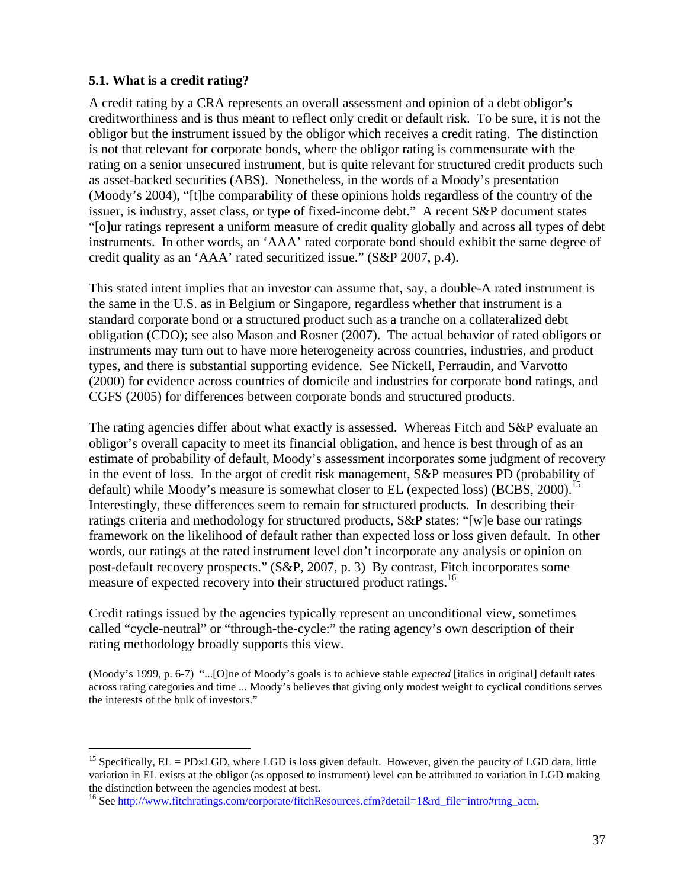### 5.1. What is a credit rating?

A credit rating by a CRA represents an overall assessment and opinion of a debt obligor's creditworthiness and is thus meant to reflect only credit or default risk. To be sure, it is not the obligor but the instrument issued by the obligor which receives a credit rating. The distinction is not that relevant for corporate bonds, where the obligor rating is commensurate with the rating on a senior unsecured instrument, but is quite relevant for structured credit products such as asset-backed securities (ABS). Nonetheless, in the words of a Moody's presentation (Moody's 2004), "[t]he comparability of these opinions holds regardless of the country of the issuer, is industry, asset class, or type of fixed-income debt." A recent S&P document states "[o]ur ratings represent a uniform measure of credit quality globally and across all types of debt instruments. In other words, an 'AAA' rated corporate bond should exhibit the same degree of credit quality as an 'AAA' rated securitized issue." (S&P 2007, p.4).

This stated intent implies that an investor can assume that, say, a double-A rated instrument is the same in the U.S. as in Belgium or Singapore, regardless whether that instrument is a standard corporate bond or a structured product such as a tranche on a collateralized debt obligation (CDO); see also Mason and Rosner (2007). The actual behavior of rated obligors or instruments may turn out to have more heterogeneity across countries, industries, and product types, and there is substantial supporting evidence. See Nickell, Perraudin, and Varvotto (2000) for evidence across countries of domicile and industries for corporate bond ratings, and CGFS (2005) for differences between corporate bonds and structured products.

The rating agencies differ about what exactly is assessed. Whereas Fitch and S&P evaluate an obligor's overall capacity to meet its financial obligation, and hence is best through of as an estimate of probability of default, Moody's assessment incorporates some judgment of recovery in the event of loss. In the argot of credit risk management, S&P measures PD (probability of default) while Moody's measure is somewhat closer to EL (expected loss) (BCBS, 2000).[15] Interestingly, these differences seem to remain for structured products. In describing their ratings criteria and methodology for structured products, S&P states: "[w]e base our ratings framework on the likelihood of default rather than expected loss or loss given default. In other words, our ratings at the rated instrument level don't incorporate any analysis or opinion on post-default recovery prospects." (S&P, 2007, p. 3) By contrast, Fitch incorporates some measure of expected recovery into their structured product ratings.[16]

Credit ratings issued by the agencies typically represent an unconditional view, sometimes called "cycle-neutral" or "through-the-cycle:" the rating agency's own description of their rating methodology broadly supports this view.

(Moody's 1999, p. 6-7) "...[O]ne of Moody's goals is to achieve stable *expected* [italics in original] default rates across rating categories and time ... Moody's believes that giving only modest weight to cyclical conditions serves the interests of the bulk of investors."

---

[15] Specifically, $EL = PD \times LGD$, where LGD is loss given default. However, given the paucity of LGD data, little variation in EL exists at the obligor (as opposed to instrument) level can be attributed to variation in LGD making the distinction between the agencies modest at best.

[16] See http://www.fitchratings.com/corporate/fitchResources.cfm?detail=1&rd_file=intro#rtng_actn.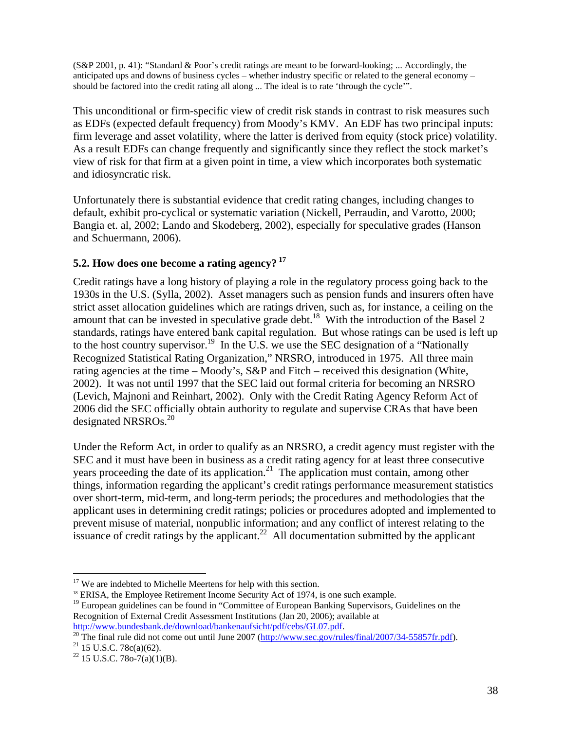(S&P 2001, p. 41): "Standard & Poor's credit ratings are meant to be forward-looking; ... Accordingly, the anticipated ups and downs of business cycles – whether industry specific or related to the general economy – should be factored into the credit rating all along ... The ideal is to rate 'through the cycle'".

This unconditional or firm-specific view of credit risk stands in contrast to risk measures such as EDFs (expected default frequency) from Moody's KMV. An EDF has two principal inputs: firm leverage and asset volatility, where the latter is derived from equity (stock price) volatility. As a result EDFs can change frequently and significantly since they reflect the stock market's view of risk for that firm at a given point in time, a view which incorporates both systematic and idiosyncratic risk.

Unfortunately there is substantial evidence that credit rating changes, including changes to default, exhibit pro-cyclical or systematic variation (Nickell, Perraudin, and Varotto, 2000; Bangia et. al, 2002; Lando and Skodeberg, 2002), especially for speculative grades (Hanson and Schuermann, 2006).

### 5.2. How does one become a rating agency? [17]

Credit ratings have a long history of playing a role in the regulatory process going back to the 1930s in the U.S. (Sylla, 2002). Asset managers such as pension funds and insurers often have strict asset allocation guidelines which are ratings driven, such as, for instance, a ceiling on the amount that can be invested in speculative grade debt.[18] With the introduction of the Basel 2 standards, ratings have entered bank capital regulation. But whose ratings can be used is left up to the host country supervisor.[19] In the U.S. we use the SEC designation of a "Nationally Recognized Statistical Rating Organization," NRSRO, introduced in 1975. All three main rating agencies at the time – Moody's, S&P and Fitch – received this designation (White, 2002). It was not until 1997 that the SEC laid out formal criteria for becoming an NRSRO (Levich, Majnoni and Reinhart, 2002). Only with the Credit Rating Agency Reform Act of 2006 did the SEC officially obtain authority to regulate and supervise CRAs that have been designated NRSROs.[20]

Under the Reform Act, in order to qualify as an NRSRO, a credit agency must register with the SEC and it must have been in business as a credit rating agency for at least three consecutive years proceeding the date of its application.[21] The application must contain, among other things, information regarding the applicant's credit ratings performance measurement statistics over short-term, mid-term, and long-term periods; the procedures and methodologies that the applicant uses in determining credit ratings; policies or procedures adopted and implemented to prevent misuse of material, nonpublic information; and any conflict of interest relating to the issuance of credit ratings by the applicant.[22] All documentation submitted by the applicant

---

[17] We are indebted to Michelle Meertens for help with this section.

[18] ERISA, the Employee Retirement Income Security Act of 1974, is one such example.

[19] European guidelines can be found in "Committee of European Banking Supervisors, Guidelines on the Recognition of External Credit Assessment Institutions (Jan 20, 2006); available at http://www.bundesbank.de/download/bankenaufsicht/pdf/cebs/GL07.pdf.

[20] The final rule did not come out until June 2007 (http://www.sec.gov/rules/final/2007/34-55857fr.pdf).

[21] 15 U.S.C. 78c(a)(62).

[22] 15 U.S.C. 78o-7(a)(1)(B).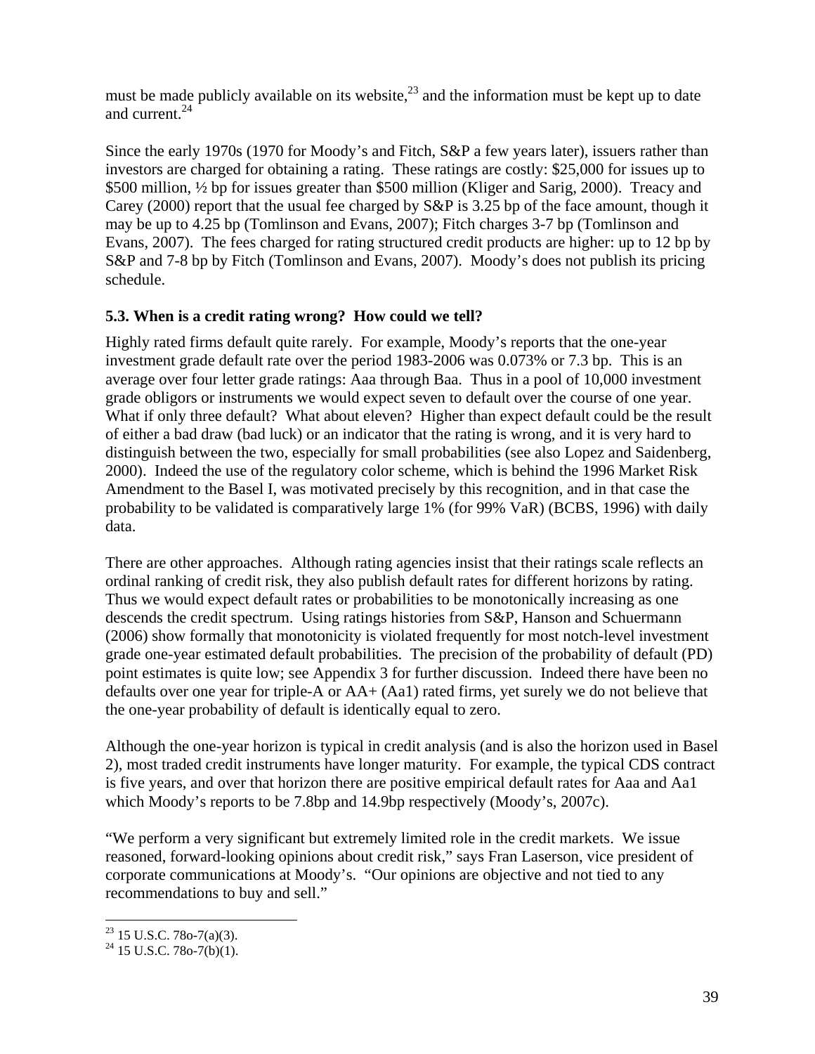must be made publicly available on its website,[23] and the information must be kept up to date and current.[24]

Since the early 1970s (1970 for Moody's and Fitch, S&P a few years later), issuers rather than investors are charged for obtaining a rating. These ratings are costly: $25,000 for issues up to $500 million, ½ bp for issues greater than $500 million (Kliger and Sarig, 2000). Treacy and Carey (2000) report that the usual fee charged by S&P is 3.25 bp of the face amount, though it may be up to 4.25 bp (Tomlinson and Evans, 2007); Fitch charges 3-7 bp (Tomlinson and Evans, 2007). The fees charged for rating structured credit products are higher: up to 12 bp by S&P and 7-8 bp by Fitch (Tomlinson and Evans, 2007). Moody's does not publish its pricing schedule.

### 5.3. When is a credit rating wrong? How could we tell?

Highly rated firms default quite rarely. For example, Moody's reports that the one-year investment grade default rate over the period 1983-2006 was 0.073% or 7.3 bp. This is an average over four letter grade ratings: Aaa through Baa. Thus in a pool of 10,000 investment grade obligors or instruments we would expect seven to default over the course of one year. What if only three default? What about eleven? Higher than expect default could be the result of either a bad draw (bad luck) or an indicator that the rating is wrong, and it is very hard to distinguish between the two, especially for small probabilities (see also Lopez and Saidenberg, 2000). Indeed the use of the regulatory color scheme, which is behind the 1996 Market Risk Amendment to the Basel I, was motivated precisely by this recognition, and in that case the probability to be validated is comparatively large 1% (for 99% VaR) (BCBS, 1996) with daily data.

There are other approaches. Although rating agencies insist that their ratings scale reflects an ordinal ranking of credit risk, they also publish default rates for different horizons by rating. Thus we would expect default rates or probabilities to be monotonically increasing as one descends the credit spectrum. Using ratings histories from S&P, Hanson and Schuermann (2006) show formally that monotonicity is violated frequently for most notch-level investment grade one-year estimated default probabilities. The precision of the probability of default (PD) point estimates is quite low; see Appendix 3 for further discussion. Indeed there have been no defaults over one year for triple-A or AA+ (Aa1) rated firms, yet surely we do not believe that the one-year probability of default is identically equal to zero.

Although the one-year horizon is typical in credit analysis (and is also the horizon used in Basel 2), most traded credit instruments have longer maturity. For example, the typical CDS contract is five years, and over that horizon there are positive empirical default rates for Aaa and Aa1 which Moody's reports to be 7.8bp and 14.9bp respectively (Moody's, 2007c).

"We perform a very significant but extremely limited role in the credit markets. We issue reasoned, forward-looking opinions about credit risk," says Fran Laserson, vice president of corporate communications at Moody's. "Our opinions are objective and not tied to any recommendations to buy and sell."

[23] 15 U.S.C. 78o-7(a)(3).

[24] 15 U.S.C. 78o-7(b)(1).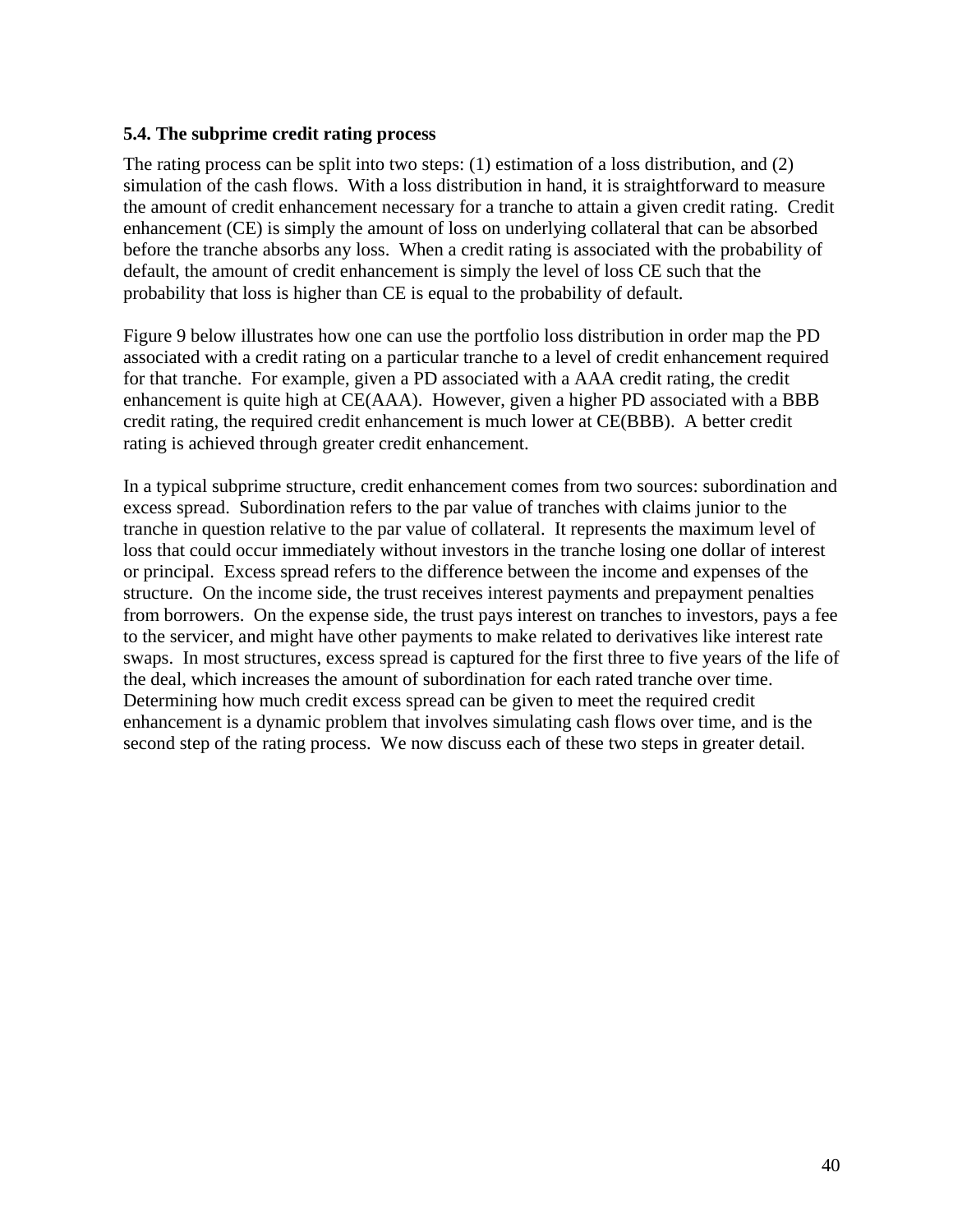### 5.4. The subprime credit rating process

The rating process can be split into two steps: (1) estimation of a loss distribution, and (2) simulation of the cash flows. With a loss distribution in hand, it is straightforward to measure the amount of credit enhancement necessary for a tranche to attain a given credit rating. Credit enhancement (CE) is simply the amount of loss on underlying collateral that can be absorbed before the tranche absorbs any loss. When a credit rating is associated with the probability of default, the amount of credit enhancement is simply the level of loss CE such that the probability that loss is higher than CE is equal to the probability of default.

Figure 9 below illustrates how one can use the portfolio loss distribution in order map the PD associated with a credit rating on a particular tranche to a level of credit enhancement required for that tranche. For example, given a PD associated with a AAA credit rating, the credit enhancement is quite high at CE(AAA). However, given a higher PD associated with a BBB credit rating, the required credit enhancement is much lower at CE(BBB). A better credit rating is achieved through greater credit enhancement.

In a typical subprime structure, credit enhancement comes from two sources: subordination and excess spread. Subordination refers to the par value of tranches with claims junior to the tranche in question relative to the par value of collateral. It represents the maximum level of loss that could occur immediately without investors in the tranche losing one dollar of interest or principal. Excess spread refers to the difference between the income and expenses of the structure. On the income side, the trust receives interest payments and prepayment penalties from borrowers. On the expense side, the trust pays interest on tranches to investors, pays a fee to the servicer, and might have other payments to make related to derivatives like interest rate swaps. In most structures, excess spread is captured for the first three to five years of the life of the deal, which increases the amount of subordination for each rated tranche over time. Determining how much credit excess spread can be given to meet the required credit enhancement is a dynamic problem that involves simulating cash flows over time, and is the second step of the rating process. We now discuss each of these two steps in greater detail.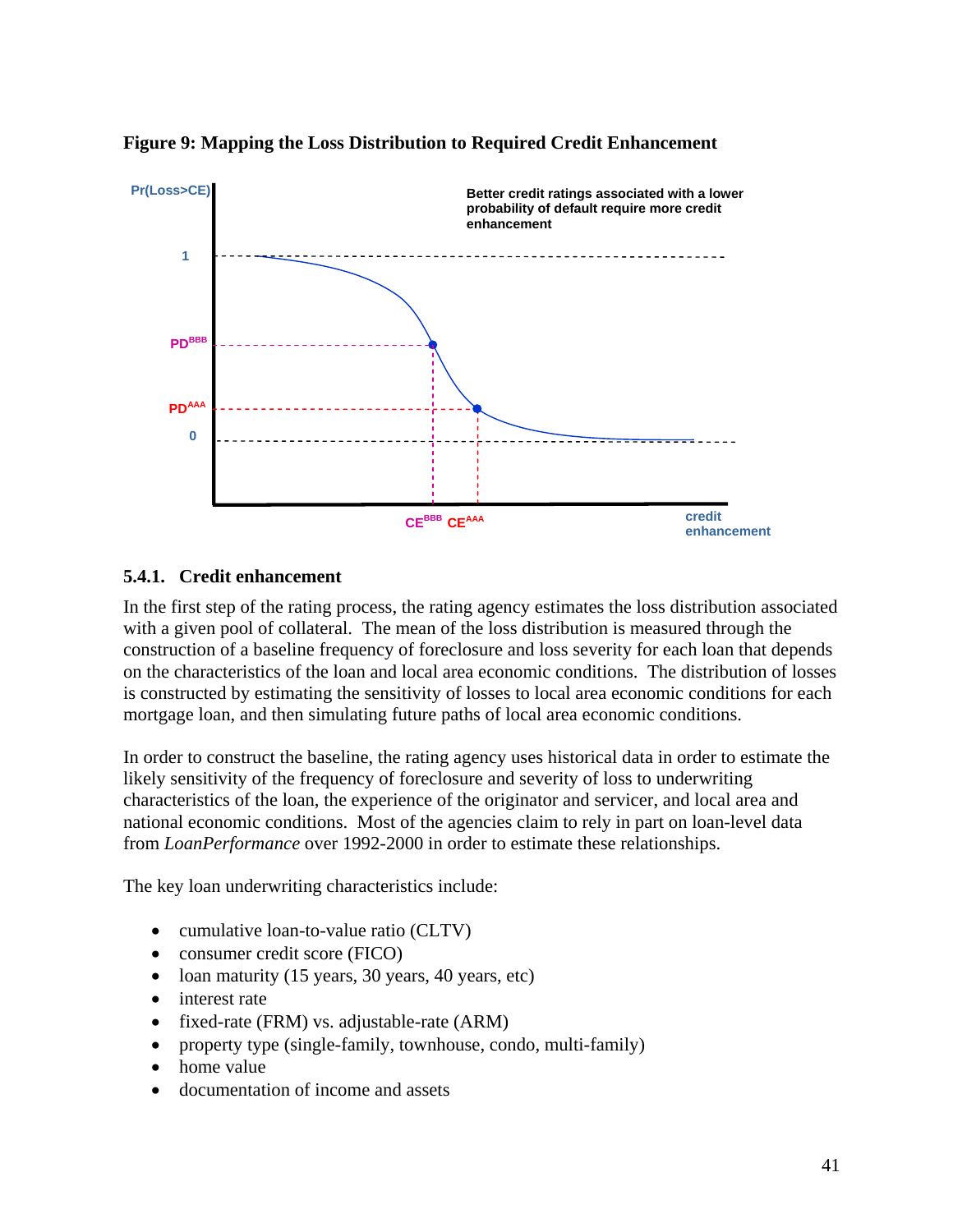**Figure 9: Mapping the Loss Distribution to Required Credit Enhancement**

### 5.4.1. Credit enhancement

In the first step of the rating process, the rating agency estimates the loss distribution associated with a given pool of collateral. The mean of the loss distribution is measured through the construction of a baseline frequency of foreclosure and loss severity for each loan that depends on the characteristics of the loan and local area economic conditions. The distribution of losses is constructed by estimating the sensitivity of losses to local area economic conditions for each mortgage loan, and then simulating future paths of local area economic conditions.

In order to construct the baseline, the rating agency uses historical data in order to estimate the likely sensitivity of the frequency of foreclosure and severity of loss to underwriting characteristics of the loan, the experience of the originator and servicer, and local area and national economic conditions. Most of the agencies claim to rely in part on loan-level data from *LoanPerformance* over 1992-2000 in order to estimate these relationships.

The key loan underwriting characteristics include:

- cumulative loan-to-value ratio (CLTV)
- consumer credit score (FICO)
- loan maturity (15 years, 30 years, 40 years, etc)
- interest rate
- fixed-rate (FRM) vs. adjustable-rate (ARM)
- property type (single-family, townhouse, condo, multi-family)
- home value
- documentation of income and assets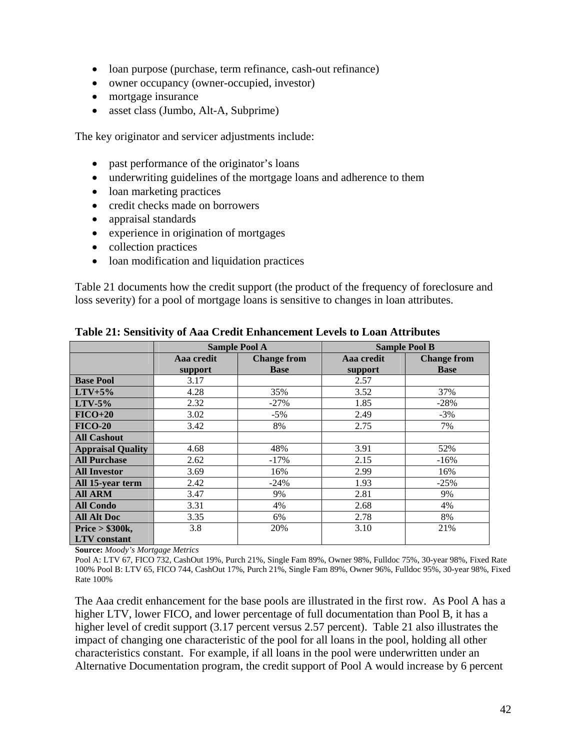- loan purpose (purchase, term refinance, cash-out refinance)
- owner occupancy (owner-occupied, investor)
- mortgage insurance
- asset class (Jumbo, Alt-A, Subprime)

The key originator and servicer adjustments include:

- past performance of the originator's loans
- underwriting guidelines of the mortgage loans and adherence to them
- loan marketing practices
- credit checks made on borrowers
- appraisal standards
- experience in origination of mortgages
- collection practices
- loan modification and liquidation practices

Table 21 documents how the credit support (the product of the frequency of foreclosure and loss severity) for a pool of mortgage loans is sensitive to changes in loan attributes.

**Table 21: Sensitivity of Aaa Credit Enhancement Levels to Loan Attributes**

| | Sample Pool A | | Sample Pool B | |
|---|---|---|---|---|
| | **Aaa credit support** | **Change from Base** | **Aaa credit support** | **Change from Base** |
| **Base Pool** | 3.17 | | 2.57 | |
| **LTV+5%** | 4.28 | 35% | 3.52 | 37% |
| **LTV-5%** | 2.32 | -27% | 1.85 | -28% |
| **FICO+20** | 3.02 | -5% | 2.49 | -3% |
| **FICO-20** | 3.42 | 8% | 2.75 | 7% |
| **All Cashout** | | | | |
| **Appraisal Quality** | 4.68 | 48% | 3.91 | 52% |
| **All Purchase** | 2.62 | -17% | 2.15 | -16% |
| **All Investor** | 3.69 | 16% | 2.99 | 16% |
| **All 15-year term** | 2.42 | -24% | 1.93 | -25% |
| **All ARM** | 3.47 | 9% | 2.81 | 9% |
| **All Condo** | 3.31 | 4% | 2.68 | 4% |
| **All Alt Doc** | 3.35 | 6% | 2.78 | 8% |
| **Price > $300k, LTV constant** | 3.8 | 20% | 3.10 | 21% |

**Source:** *Moody's Mortgage Metrics*

Pool A: LTV 67, FICO 732, CashOut 19%, Purch 21%, Single Fam 89%, Owner 98%, Fulldoc 75%, 30-year 98%, Fixed Rate 100% Pool B: LTV 65, FICO 744, CashOut 17%, Purch 21%, Single Fam 89%, Owner 96%, Fulldoc 95%, 30-year 98%, Fixed Rate 100%

The Aaa credit enhancement for the base pools are illustrated in the first row. As Pool A has a higher LTV, lower FICO, and lower percentage of full documentation than Pool B, it has a higher level of credit support (3.17 percent versus 2.57 percent). Table 21 also illustrates the impact of changing one characteristic of the pool for all loans in the pool, holding all other characteristics constant. For example, if all loans in the pool were underwritten under an Alternative Documentation program, the credit support of Pool A would increase by 6 percent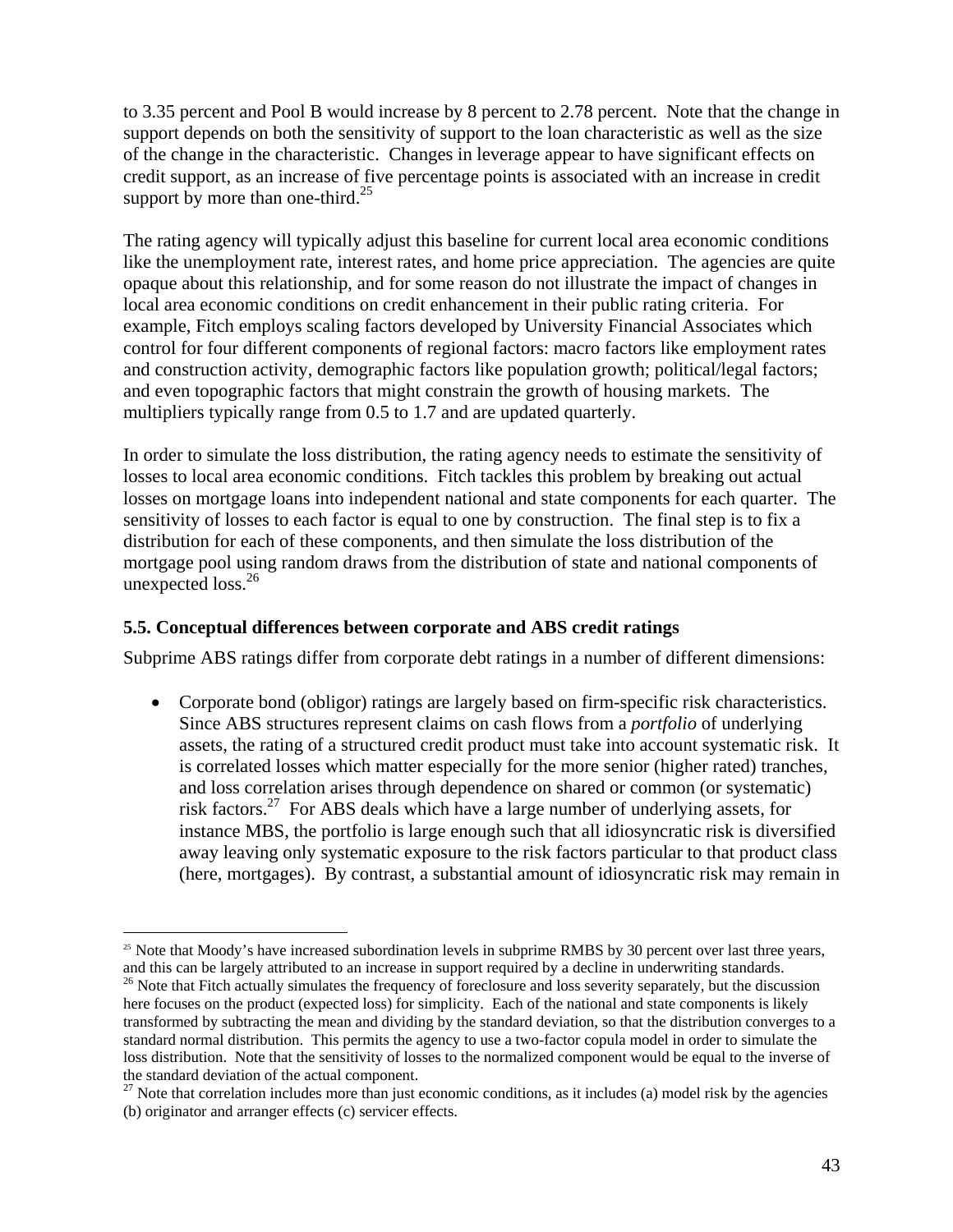to 3.35 percent and Pool B would increase by 8 percent to 2.78 percent. Note that the change in support depends on both the sensitivity of support to the loan characteristic as well as the size of the change in the characteristic. Changes in leverage appear to have significant effects on credit support, as an increase of five percentage points is associated with an increase in credit support by more than one-third.[25]

The rating agency will typically adjust this baseline for current local area economic conditions like the unemployment rate, interest rates, and home price appreciation. The agencies are quite opaque about this relationship, and for some reason do not illustrate the impact of changes in local area economic conditions on credit enhancement in their public rating criteria. For example, Fitch employs scaling factors developed by University Financial Associates which control for four different components of regional factors: macro factors like employment rates and construction activity, demographic factors like population growth; political/legal factors; and even topographic factors that might constrain the growth of housing markets. The multipliers typically range from 0.5 to 1.7 and are updated quarterly.

In order to simulate the loss distribution, the rating agency needs to estimate the sensitivity of losses to local area economic conditions. Fitch tackles this problem by breaking out actual losses on mortgage loans into independent national and state components for each quarter. The sensitivity of losses to each factor is equal to one by construction. The final step is to fix a distribution for each of these components, and then simulate the loss distribution of the mortgage pool using random draws from the distribution of state and national components of unexpected loss.[26]

### 5.5. Conceptual differences between corporate and ABS credit ratings

Subprime ABS ratings differ from corporate debt ratings in a number of different dimensions:

- Corporate bond (obligor) ratings are largely based on firm-specific risk characteristics. Since ABS structures represent claims on cash flows from a *portfolio* of underlying assets, the rating of a structured credit product must take into account systematic risk. It is correlated losses which matter especially for the more senior (higher rated) tranches, and loss correlation arises through dependence on shared or common (or systematic) risk factors.[27] For ABS deals which have a large number of underlying assets, for instance MBS, the portfolio is large enough such that all idiosyncratic risk is diversified away leaving only systematic exposure to the risk factors particular to that product class (here, mortgages). By contrast, a substantial amount of idiosyncratic risk may remain in

[25] Note that Moody's have increased subordination levels in subprime RMBS by 30 percent over last three years, and this can be largely attributed to an increase in support required by a decline in underwriting standards.

[26] Note that Fitch actually simulates the frequency of foreclosure and loss severity separately, but the discussion here focuses on the product (expected loss) for simplicity. Each of the national and state components is likely transformed by subtracting the mean and dividing by the standard deviation, so that the distribution converges to a standard normal distribution. This permits the agency to use a two-factor copula model in order to simulate the loss distribution. Note that the sensitivity of losses to the normalized component would be equal to the inverse of the standard deviation of the actual component.

[27] Note that correlation includes more than just economic conditions, as it includes (a) model risk by the agencies (b) originator and arranger effects (c) servicer effects.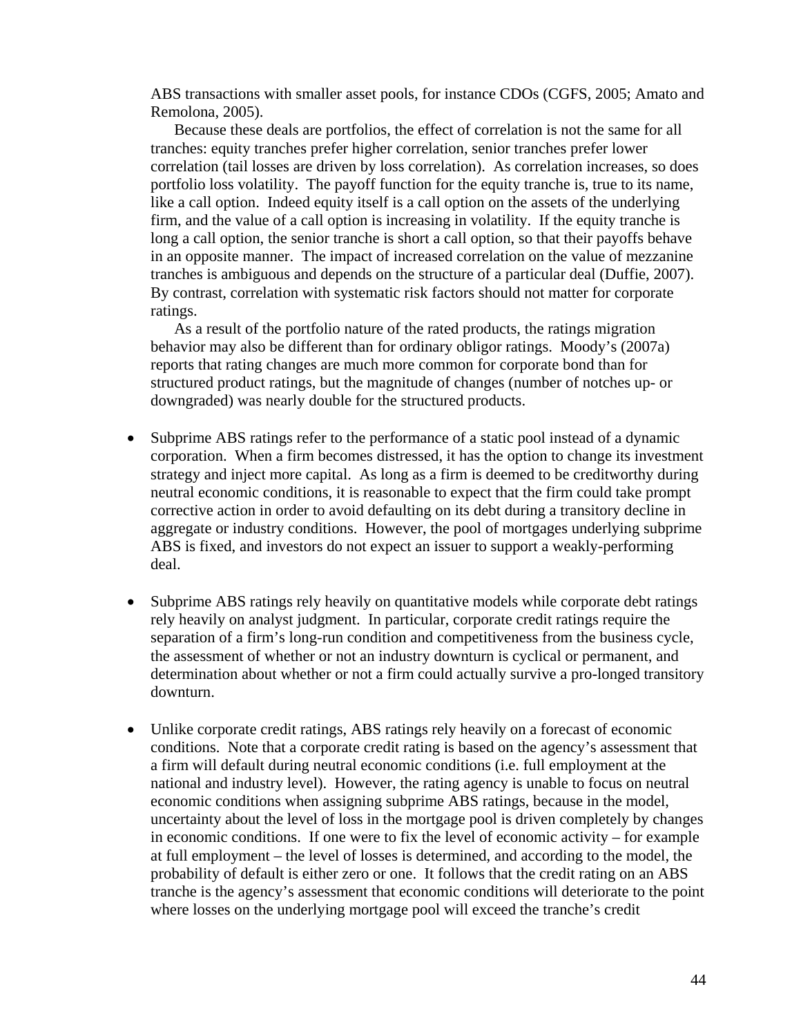ABS transactions with smaller asset pools, for instance CDOs (CGFS, 2005; Amato and Remolona, 2005).

Because these deals are portfolios, the effect of correlation is not the same for all tranches: equity tranches prefer higher correlation, senior tranches prefer lower correlation (tail losses are driven by loss correlation). As correlation increases, so does portfolio loss volatility. The payoff function for the equity tranche is, true to its name, like a call option. Indeed equity itself is a call option on the assets of the underlying firm, and the value of a call option is increasing in volatility. If the equity tranche is long a call option, the senior tranche is short a call option, so that their payoffs behave in an opposite manner. The impact of increased correlation on the value of mezzanine tranches is ambiguous and depends on the structure of a particular deal (Duffie, 2007). By contrast, correlation with systematic risk factors should not matter for corporate ratings.

As a result of the portfolio nature of the rated products, the ratings migration behavior may also be different than for ordinary obligor ratings. Moody's (2007a) reports that rating changes are much more common for corporate bond than for structured product ratings, but the magnitude of changes (number of notches up- or downgraded) was nearly double for the structured products.

- Subprime ABS ratings refer to the performance of a static pool instead of a dynamic corporation. When a firm becomes distressed, it has the option to change its investment strategy and inject more capital. As long as a firm is deemed to be creditworthy during neutral economic conditions, it is reasonable to expect that the firm could take prompt corrective action in order to avoid defaulting on its debt during a transitory decline in aggregate or industry conditions. However, the pool of mortgages underlying subprime ABS is fixed, and investors do not expect an issuer to support a weakly-performing deal.

- Subprime ABS ratings rely heavily on quantitative models while corporate debt ratings rely heavily on analyst judgment. In particular, corporate credit ratings require the separation of a firm's long-run condition and competitiveness from the business cycle, the assessment of whether or not an industry downturn is cyclical or permanent, and determination about whether or not a firm could actually survive a pro-longed transitory downturn.

- Unlike corporate credit ratings, ABS ratings rely heavily on a forecast of economic conditions. Note that a corporate credit rating is based on the agency's assessment that a firm will default during neutral economic conditions (i.e. full employment at the national and industry level). However, the rating agency is unable to focus on neutral economic conditions when assigning subprime ABS ratings, because in the model, uncertainty about the level of loss in the mortgage pool is driven completely by changes in economic conditions. If one were to fix the level of economic activity – for example at full employment – the level of losses is determined, and according to the model, the probability of default is either zero or one. It follows that the credit rating on an ABS tranche is the agency's assessment that economic conditions will deteriorate to the point where losses on the underlying mortgage pool will exceed the tranche's credit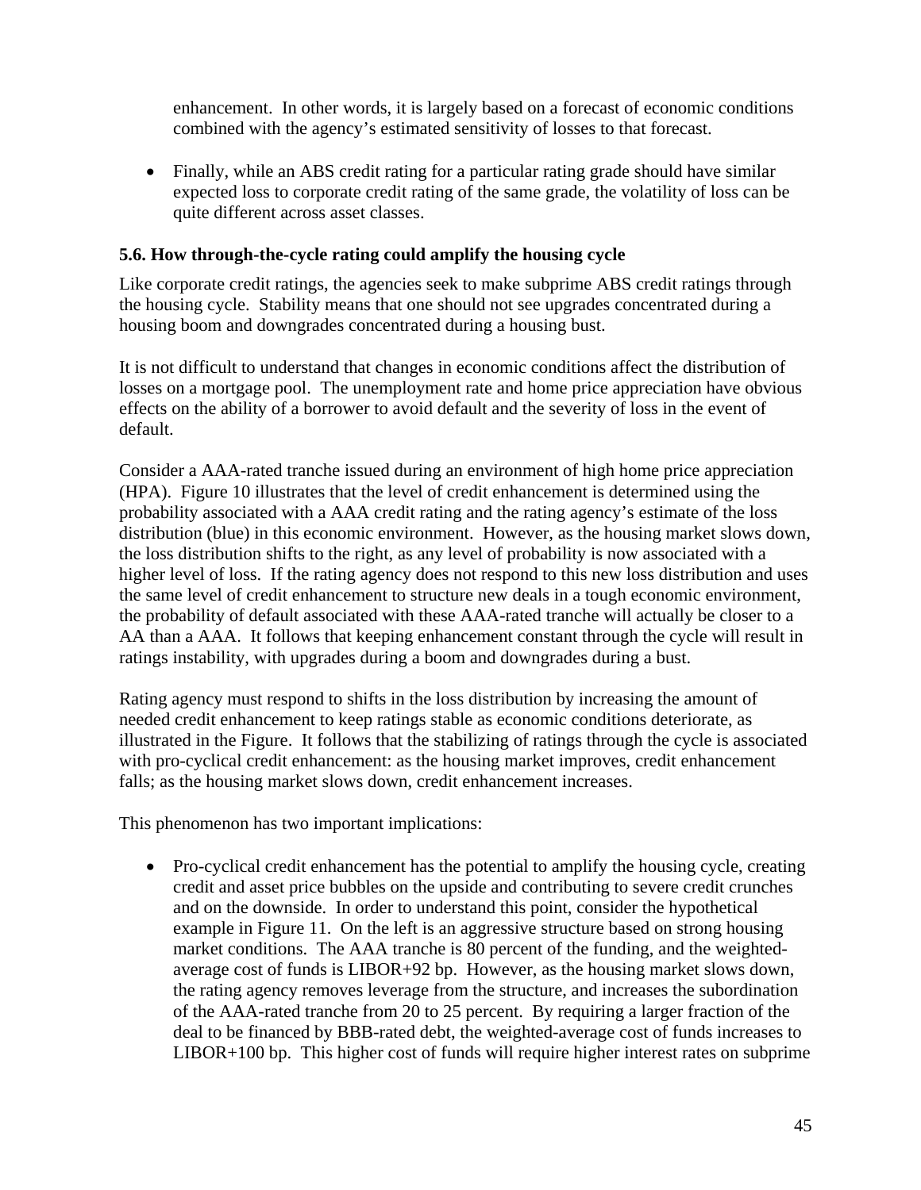enhancement. In other words, it is largely based on a forecast of economic conditions combined with the agency's estimated sensitivity of losses to that forecast.

- Finally, while an ABS credit rating for a particular rating grade should have similar expected loss to corporate credit rating of the same grade, the volatility of loss can be quite different across asset classes.

### 5.6. How through-the-cycle rating could amplify the housing cycle

Like corporate credit ratings, the agencies seek to make subprime ABS credit ratings through the housing cycle. Stability means that one should not see upgrades concentrated during a housing boom and downgrades concentrated during a housing bust.

It is not difficult to understand that changes in economic conditions affect the distribution of losses on a mortgage pool. The unemployment rate and home price appreciation have obvious effects on the ability of a borrower to avoid default and the severity of loss in the event of default.

Consider a AAA-rated tranche issued during an environment of high home price appreciation (HPA). Figure 10 illustrates that the level of credit enhancement is determined using the probability associated with a AAA credit rating and the rating agency's estimate of the loss distribution (blue) in this economic environment. However, as the housing market slows down, the loss distribution shifts to the right, as any level of probability is now associated with a higher level of loss. If the rating agency does not respond to this new loss distribution and uses the same level of credit enhancement to structure new deals in a tough economic environment, the probability of default associated with these AAA-rated tranche will actually be closer to a AA than a AAA. It follows that keeping enhancement constant through the cycle will result in ratings instability, with upgrades during a boom and downgrades during a bust.

Rating agency must respond to shifts in the loss distribution by increasing the amount of needed credit enhancement to keep ratings stable as economic conditions deteriorate, as illustrated in the Figure. It follows that the stabilizing of ratings through the cycle is associated with pro-cyclical credit enhancement: as the housing market improves, credit enhancement falls; as the housing market slows down, credit enhancement increases.

This phenomenon has two important implications:

- Pro-cyclical credit enhancement has the potential to amplify the housing cycle, creating credit and asset price bubbles on the upside and contributing to severe credit crunches and on the downside. In order to understand this point, consider the hypothetical example in Figure 11. On the left is an aggressive structure based on strong housing market conditions. The AAA tranche is 80 percent of the funding, and the weighted-average cost of funds is LIBOR+92 bp. However, as the housing market slows down, the rating agency removes leverage from the structure, and increases the subordination of the AAA-rated tranche from 20 to 25 percent. By requiring a larger fraction of the deal to be financed by BBB-rated debt, the weighted-average cost of funds increases to LIBOR+100 bp. This higher cost of funds will require higher interest rates on subprime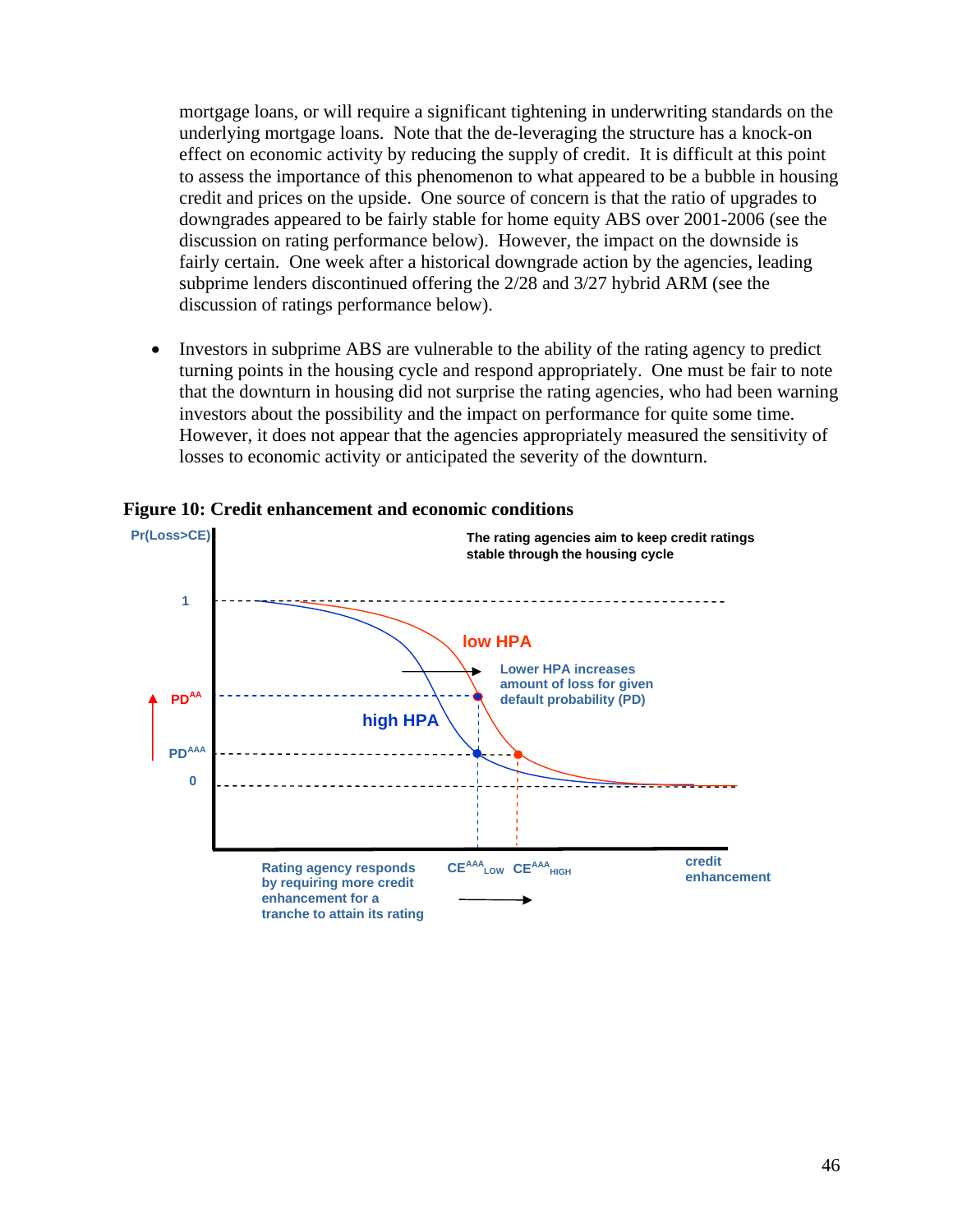mortgage loans, or will require a significant tightening in underwriting standards on the underlying mortgage loans. Note that the de-leveraging the structure has a knock-on effect on economic activity by reducing the supply of credit. It is difficult at this point to assess the importance of this phenomenon to what appeared to be a bubble in housing credit and prices on the upside. One source of concern is that the ratio of upgrades to downgrades appeared to be fairly stable for home equity ABS over 2001-2006 (see the discussion on rating performance below). However, the impact on the downside is fairly certain. One week after a historical downgrade action by the agencies, leading subprime lenders discontinued offering the 2/28 and 3/27 hybrid ARM (see the discussion of ratings performance below).

- Investors in subprime ABS are vulnerable to the ability of the rating agency to predict turning points in the housing cycle and respond appropriately. One must be fair to note that the downturn in housing did not surprise the rating agencies, who had been warning investors about the possibility and the impact on performance for quite some time. However, it does not appear that the agencies appropriately measured the sensitivity of losses to economic activity or anticipated the severity of the downturn.

**Figure 10: Credit enhancement and economic conditions**

Pr(Loss>CE)

The rating agencies aim to keep credit ratings stable through the housing cycle

1

low HPA

Lower HPA increases amount of loss for given default probability (PD)

$PD^{AA}$

high HPA

$PD^{AAA}$

0

Rating agency responds by requiring more credit enhancement for a tranche to attain its rating

$CE^{AAA}_{LOW}$ $CE^{AAA}_{HIGH}$

credit enhancement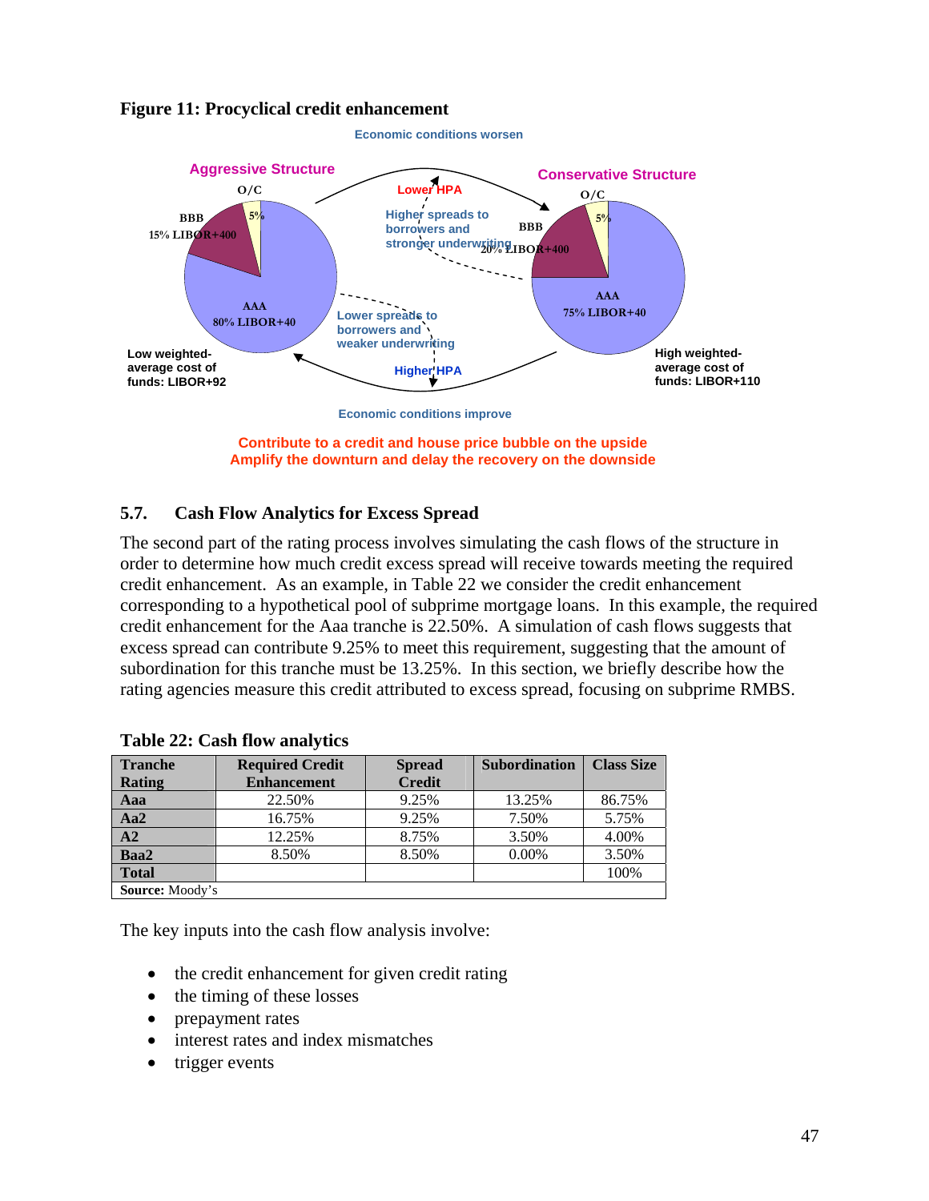**Figure 11: Procyclical credit enhancement**

Economic conditions worsen

Aggressive Structure

O/C 5%

BBB 15% LIBOR+400

AAA 80% LIBOR+40

Low weighted-average cost of funds: LIBOR+92

Lower HPA

Higher spreads to borrowers and stronger underwriting

Lower spreads to borrowers and weaker underwriting

Higher HPA

Conservative Structure

O/C 5%

BBB 20% LIBOR+400

AAA 75% LIBOR+40

High weighted-average cost of funds: LIBOR+110

Economic conditions improve

Contribute to a credit and house price bubble on the upside
Amplify the downturn and delay the recovery on the downside

## 5.7. Cash Flow Analytics for Excess Spread

The second part of the rating process involves simulating the cash flows of the structure in order to determine how much credit excess spread will receive towards meeting the required credit enhancement. As an example, in Table 22 we consider the credit enhancement corresponding to a hypothetical pool of subprime mortgage loans. In this example, the required credit enhancement for the Aaa tranche is 22.50%. A simulation of cash flows suggests that excess spread can contribute 9.25% to meet this requirement, suggesting that the amount of subordination for this tranche must be 13.25%. In this section, we briefly describe how the rating agencies measure this credit attributed to excess spread, focusing on subprime RMBS.

**Table 22: Cash flow analytics**

| Tranche Rating | Required Credit Enhancement | Spread Credit | Subordination | Class Size |
|---|---|---|---|---|
| Aaa | 22.50% | 9.25% | 13.25% | 86.75% |
| Aa2 | 16.75% | 9.25% | 7.50% | 5.75% |
| A2 | 12.25% | 8.75% | 3.50% | 4.00% |
| Baa2 | 8.50% | 8.50% | 0.00% | 3.50% |
| Total | | | | 100% |

**Source:** Moody's

The key inputs into the cash flow analysis involve:

- the credit enhancement for given credit rating
- the timing of these losses
- prepayment rates
- interest rates and index mismatches
- trigger events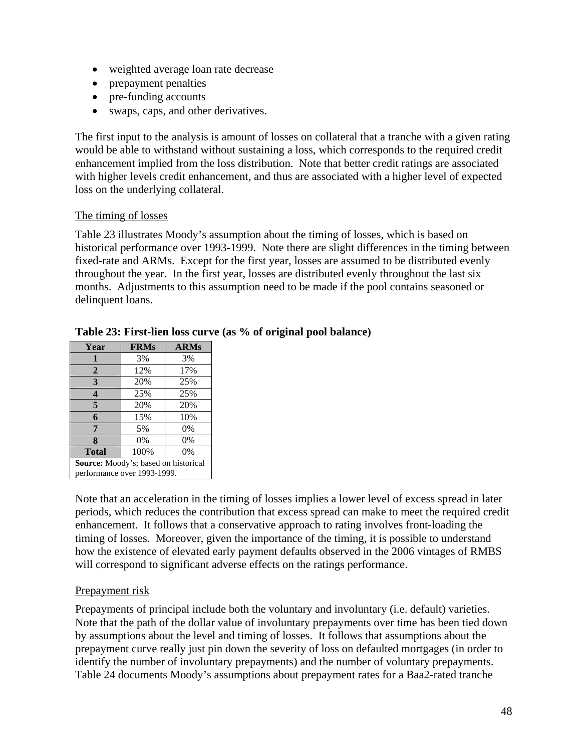- weighted average loan rate decrease
- prepayment penalties
- pre-funding accounts
- swaps, caps, and other derivatives.

The first input to the analysis is amount of losses on collateral that a tranche with a given rating would be able to withstand without sustaining a loss, which corresponds to the required credit enhancement implied from the loss distribution. Note that better credit ratings are associated with higher levels credit enhancement, and thus are associated with a higher level of expected loss on the underlying collateral.

The timing of losses

Table 23 illustrates Moody's assumption about the timing of losses, which is based on historical performance over 1993-1999. Note there are slight differences in the timing between fixed-rate and ARMs. Except for the first year, losses are assumed to be distributed evenly throughout the year. In the first year, losses are distributed evenly throughout the last six months. Adjustments to this assumption need to be made if the pool contains seasoned or delinquent loans.

**Table 23: First-lien loss curve (as % of original pool balance)**

| Year | FRMs | ARMs |
|---|---|---|
| 1 | 3% | 3% |
| 2 | 12% | 17% |
| 3 | 20% | 25% |
| 4 | 25% | 25% |
| 5 | 20% | 20% |
| 6 | 15% | 10% |
| 7 | 5% | 0% |
| 8 | 0% | 0% |
| Total | 100% | 0% |

**Source:** Moody's; based on historical performance over 1993-1999.

Note that an acceleration in the timing of losses implies a lower level of excess spread in later periods, which reduces the contribution that excess spread can make to meet the required credit enhancement. It follows that a conservative approach to rating involves front-loading the timing of losses. Moreover, given the importance of the timing, it is possible to understand how the existence of elevated early payment defaults observed in the 2006 vintages of RMBS will correspond to significant adverse effects on the ratings performance.

Prepayment risk

Prepayments of principal include both the voluntary and involuntary (i.e. default) varieties. Note that the path of the dollar value of involuntary prepayments over time has been tied down by assumptions about the level and timing of losses. It follows that assumptions about the prepayment curve really just pin down the severity of loss on defaulted mortgages (in order to identify the number of involuntary prepayments) and the number of voluntary prepayments. Table 24 documents Moody's assumptions about prepayment rates for a Baa2-rated tranche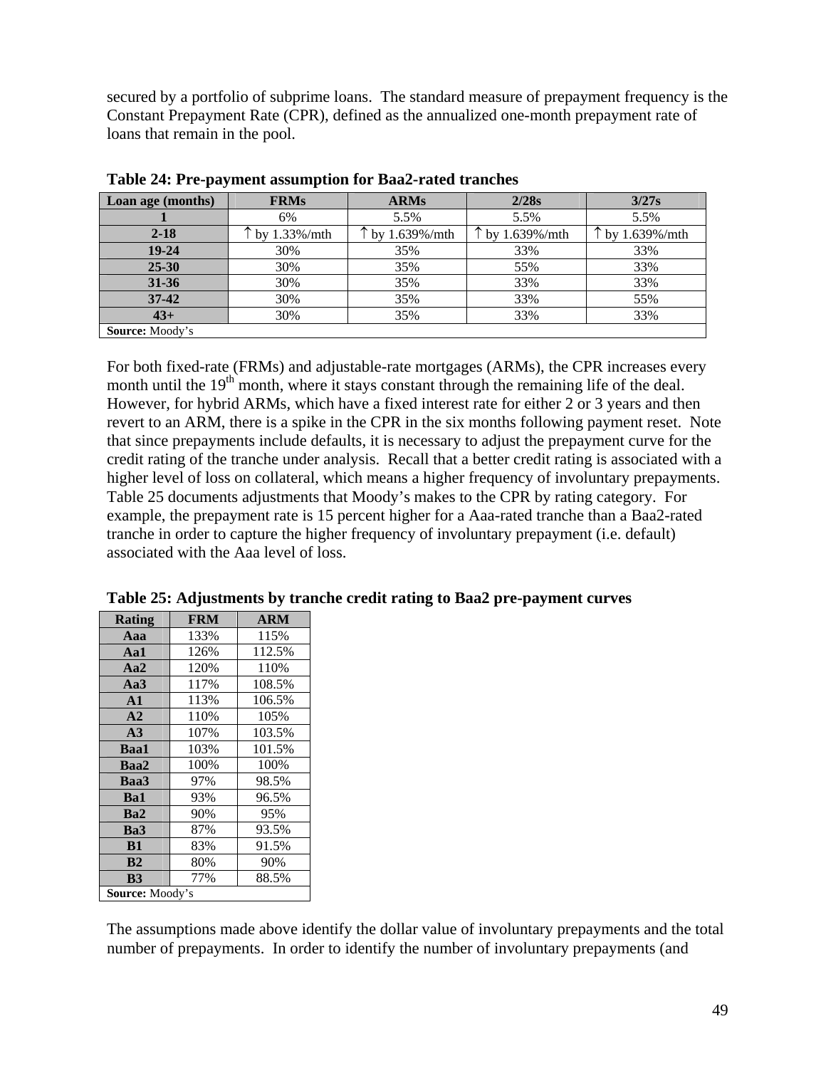secured by a portfolio of subprime loans. The standard measure of prepayment frequency is the Constant Prepayment Rate (CPR), defined as the annualized one-month prepayment rate of loans that remain in the pool.

**Table 24: Pre-payment assumption for Baa2-rated tranches**

| Loan age (months) | FRMs | ARMs | 2/28s | 3/27s |
|---|---|---|---|---|
| **1** | 6% | 5.5% | 5.5% | 5.5% |
| **2-18** | ↑ by 1.33%/mth | ↑ by 1.639%/mth | ↑ by 1.639%/mth | ↑ by 1.639%/mth |
| **19-24** | 30% | 35% | 33% | 33% |
| **25-30** | 30% | 35% | 55% | 33% |
| **31-36** | 30% | 35% | 33% | 33% |
| **37-42** | 30% | 35% | 33% | 55% |
| **43+** | 30% | 35% | 33% | 33% |

**Source:** Moody's

For both fixed-rate (FRMs) and adjustable-rate mortgages (ARMs), the CPR increases every month until the 19th month, where it stays constant through the remaining life of the deal. However, for hybrid ARMs, which have a fixed interest rate for either 2 or 3 years and then revert to an ARM, there is a spike in the CPR in the six months following payment reset. Note that since prepayments include defaults, it is necessary to adjust the prepayment curve for the credit rating of the tranche under analysis. Recall that a better credit rating is associated with a higher level of loss on collateral, which means a higher frequency of involuntary prepayments. Table 25 documents adjustments that Moody's makes to the CPR by rating category. For example, the prepayment rate is 15 percent higher for a Aaa-rated tranche than a Baa2-rated tranche in order to capture the higher frequency of involuntary prepayment (i.e. default) associated with the Aaa level of loss.

**Table 25: Adjustments by tranche credit rating to Baa2 pre-payment curves**

| Rating | FRM | ARM |
|---|---|---|
| **Aaa** | 133% | 115% |
| **Aa1** | 126% | 112.5% |
| **Aa2** | 120% | 110% |
| **Aa3** | 117% | 108.5% |
| **A1** | 113% | 106.5% |
| **A2** | 110% | 105% |
| **A3** | 107% | 103.5% |
| **Baa1** | 103% | 101.5% |
| **Baa2** | 100% | 100% |
| **Baa3** | 97% | 98.5% |
| **Ba1** | 93% | 96.5% |
| **Ba2** | 90% | 95% |
| **Ba3** | 87% | 93.5% |
| **B1** | 83% | 91.5% |
| **B2** | 80% | 90% |
| **B3** | 77% | 88.5% |

**Source:** Moody's

The assumptions made above identify the dollar value of involuntary prepayments and the total number of prepayments. In order to identify the number of involuntary prepayments (and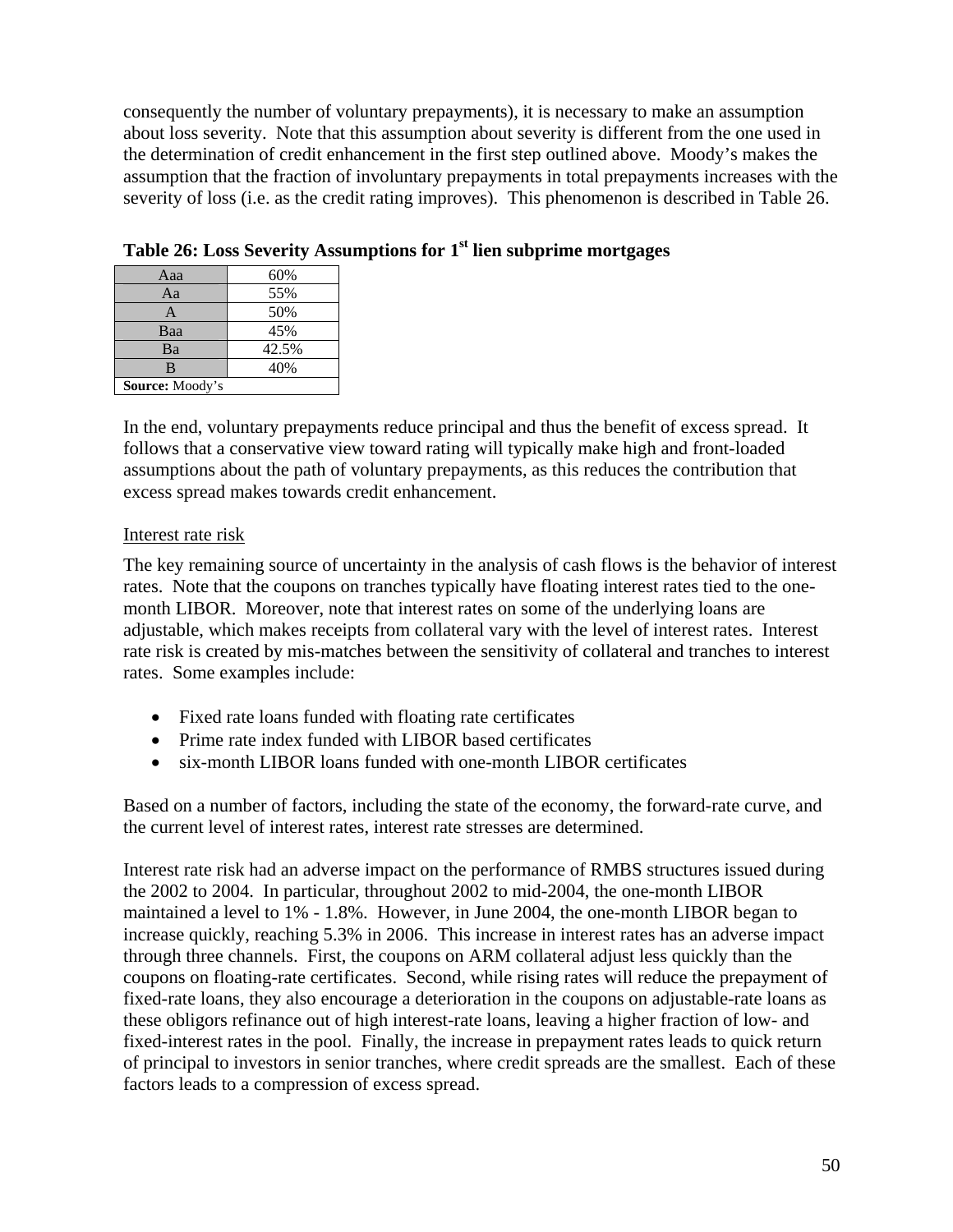consequently the number of voluntary prepayments), it is necessary to make an assumption about loss severity. Note that this assumption about severity is different from the one used in the determination of credit enhancement in the first step outlined above. Moody's makes the assumption that the fraction of involuntary prepayments in total prepayments increases with the severity of loss (i.e. as the credit rating improves). This phenomenon is described in Table 26.

**Table 26: Loss Severity Assumptions for 1st lien subprime mortgages**

| | |
|---|---|
| Aaa | 60% |
| Aa | 55% |
| A | 50% |
| Baa | 45% |
| Ba | 42.5% |
| B | 40% |
| **Source:** Moody's | |

In the end, voluntary prepayments reduce principal and thus the benefit of excess spread. It follows that a conservative view toward rating will typically make high and front-loaded assumptions about the path of voluntary prepayments, as this reduces the contribution that excess spread makes towards credit enhancement.

Interest rate risk

The key remaining source of uncertainty in the analysis of cash flows is the behavior of interest rates. Note that the coupons on tranches typically have floating interest rates tied to the one-month LIBOR. Moreover, note that interest rates on some of the underlying loans are adjustable, which makes receipts from collateral vary with the level of interest rates. Interest rate risk is created by mis-matches between the sensitivity of collateral and tranches to interest rates. Some examples include:

- Fixed rate loans funded with floating rate certificates
- Prime rate index funded with LIBOR based certificates
- six-month LIBOR loans funded with one-month LIBOR certificates

Based on a number of factors, including the state of the economy, the forward-rate curve, and the current level of interest rates, interest rate stresses are determined.

Interest rate risk had an adverse impact on the performance of RMBS structures issued during the 2002 to 2004. In particular, throughout 2002 to mid-2004, the one-month LIBOR maintained a level to 1% - 1.8%. However, in June 2004, the one-month LIBOR began to increase quickly, reaching 5.3% in 2006. This increase in interest rates has an adverse impact through three channels. First, the coupons on ARM collateral adjust less quickly than the coupons on floating-rate certificates. Second, while rising rates will reduce the prepayment of fixed-rate loans, they also encourage a deterioration in the coupons on adjustable-rate loans as these obligors refinance out of high interest-rate loans, leaving a higher fraction of low- and fixed-interest rates in the pool. Finally, the increase in prepayment rates leads to quick return of principal to investors in senior tranches, where credit spreads are the smallest. Each of these factors leads to a compression of excess spread.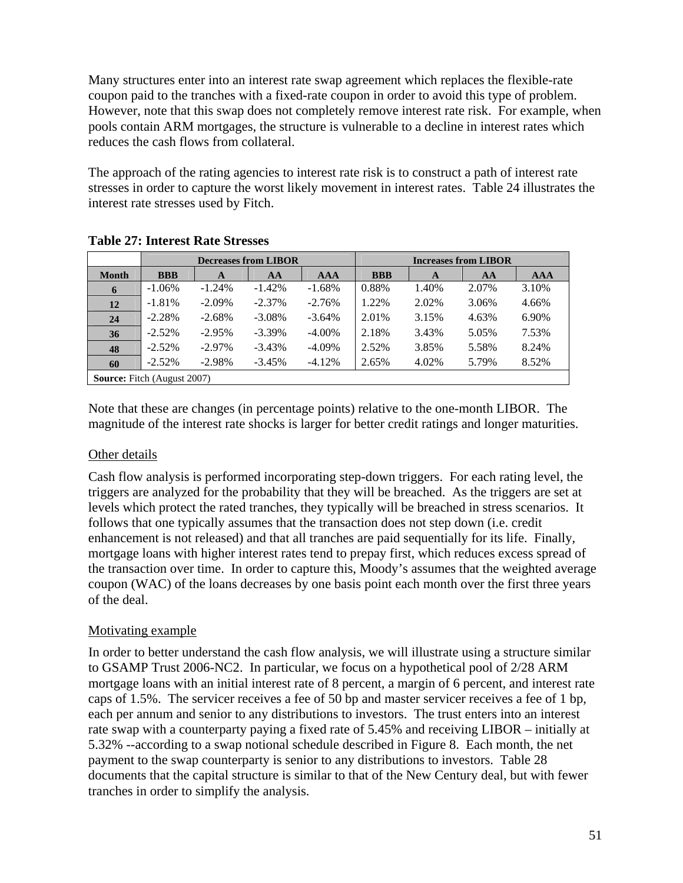Many structures enter into an interest rate swap agreement which replaces the flexible-rate coupon paid to the tranches with a fixed-rate coupon in order to avoid this type of problem. However, note that this swap does not completely remove interest rate risk. For example, when pools contain ARM mortgages, the structure is vulnerable to a decline in interest rates which reduces the cash flows from collateral.

The approach of the rating agencies to interest rate risk is to construct a path of interest rate stresses in order to capture the worst likely movement in interest rates. Table 24 illustrates the interest rate stresses used by Fitch.

**Table 27: Interest Rate Stresses**

| | Decreases from LIBOR | | | | Increases from LIBOR | | | |
|---|---|---|---|---|---|---|---|---|
| **Month** | **BBB** | **A** | **AA** | **AAA** | **BBB** | **A** | **AA** | **AAA** |
| **6** | -1.06% | -1.24% | -1.42% | -1.68% | 0.88% | 1.40% | 2.07% | 3.10% |
| **12** | -1.81% | -2.09% | -2.37% | -2.76% | 1.22% | 2.02% | 3.06% | 4.66% |
| **24** | -2.28% | -2.68% | -3.08% | -3.64% | 2.01% | 3.15% | 4.63% | 6.90% |
| **36** | -2.52% | -2.95% | -3.39% | -4.00% | 2.18% | 3.43% | 5.05% | 7.53% |
| **48** | -2.52% | -2.97% | -3.43% | -4.09% | 2.52% | 3.85% | 5.58% | 8.24% |
| **60** | -2.52% | -2.98% | -3.45% | -4.12% | 2.65% | 4.02% | 5.79% | 8.52% |

**Source:** Fitch (August 2007)

Note that these are changes (in percentage points) relative to the one-month LIBOR. The magnitude of the interest rate shocks is larger for better credit ratings and longer maturities.

Other details

Cash flow analysis is performed incorporating step-down triggers. For each rating level, the triggers are analyzed for the probability that they will be breached. As the triggers are set at levels which protect the rated tranches, they typically will be breached in stress scenarios. It follows that one typically assumes that the transaction does not step down (i.e. credit enhancement is not released) and that all tranches are paid sequentially for its life. Finally, mortgage loans with higher interest rates tend to prepay first, which reduces excess spread of the transaction over time. In order to capture this, Moody's assumes that the weighted average coupon (WAC) of the loans decreases by one basis point each month over the first three years of the deal.

Motivating example

In order to better understand the cash flow analysis, we will illustrate using a structure similar to GSAMP Trust 2006-NC2. In particular, we focus on a hypothetical pool of 2/28 ARM mortgage loans with an initial interest rate of 8 percent, a margin of 6 percent, and interest rate caps of 1.5%. The servicer receives a fee of 50 bp and master servicer receives a fee of 1 bp, each per annum and senior to any distributions to investors. The trust enters into an interest rate swap with a counterparty paying a fixed rate of 5.45% and receiving LIBOR – initially at 5.32% --according to a swap notional schedule described in Figure 8. Each month, the net payment to the swap counterparty is senior to any distributions to investors. Table 28 documents that the capital structure is similar to that of the New Century deal, but with fewer tranches in order to simplify the analysis.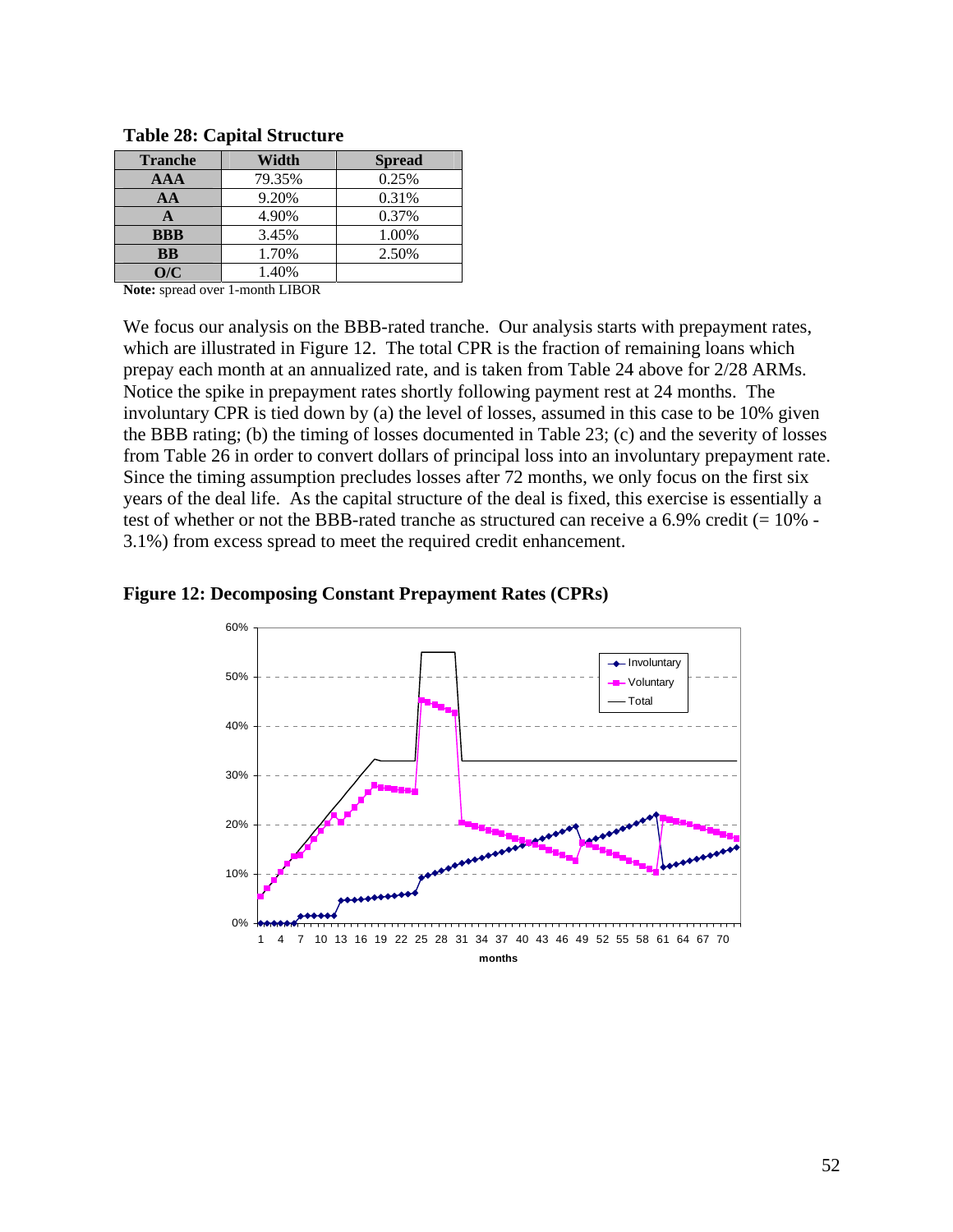**Table 28: Capital Structure**

| Tranche | Width | Spread |
|---|---|---|
| AAA | 79.35% | 0.25% |
| AA | 9.20% | 0.31% |
| A | 4.90% | 0.37% |
| BBB | 3.45% | 1.00% |
| BB | 1.70% | 2.50% |
| O/C | 1.40% | |

**Note:** spread over 1-month LIBOR

We focus our analysis on the BBB-rated tranche. Our analysis starts with prepayment rates, which are illustrated in Figure 12. The total CPR is the fraction of remaining loans which prepay each month at an annualized rate, and is taken from Table 24 above for 2/28 ARMs. Notice the spike in prepayment rates shortly following payment rest at 24 months. The involuntary CPR is tied down by (a) the level of losses, assumed in this case to be 10% given the BBB rating; (b) the timing of losses documented in Table 23; (c) and the severity of losses from Table 26 in order to convert dollars of principal loss into an involuntary prepayment rate. Since the timing assumption precludes losses after 72 months, we only focus on the first six years of the deal life. As the capital structure of the deal is fixed, this exercise is essentially a test of whether or not the BBB-rated tranche as structured can receive a 6.9% credit (= 10% - 3.1%) from excess spread to meet the required credit enhancement.

**Figure 12: Decomposing Constant Prepayment Rates (CPRs)**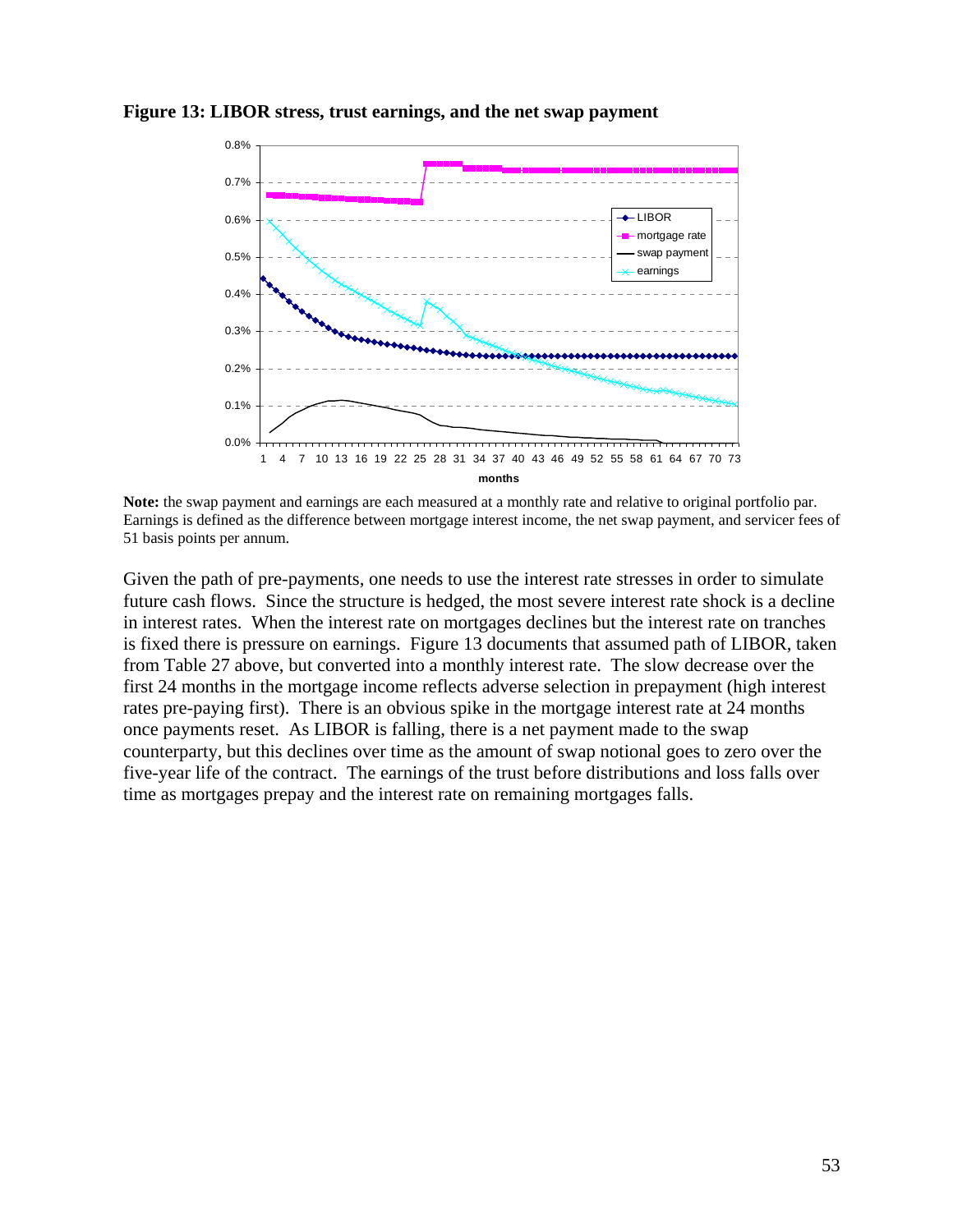**Figure 13: LIBOR stress, trust earnings, and the net swap payment**

**Note:** the swap payment and earnings are each measured at a monthly rate and relative to original portfolio par. Earnings is defined as the difference between mortgage interest income, the net swap payment, and servicer fees of 51 basis points per annum.

Given the path of pre-payments, one needs to use the interest rate stresses in order to simulate future cash flows. Since the structure is hedged, the most severe interest rate shock is a decline in interest rates. When the interest rate on mortgages declines but the interest rate on tranches is fixed there is pressure on earnings. Figure 13 documents that assumed path of LIBOR, taken from Table 27 above, but converted into a monthly interest rate. The slow decrease over the first 24 months in the mortgage income reflects adverse selection in prepayment (high interest rates pre-paying first). There is an obvious spike in the mortgage interest rate at 24 months once payments reset. As LIBOR is falling, there is a net payment made to the swap counterparty, but this declines over time as the amount of swap notional goes to zero over the five-year life of the contract. The earnings of the trust before distributions and loss falls over time as mortgages prepay and the interest rate on remaining mortgages falls.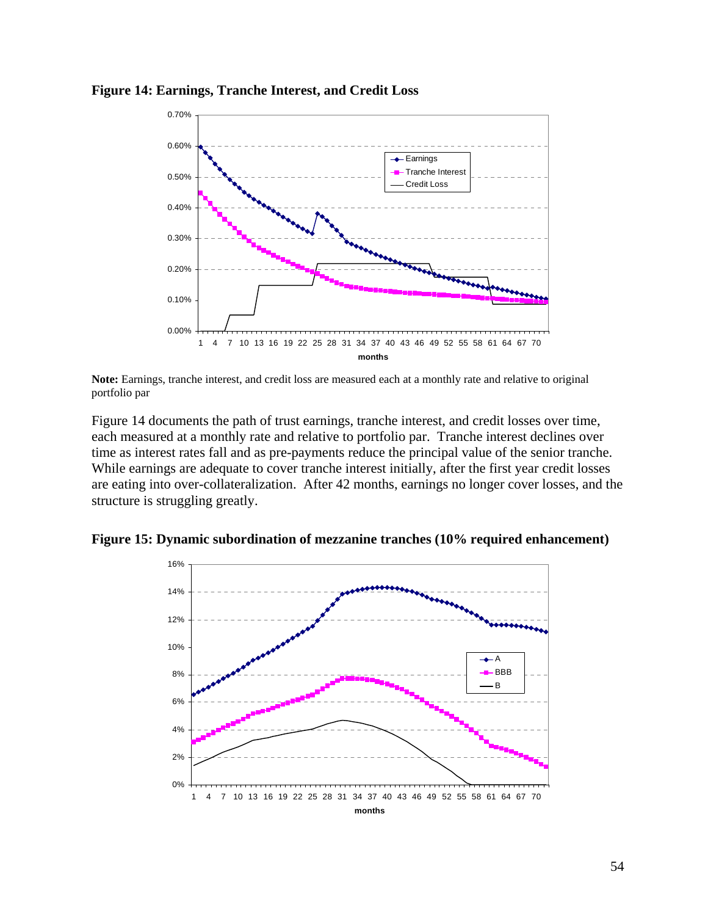**Figure 14: Earnings, Tranche Interest, and Credit Loss**

**Note:** Earnings, tranche interest, and credit loss are measured each at a monthly rate and relative to original portfolio par

Figure 14 documents the path of trust earnings, tranche interest, and credit losses over time, each measured at a monthly rate and relative to portfolio par. Tranche interest declines over time as interest rates fall and as pre-payments reduce the principal value of the senior tranche. While earnings are adequate to cover tranche interest initially, after the first year credit losses are eating into over-collateralization. After 42 months, earnings no longer cover losses, and the structure is struggling greatly.

**Figure 15: Dynamic subordination of mezzanine tranches (10% required enhancement)**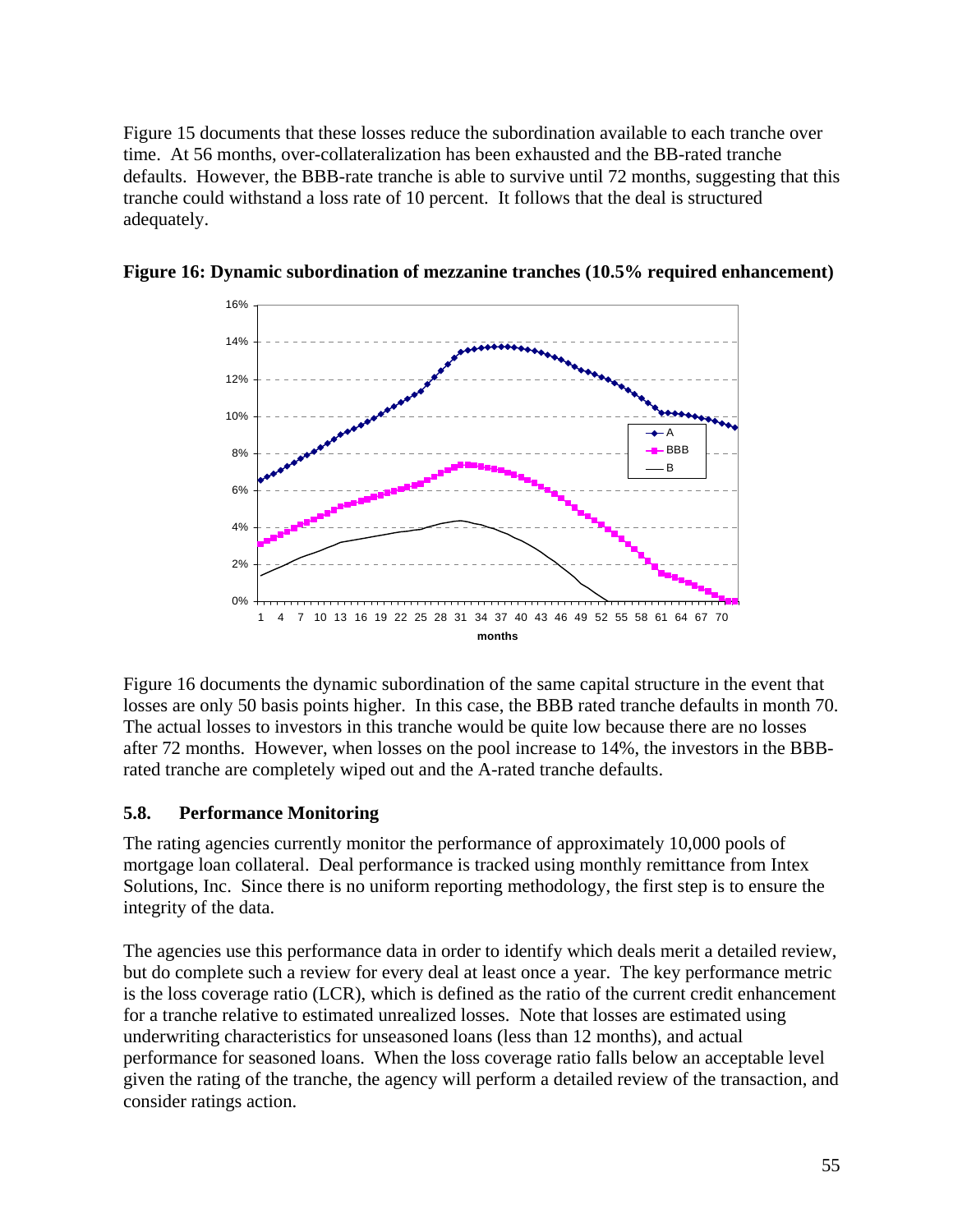Figure 15 documents that these losses reduce the subordination available to each tranche over time. At 56 months, over-collateralization has been exhausted and the BB-rated tranche defaults. However, the BBB-rate tranche is able to survive until 72 months, suggesting that this tranche could withstand a loss rate of 10 percent. It follows that the deal is structured adequately.

**Figure 16: Dynamic subordination of mezzanine tranches (10.5% required enhancement)**

Figure 16 documents the dynamic subordination of the same capital structure in the event that losses are only 50 basis points higher. In this case, the BBB rated tranche defaults in month 70. The actual losses to investors in this tranche would be quite low because there are no losses after 72 months. However, when losses on the pool increase to 14%, the investors in the BBB-rated tranche are completely wiped out and the A-rated tranche defaults.

## 5.8. Performance Monitoring

The rating agencies currently monitor the performance of approximately 10,000 pools of mortgage loan collateral. Deal performance is tracked using monthly remittance from Intex Solutions, Inc. Since there is no uniform reporting methodology, the first step is to ensure the integrity of the data.

The agencies use this performance data in order to identify which deals merit a detailed review, but do complete such a review for every deal at least once a year. The key performance metric is the loss coverage ratio (LCR), which is defined as the ratio of the current credit enhancement for a tranche relative to estimated unrealized losses. Note that losses are estimated using underwriting characteristics for unseasoned loans (less than 12 months), and actual performance for seasoned loans. When the loss coverage ratio falls below an acceptable level given the rating of the tranche, the agency will perform a detailed review of the transaction, and consider ratings action.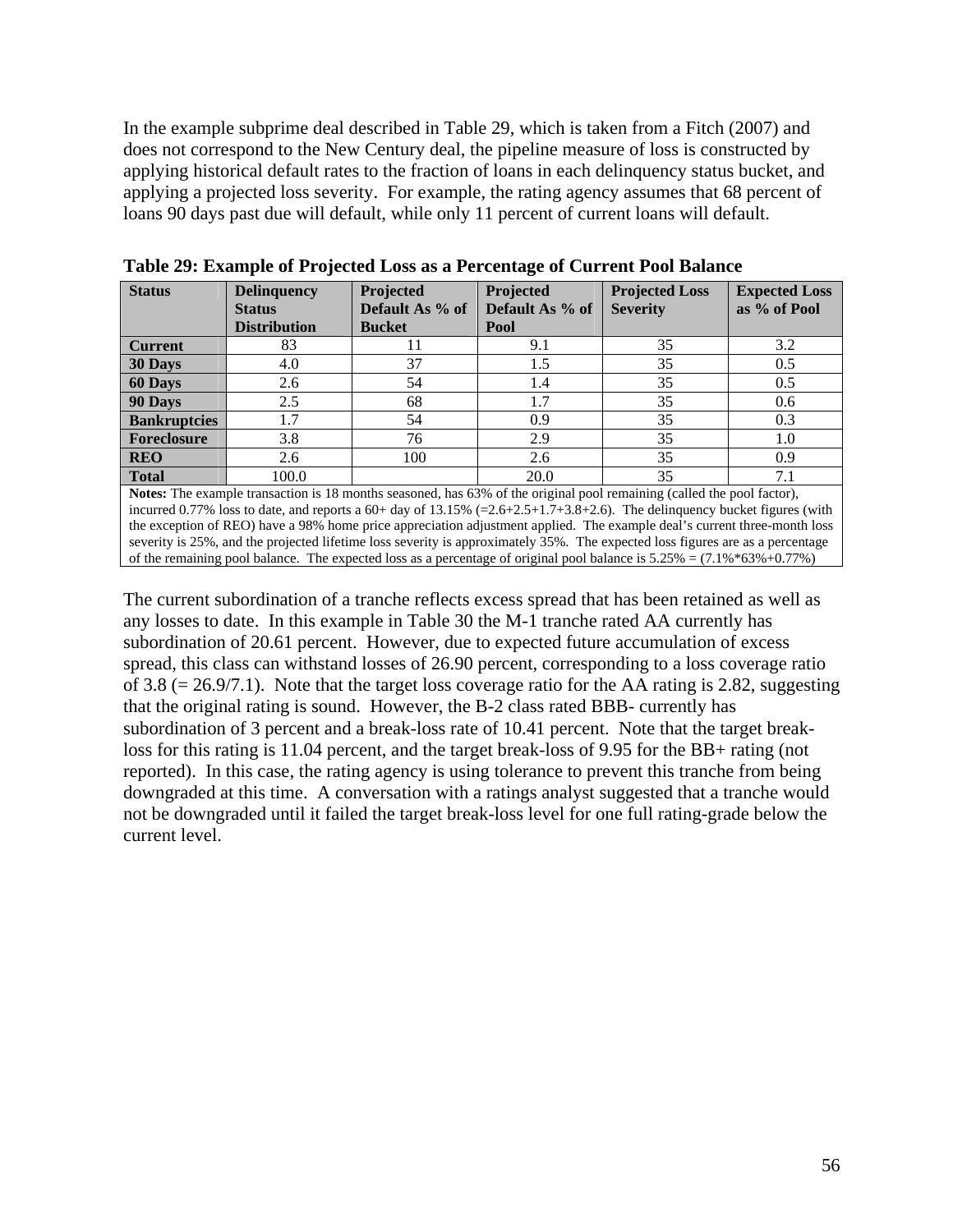In the example subprime deal described in Table 29, which is taken from a Fitch (2007) and does not correspond to the New Century deal, the pipeline measure of loss is constructed by applying historical default rates to the fraction of loans in each delinquency status bucket, and applying a projected loss severity. For example, the rating agency assumes that 68 percent of loans 90 days past due will default, while only 11 percent of current loans will default.

**Table 29: Example of Projected Loss as a Percentage of Current Pool Balance**

| Status | Delinquency Status Distribution | Projected Default As % of Bucket | Projected Default As % of Pool | Projected Loss Severity | Expected Loss as % of Pool |
|---|---|---|---|---|---|
| **Current** | 83 | 11 | 9.1 | 35 | 3.2 |
| **30 Days** | 4.0 | 37 | 1.5 | 35 | 0.5 |
| **60 Days** | 2.6 | 54 | 1.4 | 35 | 0.5 |
| **90 Days** | 2.5 | 68 | 1.7 | 35 | 0.6 |
| **Bankruptcies** | 1.7 | 54 | 0.9 | 35 | 0.3 |
| **Foreclosure** | 3.8 | 76 | 2.9 | 35 | 1.0 |
| **REO** | 2.6 | 100 | 2.6 | 35 | 0.9 |
| **Total** | 100.0 | | 20.0 | 35 | 7.1 |

**Notes:** The example transaction is 18 months seasoned, has 63% of the original pool remaining (called the pool factor), incurred 0.77% loss to date, and reports a 60+ day of 13.15% (=2.6+2.5+1.7+3.8+2.6). The delinquency bucket figures (with the exception of REO) have a 98% home price appreciation adjustment applied. The example deal's current three-month loss severity is 25%, and the projected lifetime loss severity is approximately 35%. The expected loss figures are as a percentage of the remaining pool balance. The expected loss as a percentage of original pool balance is 5.25% = (7.1%*63%+0.77%)

The current subordination of a tranche reflects excess spread that has been retained as well as any losses to date. In this example in Table 30 the M-1 tranche rated AA currently has subordination of 20.61 percent. However, due to expected future accumulation of excess spread, this class can withstand losses of 26.90 percent, corresponding to a loss coverage ratio of 3.8 (= 26.9/7.1). Note that the target loss coverage ratio for the AA rating is 2.82, suggesting that the original rating is sound. However, the B-2 class rated BBB- currently has subordination of 3 percent and a break-loss rate of 10.41 percent. Note that the target break-loss for this rating is 11.04 percent, and the target break-loss of 9.95 for the BB+ rating (not reported). In this case, the rating agency is using tolerance to prevent this tranche from being downgraded at this time. A conversation with a ratings analyst suggested that a tranche would not be downgraded until it failed the target break-loss level for one full rating-grade below the current level.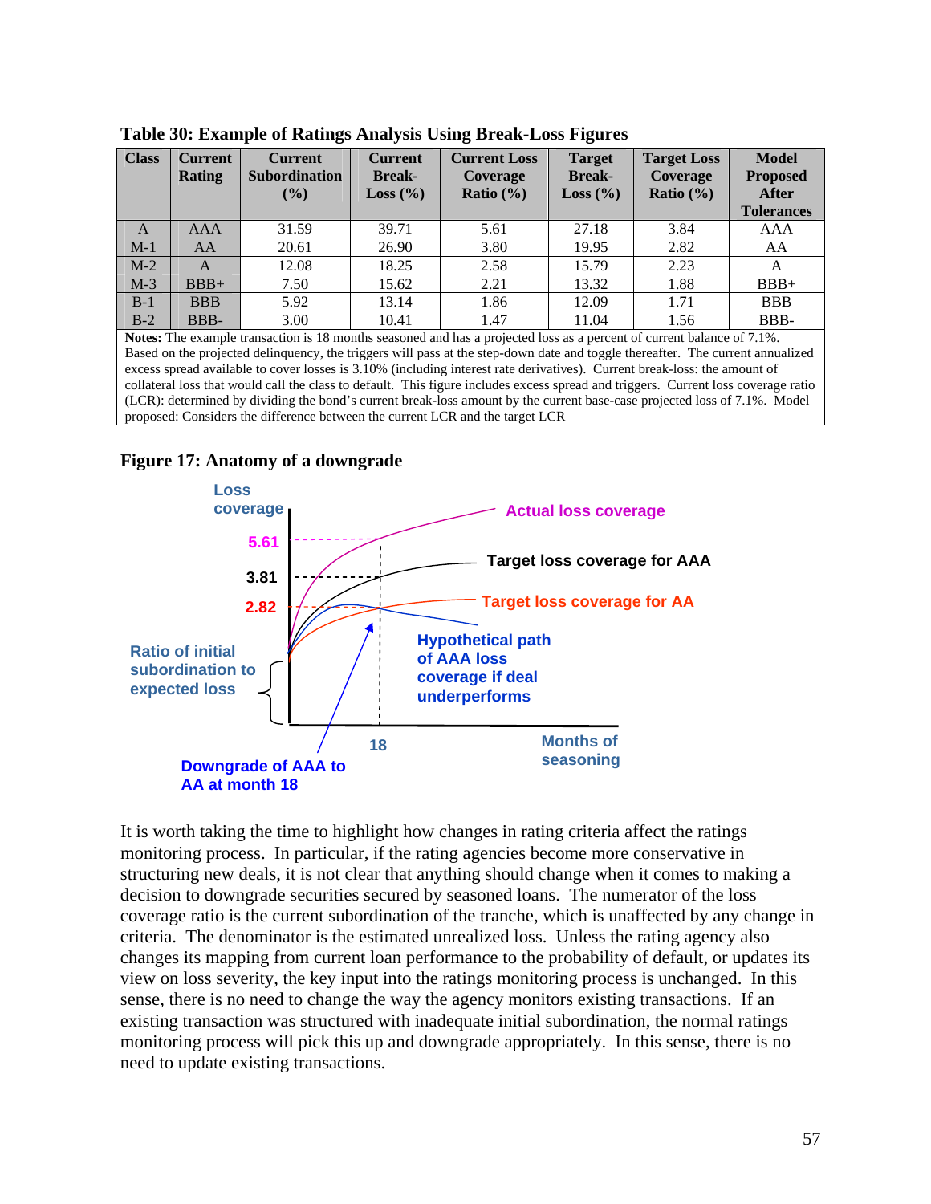**Table 30: Example of Ratings Analysis Using Break-Loss Figures**

| Class | Current Rating | Current Subordination (%) | Current Break-Loss (%) | Current Loss Coverage Ratio (%) | Target Break-Loss (%) | Target Loss Coverage Ratio (%) | Model Proposed After Tolerances |
|---|---|---|---|---|---|---|---|
| A | AAA | 31.59 | 39.71 | 5.61 | 27.18 | 3.84 | AAA |
| M-1 | AA | 20.61 | 26.90 | 3.80 | 19.95 | 2.82 | AA |
| M-2 | A | 12.08 | 18.25 | 2.58 | 15.79 | 2.23 | A |
| M-3 | BBB+ | 7.50 | 15.62 | 2.21 | 13.32 | 1.88 | BBB+ |
| B-1 | BBB | 5.92 | 13.14 | 1.86 | 12.09 | 1.71 | BBB |
| B-2 | BBB- | 3.00 | 10.41 | 1.47 | 11.04 | 1.56 | BBB- |

**Notes:** The example transaction is 18 months seasoned and has a projected loss as a percent of current balance of 7.1%. Based on the projected delinquency, the triggers will pass at the step-down date and toggle thereafter. The current annualized excess spread available to cover losses is 3.10% (including interest rate derivatives). Current break-loss: the amount of collateral loss that would call the class to default. This figure includes excess spread and triggers. Current loss coverage ratio (LCR): determined by dividing the bond's current break-loss amount by the current base-case projected loss of 7.1%. Model proposed: Considers the difference between the current LCR and the target LCR

**Figure 17: Anatomy of a downgrade**

It is worth taking the time to highlight how changes in rating criteria affect the ratings monitoring process. In particular, if the rating agencies become more conservative in structuring new deals, it is not clear that anything should change when it comes to making a decision to downgrade securities secured by seasoned loans. The numerator of the loss coverage ratio is the current subordination of the tranche, which is unaffected by any change in criteria. The denominator is the estimated unrealized loss. Unless the rating agency also changes its mapping from current loan performance to the probability of default, or updates its view on loss severity, the key input into the ratings monitoring process is unchanged. In this sense, there is no need to change the way the agency monitors existing transactions. If an existing transaction was structured with inadequate initial subordination, the normal ratings monitoring process will pick this up and downgrade appropriately. In this sense, there is no need to update existing transactions.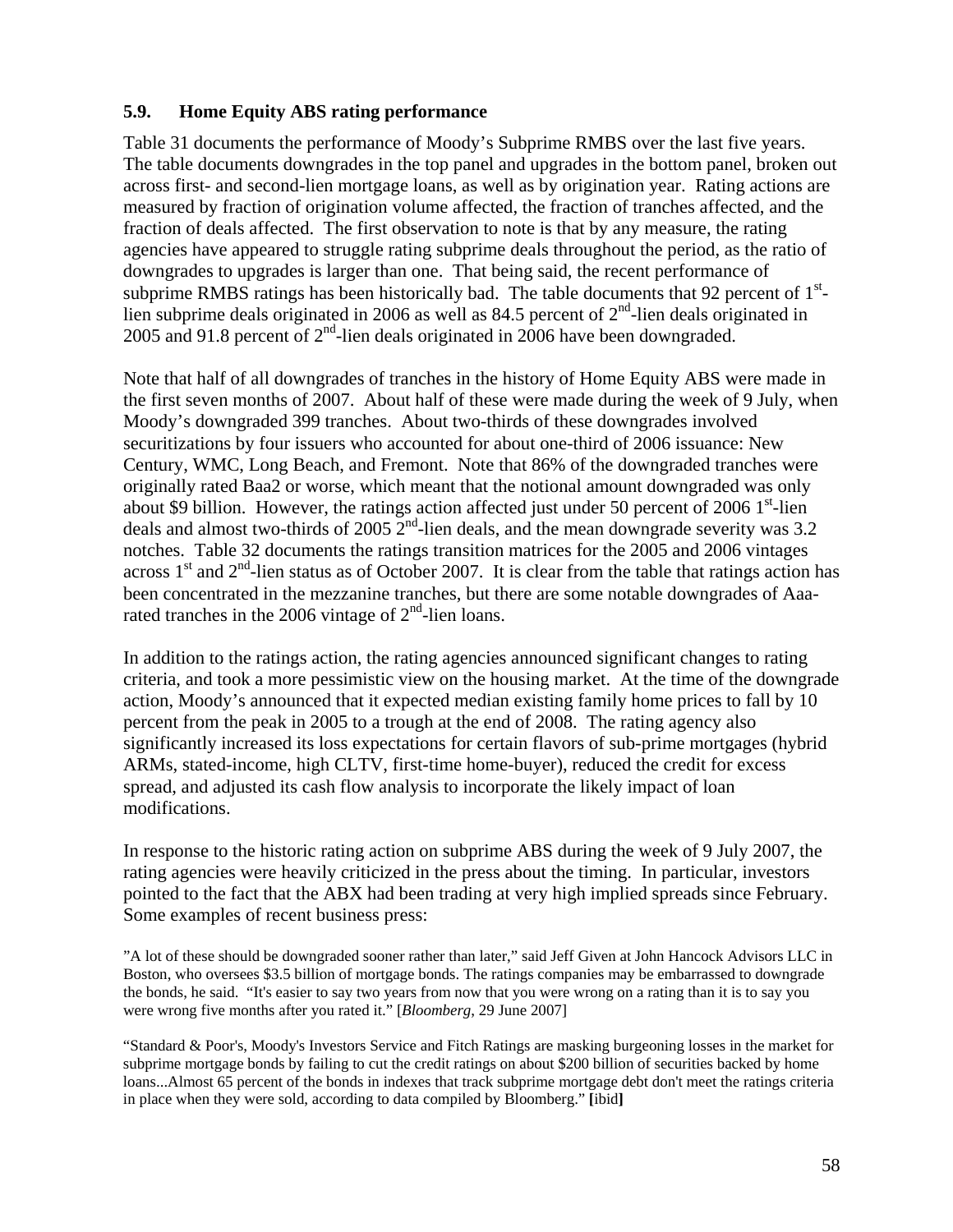### 5.9. Home Equity ABS rating performance

Table 31 documents the performance of Moody's Subprime RMBS over the last five years. The table documents downgrades in the top panel and upgrades in the bottom panel, broken out across first- and second-lien mortgage loans, as well as by origination year. Rating actions are measured by fraction of origination volume affected, the fraction of tranches affected, and the fraction of deals affected. The first observation to note is that by any measure, the rating agencies have appeared to struggle rating subprime deals throughout the period, as the ratio of downgrades to upgrades is larger than one. That being said, the recent performance of subprime RMBS ratings has been historically bad. The table documents that 92 percent of 1st-lien subprime deals originated in 2006 as well as 84.5 percent of 2nd-lien deals originated in 2005 and 91.8 percent of 2nd-lien deals originated in 2006 have been downgraded.

Note that half of all downgrades of tranches in the history of Home Equity ABS were made in the first seven months of 2007. About half of these were made during the week of 9 July, when Moody's downgraded 399 tranches. About two-thirds of these downgrades involved securitizations by four issuers who accounted for about one-third of 2006 issuance: New Century, WMC, Long Beach, and Fremont. Note that 86% of the downgraded tranches were originally rated Baa2 or worse, which meant that the notional amount downgraded was only about \$9 billion. However, the ratings action affected just under 50 percent of 2006 1st-lien deals and almost two-thirds of 2005 2nd-lien deals, and the mean downgrade severity was 3.2 notches. Table 32 documents the ratings transition matrices for the 2005 and 2006 vintages across 1st and 2nd-lien status as of October 2007. It is clear from the table that ratings action has been concentrated in the mezzanine tranches, but there are some notable downgrades of Aaa-rated tranches in the 2006 vintage of 2nd-lien loans.

In addition to the ratings action, the rating agencies announced significant changes to rating criteria, and took a more pessimistic view on the housing market. At the time of the downgrade action, Moody's announced that it expected median existing family home prices to fall by 10 percent from the peak in 2005 to a trough at the end of 2008. The rating agency also significantly increased its loss expectations for certain flavors of sub-prime mortgages (hybrid ARMs, stated-income, high CLTV, first-time home-buyer), reduced the credit for excess spread, and adjusted its cash flow analysis to incorporate the likely impact of loan modifications.

In response to the historic rating action on subprime ABS during the week of 9 July 2007, the rating agencies were heavily criticized in the press about the timing. In particular, investors pointed to the fact that the ABX had been trading at very high implied spreads since February. Some examples of recent business press:

"A lot of these should be downgraded sooner rather than later," said Jeff Given at John Hancock Advisors LLC in Boston, who oversees \$3.5 billion of mortgage bonds. The ratings companies may be embarrassed to downgrade the bonds, he said. "It's easier to say two years from now that you were wrong on a rating than it is to say you were wrong five months after you rated it." [*Bloomberg*, 29 June 2007]

"Standard & Poor's, Moody's Investors Service and Fitch Ratings are masking burgeoning losses in the market for subprime mortgage bonds by failing to cut the credit ratings on about \$200 billion of securities backed by home loans...Almost 65 percent of the bonds in indexes that track subprime mortgage debt don't meet the ratings criteria in place when they were sold, according to data compiled by Bloomberg." **[**ibid**]**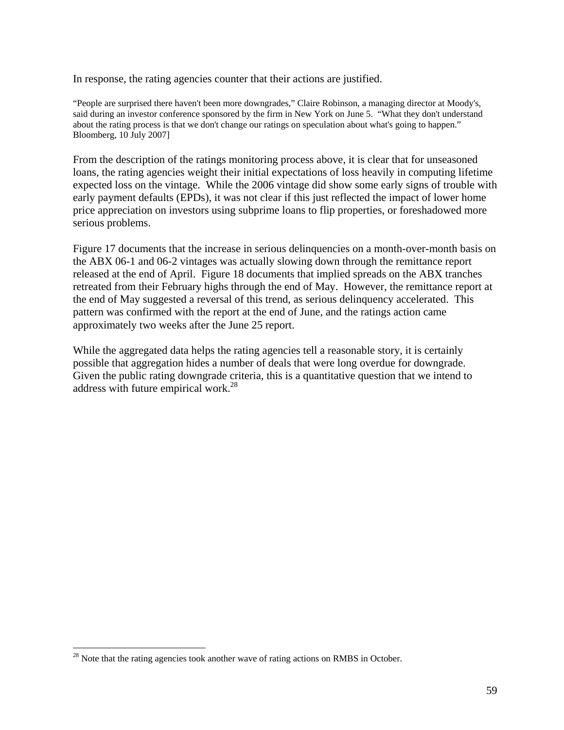In response, the rating agencies counter that their actions are justified.

> "People are surprised there haven't been more downgrades," Claire Robinson, a managing director at Moody's, said during an investor conference sponsored by the firm in New York on June 5. "What they don't understand about the rating process is that we don't change our ratings on speculation about what's going to happen." Bloomberg, 10 July 2007]

From the description of the ratings monitoring process above, it is clear that for unseasoned loans, the rating agencies weight their initial expectations of loss heavily in computing lifetime expected loss on the vintage. While the 2006 vintage did show some early signs of trouble with early payment defaults (EPDs), it was not clear if this just reflected the impact of lower home price appreciation on investors using subprime loans to flip properties, or foreshadowed more serious problems.

Figure 17 documents that the increase in serious delinquencies on a month-over-month basis on the ABX 06-1 and 06-2 vintages was actually slowing down through the remittance report released at the end of April. Figure 18 documents that implied spreads on the ABX tranches retreated from their February highs through the end of May. However, the remittance report at the end of May suggested a reversal of this trend, as serious delinquency accelerated. This pattern was confirmed with the report at the end of June, and the ratings action came approximately two weeks after the June 25 report.

While the aggregated data helps the rating agencies tell a reasonable story, it is certainly possible that aggregation hides a number of deals that were long overdue for downgrade. Given the public rating downgrade criteria, this is a quantitative question that we intend to address with future empirical work.[28]

[28] Note that the rating agencies took another wave of rating actions on RMBS in October.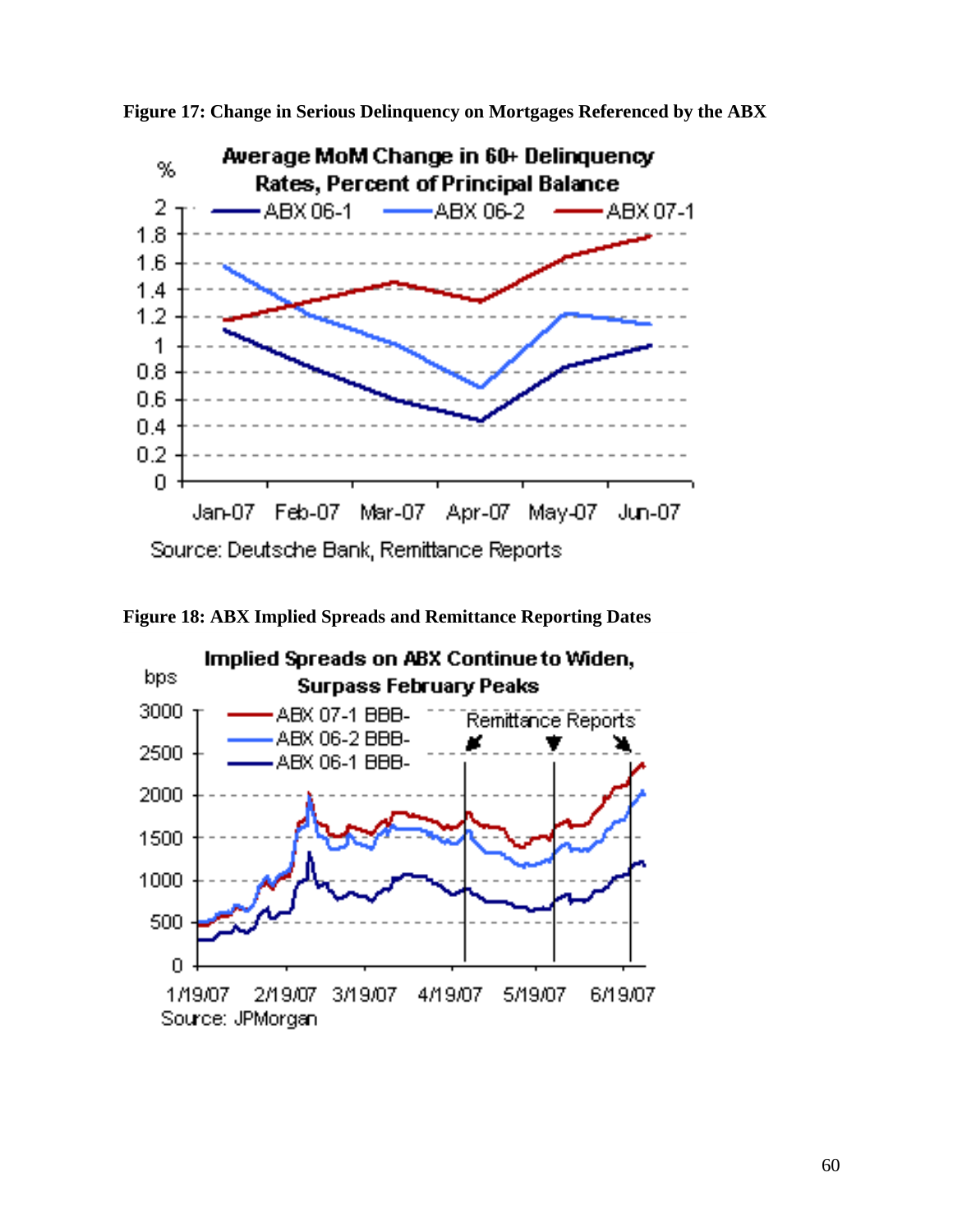**Figure 17: Change in Serious Delinquency on Mortgages Referenced by the ABX**

**Average MoM Change in 60+ Delinquency Rates, Percent of Principal Balance**

Source: Deutsche Bank, Remittance Reports

**Figure 18: ABX Implied Spreads and Remittance Reporting Dates**

**Implied Spreads on ABX Continue to Widen, Surpass February Peaks**

Source: JPMorgan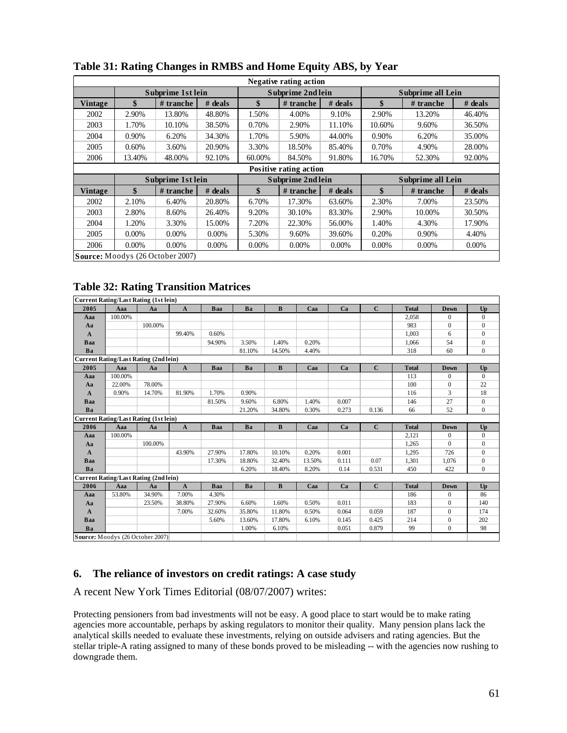## Table 31: Rating Changes in RMBS and Home Equity ABS, by Year

| Negative rating action | | | | | | | | | |
|---|---|---|---|---|---|---|---|---|---|
| | Subprime 1st lein | | | Subprime 2nd lein | | | Subprime all Lein | | |
| Vintage | $ | # tranche | # deals | $ | # tranche | # deals | $ | # tranche | # deals |
| 2002 | 2.90% | 13.80% | 48.80% | 1.50% | 4.00% | 9.10% | 2.90% | 13.20% | 46.40% |
| 2003 | 1.70% | 10.10% | 38.50% | 0.70% | 2.90% | 11.10% | 10.60% | 9.60% | 36.50% |
| 2004 | 0.90% | 6.20% | 34.30% | 1.70% | 5.90% | 44.00% | 0.90% | 6.20% | 35.00% |
| 2005 | 0.60% | 3.60% | 20.90% | 3.30% | 18.50% | 85.40% | 0.70% | 4.90% | 28.00% |
| 2006 | 13.40% | 48.00% | 92.10% | 60.00% | 84.50% | 91.80% | 16.70% | 52.30% | 92.00% |
| **Positive rating action** | | | | | | | | | |
| | Subprime 1st lein | | | Subprime 2nd lein | | | Subprime all Lein | | |
| Vintage | $ | # tranche | # deals | $ | # tranche | # deals | $ | # tranche | # deals |
| 2002 | 2.10% | 6.40% | 20.80% | 6.70% | 17.30% | 63.60% | 2.30% | 7.00% | 23.50% |
| 2003 | 2.80% | 8.60% | 26.40% | 9.20% | 30.10% | 83.30% | 2.90% | 10.00% | 30.50% |
| 2004 | 1.20% | 3.30% | 15.00% | 7.20% | 22.30% | 56.00% | 1.40% | 4.30% | 17.90% |
| 2005 | 0.00% | 0.00% | 0.00% | 5.30% | 9.60% | 39.60% | 0.20% | 0.90% | 4.40% |
| 2006 | 0.00% | 0.00% | 0.00% | 0.00% | 0.00% | 0.00% | 0.00% | 0.00% | 0.00% |

**Source:** Moodys (26 October 2007)

## Table 32: Rating Transition Matrices

| Current Rating/Last Rating (1st lein) | | | | | | | | | | | | |
|---|---|---|---|---|---|---|---|---|---|---|---|---|
| 2005 | Aaa | Aa | A | Baa | Ba | B | Caa | Ca | C | Total | Down | Up |
| Aaa | 100.00% | | | | | | | | | 2,058 | 0 | 0 |
| Aa | | 100.00% | | | | | | | | 983 | 0 | 0 |
| A | | | 99.40% | 0.60% | | | | | | 1,003 | 6 | 0 |
| Baa | | | | 94.90% | 3.50% | 1.40% | 0.20% | | | 1,066 | 54 | 0 |
| Ba | | | | | 81.10% | 14.50% | 4.40% | | | 318 | 60 | 0 |
| **Current Rating/Last Rating (2nd lein)** | | | | | | | | | | | | |
| 2005 | Aaa | Aa | A | Baa | Ba | B | Caa | Ca | C | Total | Down | Up |
| Aaa | 100.00% | | | | | | | | | 113 | 0 | 0 |
| Aa | 22.00% | 78.00% | | | | | | | | 100 | 0 | 22 |
| A | 0.90% | 14.70% | 81.90% | 1.70% | 0.90% | | | | | 116 | 3 | 18 |
| Baa | | | | 81.50% | 9.60% | 6.80% | 1.40% | 0.007 | | 146 | 27 | 0 |
| Ba | | | | | 21.20% | 34.80% | 0.30% | 0.273 | 0.136 | 66 | 52 | 0 |
| **Current Rating/Last Rating (1st lein)** | | | | | | | | | | | | |
| 2006 | Aaa | Aa | A | Baa | Ba | B | Caa | Ca | C | Total | Down | Up |
| Aaa | 100.00% | | | | | | | | | 2,121 | 0 | 0 |
| Aa | | 100.00% | | | | | | | | 1,265 | 0 | 0 |
| A | | | 43.90% | 27.90% | 17.80% | 10.10% | 0.20% | 0.001 | | 1,295 | 726 | 0 |
| Baa | | | | 17.30% | 18.80% | 32.40% | 13.50% | 0.111 | 0.07 | 1,301 | 1,076 | 0 |
| Ba | | | | | 6.20% | 18.40% | 8.20% | 0.14 | 0.531 | 450 | 422 | 0 |
| **Current Rating/Last Rating (2nd lein)** | | | | | | | | | | | | |
| 2006 | Aaa | Aa | A | Baa | Ba | B | Caa | Ca | C | Total | Down | Up |
| Aaa | 53.80% | 34.90% | 7.00% | 4.30% | | | | | | 186 | 0 | 86 |
| Aa | | 23.50% | 38.80% | 27.90% | 6.60% | 1.60% | 0.50% | 0.011 | | 183 | 0 | 140 |
| A | | | 7.00% | 32.60% | 35.80% | 11.80% | 0.50% | 0.064 | 0.059 | 187 | 0 | 174 |
| Baa | | | | 5.60% | 13.60% | 17.80% | 6.10% | 0.145 | 0.425 | 214 | 0 | 202 |
| Ba | | | | | 1.00% | 6.10% | | 0.051 | 0.879 | 99 | 0 | 98 |

**Source:** Moodys (26 October 2007)

## 6. The reliance of investors on credit ratings: A case study

A recent New York Times Editorial (08/07/2007) writes:

Protecting pensioners from bad investments will not be easy. A good place to start would be to make rating agencies more accountable, perhaps by asking regulators to monitor their quality. Many pension plans lack the analytical skills needed to evaluate these investments, relying on outside advisers and rating agencies. But the stellar triple-A rating assigned to many of these bonds proved to be misleading -- with the agencies now rushing to downgrade them.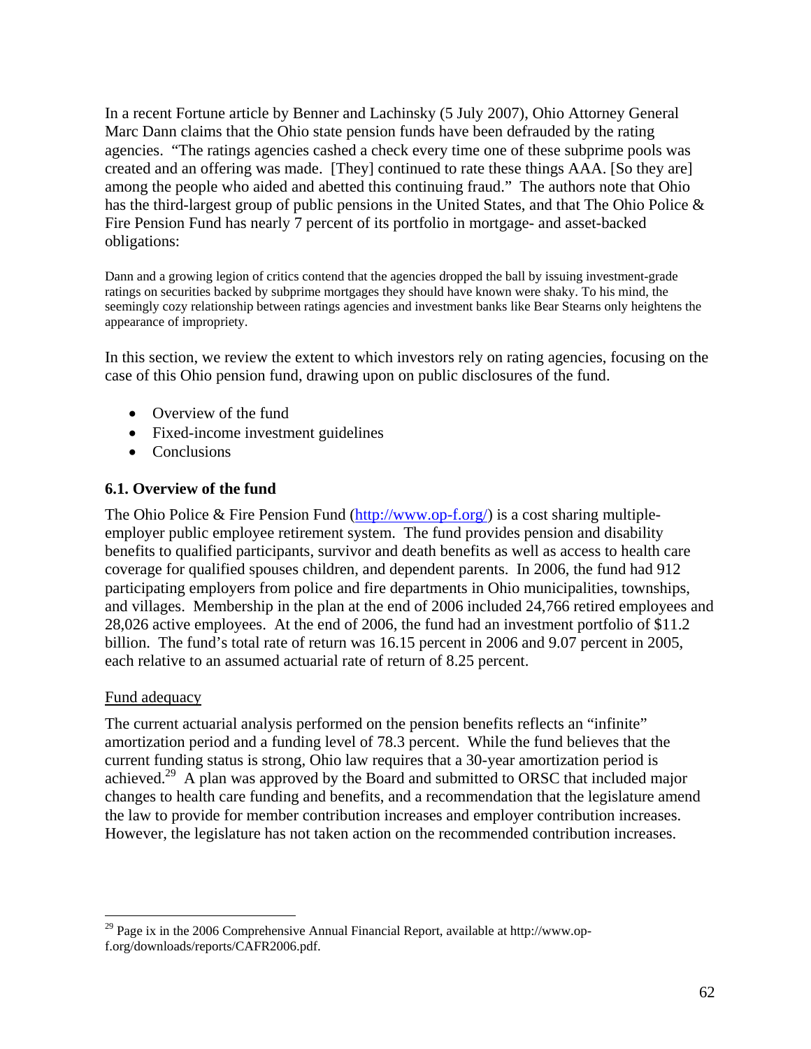In a recent Fortune article by Benner and Lachinsky (5 July 2007), Ohio Attorney General Marc Dann claims that the Ohio state pension funds have been defrauded by the rating agencies. "The ratings agencies cashed a check every time one of these subprime pools was created and an offering was made. [They] continued to rate these things AAA. [So they are] among the people who aided and abetted this continuing fraud." The authors note that Ohio has the third-largest group of public pensions in the United States, and that The Ohio Police & Fire Pension Fund has nearly 7 percent of its portfolio in mortgage- and asset-backed obligations:

> Dann and a growing legion of critics contend that the agencies dropped the ball by issuing investment-grade ratings on securities backed by subprime mortgages they should have known were shaky. To his mind, the seemingly cozy relationship between ratings agencies and investment banks like Bear Stearns only heightens the appearance of impropriety.

In this section, we review the extent to which investors rely on rating agencies, focusing on the case of this Ohio pension fund, drawing upon on public disclosures of the fund.

- Overview of the fund
- Fixed-income investment guidelines
- Conclusions

### 6.1. Overview of the fund

The Ohio Police & Fire Pension Fund (http://www.op-f.org/) is a cost sharing multiple-employer public employee retirement system. The fund provides pension and disability benefits to qualified participants, survivor and death benefits as well as access to health care coverage for qualified spouses children, and dependent parents. In 2006, the fund had 912 participating employers from police and fire departments in Ohio municipalities, townships, and villages. Membership in the plan at the end of 2006 included 24,766 retired employees and 28,026 active employees. At the end of 2006, the fund had an investment portfolio of \$11.2 billion. The fund's total rate of return was 16.15 percent in 2006 and 9.07 percent in 2005, each relative to an assumed actuarial rate of return of 8.25 percent.

#### Fund adequacy

The current actuarial analysis performed on the pension benefits reflects an "infinite" amortization period and a funding level of 78.3 percent. While the fund believes that the current funding status is strong, Ohio law requires that a 30-year amortization period is achieved.[29] A plan was approved by the Board and submitted to ORSC that included major changes to health care funding and benefits, and a recommendation that the legislature amend the law to provide for member contribution increases and employer contribution increases. However, the legislature has not taken action on the recommended contribution increases.

---

[29] Page ix in the 2006 Comprehensive Annual Financial Report, available at http://www.op-f.org/downloads/reports/CAFR2006.pdf.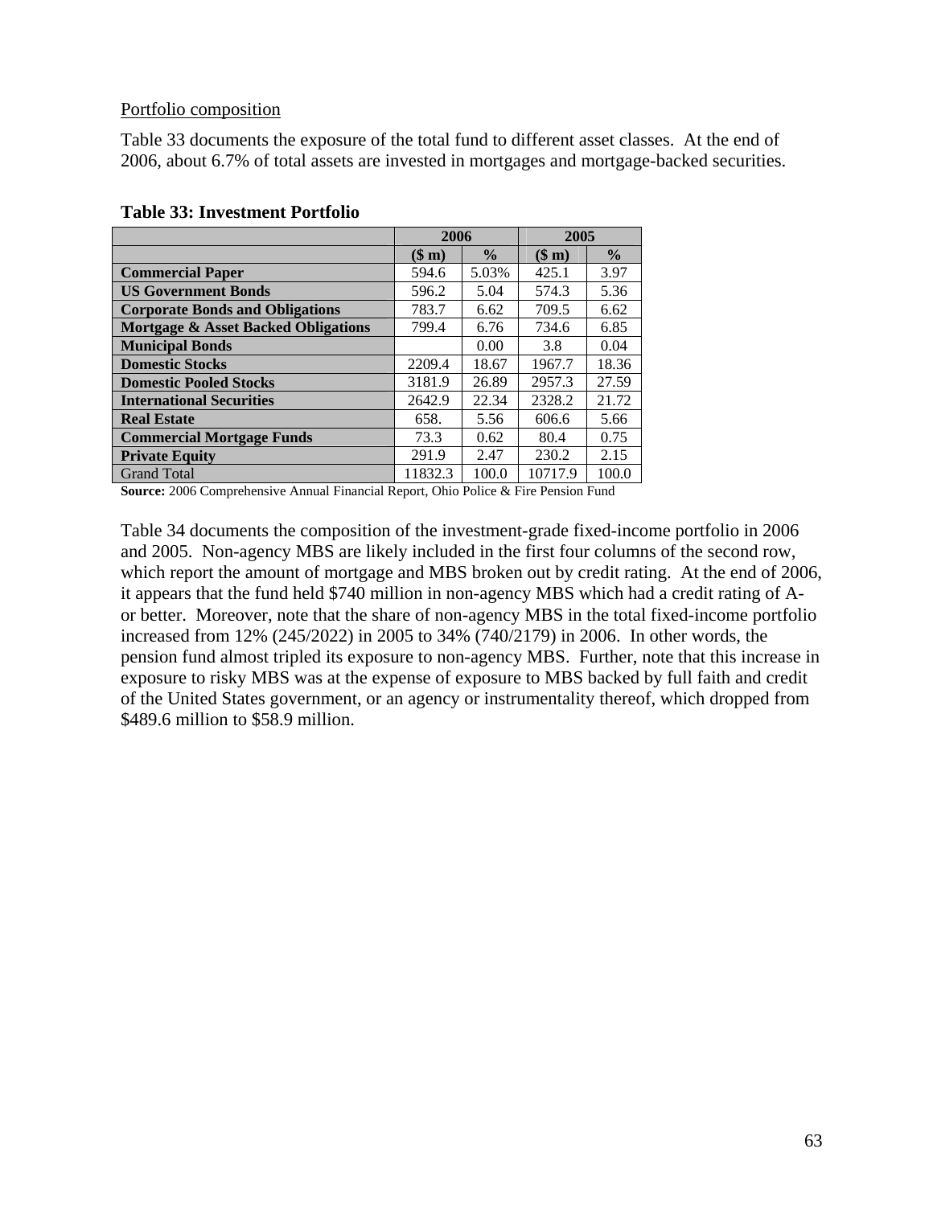Portfolio composition

Table 33 documents the exposure of the total fund to different asset classes. At the end of 2006, about 6.7% of total assets are invested in mortgages and mortgage-backed securities.

**Table 33: Investment Portfolio**

| | 2006 | | 2005 | |
|---|---|---|---|---|
| | **($ m)** | **%** | **($ m)** | **%** |
| **Commercial Paper** | 594.6 | 5.03% | 425.1 | 3.97 |
| **US Government Bonds** | 596.2 | 5.04 | 574.3 | 5.36 |
| **Corporate Bonds and Obligations** | 783.7 | 6.62 | 709.5 | 6.62 |
| **Mortgage & Asset Backed Obligations** | 799.4 | 6.76 | 734.6 | 6.85 |
| **Municipal Bonds** | | 0.00 | 3.8 | 0.04 |
| **Domestic Stocks** | 2209.4 | 18.67 | 1967.7 | 18.36 |
| **Domestic Pooled Stocks** | 3181.9 | 26.89 | 2957.3 | 27.59 |
| **International Securities** | 2642.9 | 22.34 | 2328.2 | 21.72 |
| **Real Estate** | 658. | 5.56 | 606.6 | 5.66 |
| **Commercial Mortgage Funds** | 73.3 | 0.62 | 80.4 | 0.75 |
| **Private Equity** | 291.9 | 2.47 | 230.2 | 2.15 |
| Grand Total | 11832.3 | 100.0 | 10717.9 | 100.0 |

**Source:** 2006 Comprehensive Annual Financial Report, Ohio Police & Fire Pension Fund

Table 34 documents the composition of the investment-grade fixed-income portfolio in 2006 and 2005. Non-agency MBS are likely included in the first four columns of the second row, which report the amount of mortgage and MBS broken out by credit rating. At the end of 2006, it appears that the fund held $740 million in non-agency MBS which had a credit rating of A- or better. Moreover, note that the share of non-agency MBS in the total fixed-income portfolio increased from 12% (245/2022) in 2005 to 34% (740/2179) in 2006. In other words, the pension fund almost tripled its exposure to non-agency MBS. Further, note that this increase in exposure to risky MBS was at the expense of exposure to MBS backed by full faith and credit of the United States government, or an agency or instrumentality thereof, which dropped from $489.6 million to $58.9 million.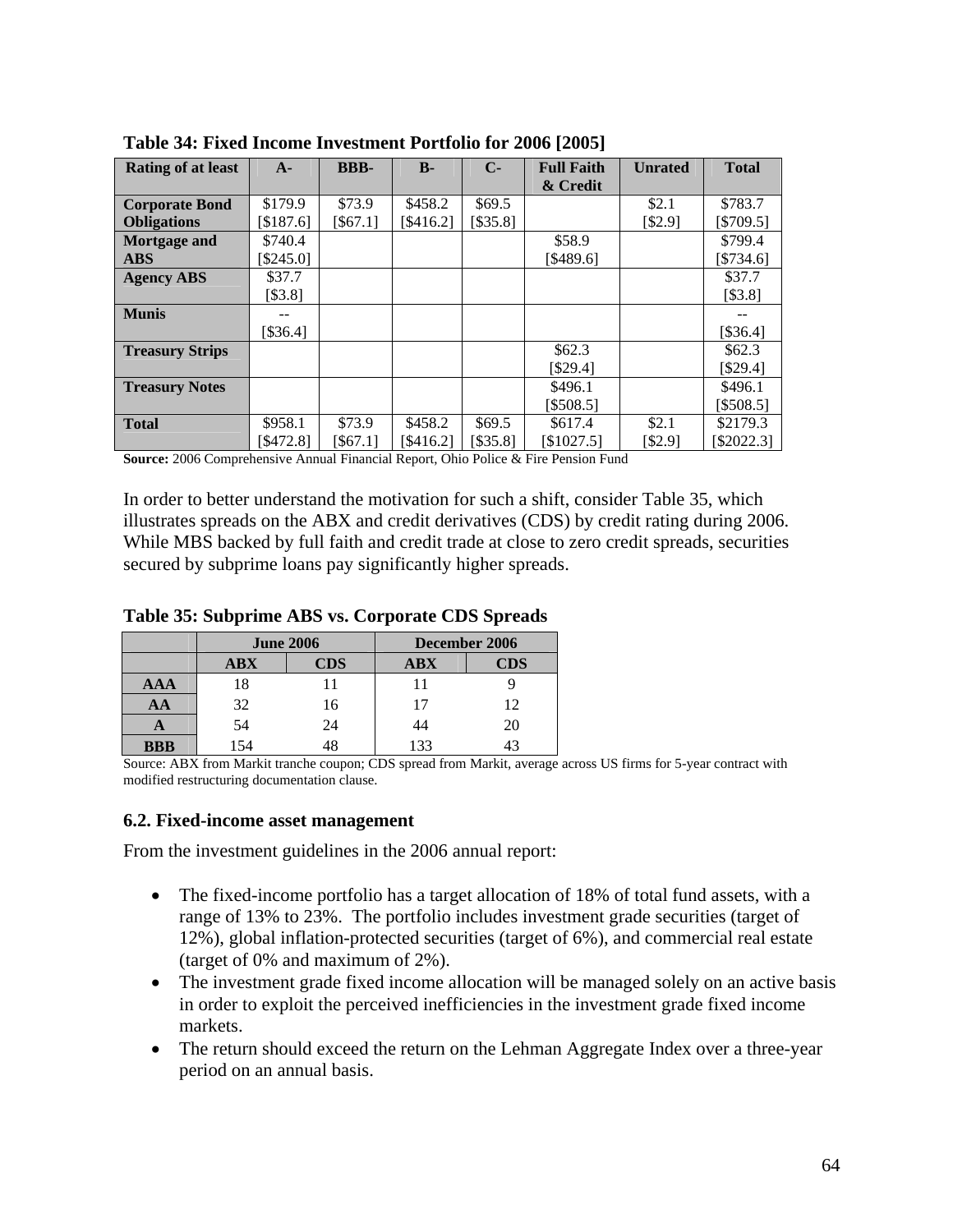**Table 34: Fixed Income Investment Portfolio for 2006 [2005]**

| Rating of at least | A- | BBB- | B- | C- | Full Faith & Credit | Unrated | Total |
|---|---|---|---|---|---|---|---|
| **Corporate Bond Obligations** | $179.9 [$187.6] | $73.9 [$67.1] | $458.2 [$416.2] | $69.5 [$35.8] | | $2.1 [$2.9] | $783.7 [$709.5] |
| **Mortgage and ABS** | $740.4 [$245.0] | | | | $58.9 [$489.6] | | $799.4 [$734.6] |
| **Agency ABS** | $37.7 [$3.8] | | | | | | $37.7 [$3.8] |
| **Munis** | -- [$36.4] | | | | | | -- [$36.4] |
| **Treasury Strips** | | | | | $62.3 [$29.4] | | $62.3 [$29.4] |
| **Treasury Notes** | | | | | $496.1 [$508.5] | | $496.1 [$508.5] |
| **Total** | $958.1 [$472.8] | $73.9 [$67.1] | $458.2 [$416.2] | $69.5 [$35.8] | $617.4 [$1027.5] | $2.1 [$2.9] | $2179.3 [$2022.3] |

**Source:** 2006 Comprehensive Annual Financial Report, Ohio Police & Fire Pension Fund

In order to better understand the motivation for such a shift, consider Table 35, which illustrates spreads on the ABX and credit derivatives (CDS) by credit rating during 2006. While MBS backed by full faith and credit trade at close to zero credit spreads, securities secured by subprime loans pay significantly higher spreads.

**Table 35: Subprime ABS vs. Corporate CDS Spreads**

| | June 2006 | | December 2006 | |
|---|---|---|---|---|
| | **ABX** | **CDS** | **ABX** | **CDS** |
| **AAA** | 18 | 11 | 11 | 9 |
| **AA** | 32 | 16 | 17 | 12 |
| **A** | 54 | 24 | 44 | 20 |
| **BBB** | 154 | 48 | 133 | 43 |

Source: ABX from Markit tranche coupon; CDS spread from Markit, average across US firms for 5-year contract with modified restructuring documentation clause.

### 6.2. Fixed-income asset management

From the investment guidelines in the 2006 annual report:

- The fixed-income portfolio has a target allocation of 18% of total fund assets, with a range of 13% to 23%. The portfolio includes investment grade securities (target of 12%), global inflation-protected securities (target of 6%), and commercial real estate (target of 0% and maximum of 2%).
- The investment grade fixed income allocation will be managed solely on an active basis in order to exploit the perceived inefficiencies in the investment grade fixed income markets.
- The return should exceed the return on the Lehman Aggregate Index over a three-year period on an annual basis.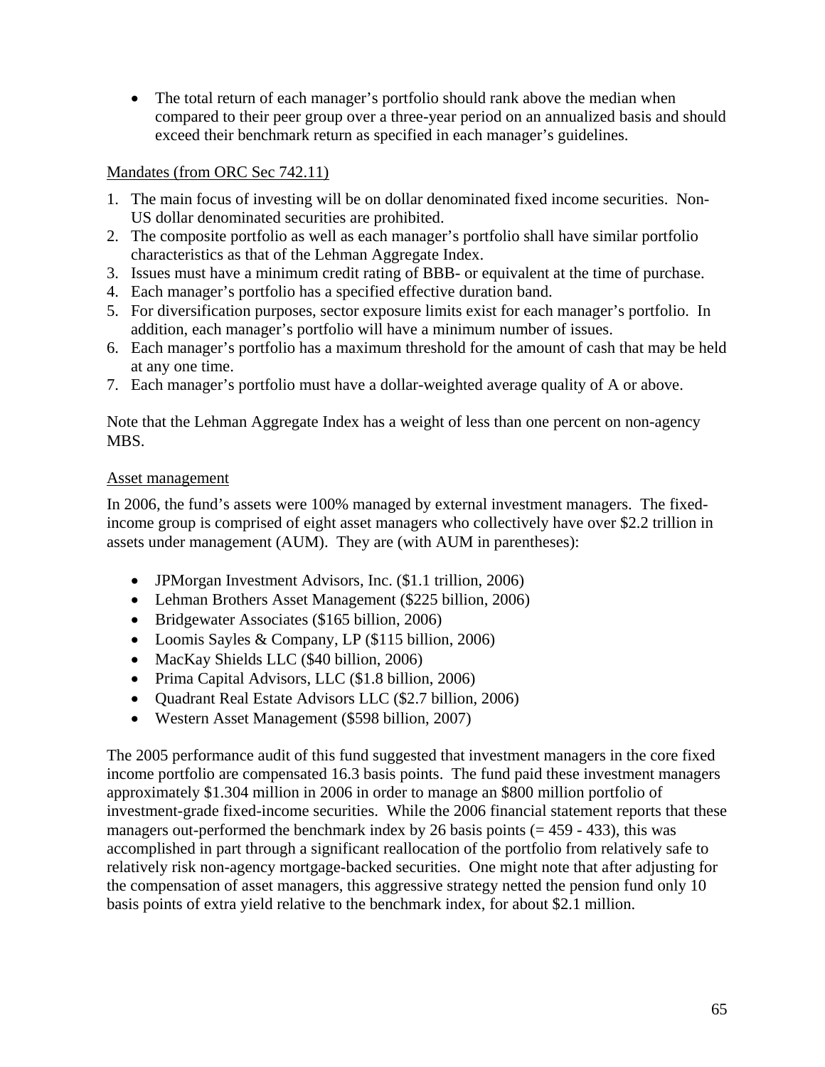- The total return of each manager's portfolio should rank above the median when compared to their peer group over a three-year period on an annualized basis and should exceed their benchmark return as specified in each manager's guidelines.

Mandates (from ORC Sec 742.11)

1. The main focus of investing will be on dollar denominated fixed income securities. Non-US dollar denominated securities are prohibited.
2. The composite portfolio as well as each manager's portfolio shall have similar portfolio characteristics as that of the Lehman Aggregate Index.
3. Issues must have a minimum credit rating of BBB- or equivalent at the time of purchase.
4. Each manager's portfolio has a specified effective duration band.
5. For diversification purposes, sector exposure limits exist for each manager's portfolio. In addition, each manager's portfolio will have a minimum number of issues.
6. Each manager's portfolio has a maximum threshold for the amount of cash that may be held at any one time.
7. Each manager's portfolio must have a dollar-weighted average quality of A or above.

Note that the Lehman Aggregate Index has a weight of less than one percent on non-agency MBS.

Asset management

In 2006, the fund's assets were 100% managed by external investment managers. The fixed-income group is comprised of eight asset managers who collectively have over $2.2 trillion in assets under management (AUM). They are (with AUM in parentheses):

- JPMorgan Investment Advisors, Inc. ($1.1 trillion, 2006)
- Lehman Brothers Asset Management ($225 billion, 2006)
- Bridgewater Associates ($165 billion, 2006)
- Loomis Sayles & Company, LP ($115 billion, 2006)
- MacKay Shields LLC ($40 billion, 2006)
- Prima Capital Advisors, LLC ($1.8 billion, 2006)
- Quadrant Real Estate Advisors LLC ($2.7 billion, 2006)
- Western Asset Management ($598 billion, 2007)

The 2005 performance audit of this fund suggested that investment managers in the core fixed income portfolio are compensated 16.3 basis points. The fund paid these investment managers approximately $1.304 million in 2006 in order to manage an $800 million portfolio of investment-grade fixed-income securities. While the 2006 financial statement reports that these managers out-performed the benchmark index by 26 basis points (= 459 - 433), this was accomplished in part through a significant reallocation of the portfolio from relatively safe to relatively risk non-agency mortgage-backed securities. One might note that after adjusting for the compensation of asset managers, this aggressive strategy netted the pension fund only 10 basis points of extra yield relative to the benchmark index, for about $2.1 million.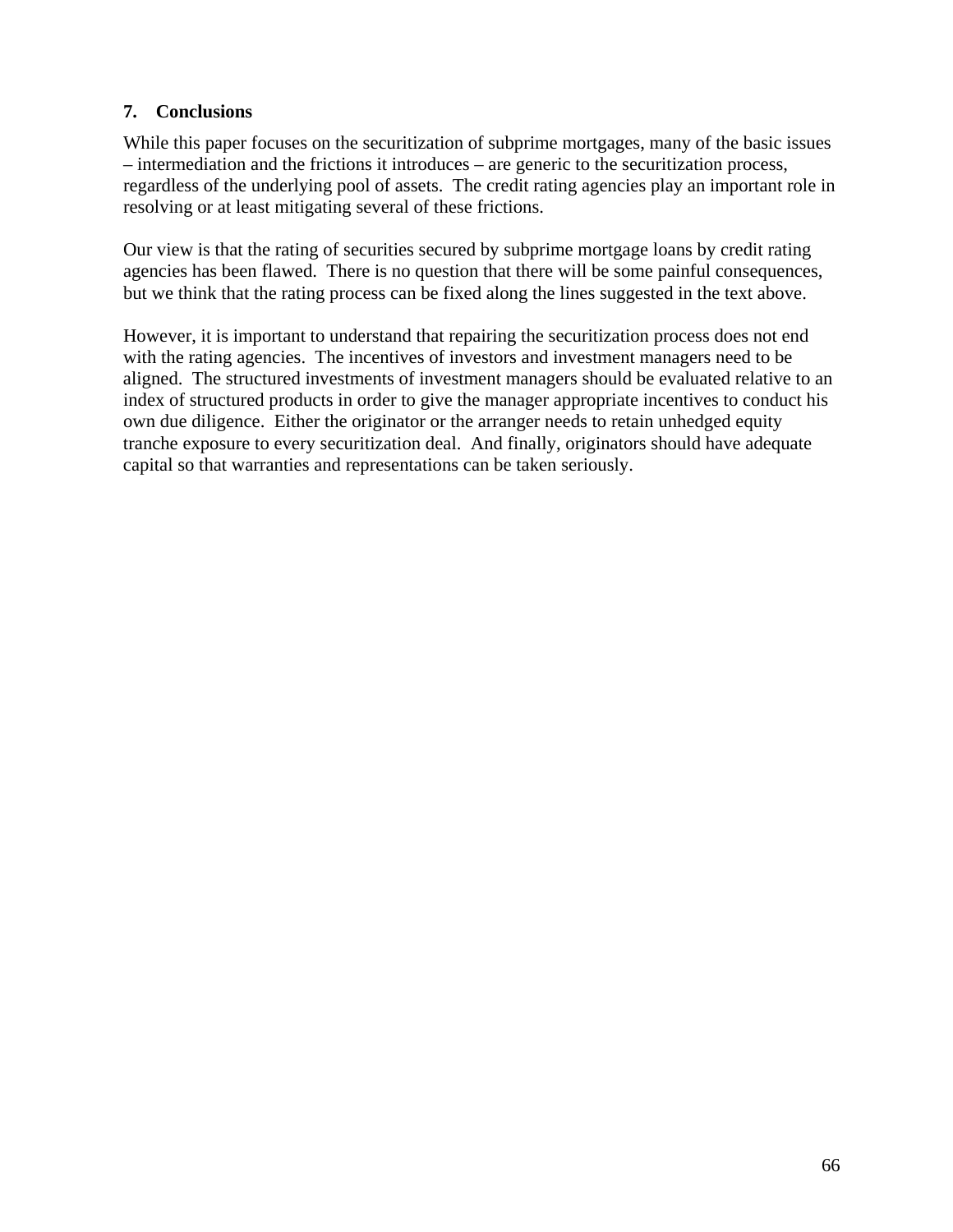## 7. Conclusions

While this paper focuses on the securitization of subprime mortgages, many of the basic issues – intermediation and the frictions it introduces – are generic to the securitization process, regardless of the underlying pool of assets. The credit rating agencies play an important role in resolving or at least mitigating several of these frictions.

Our view is that the rating of securities secured by subprime mortgage loans by credit rating agencies has been flawed. There is no question that there will be some painful consequences, but we think that the rating process can be fixed along the lines suggested in the text above.

However, it is important to understand that repairing the securitization process does not end with the rating agencies. The incentives of investors and investment managers need to be aligned. The structured investments of investment managers should be evaluated relative to an index of structured products in order to give the manager appropriate incentives to conduct his own due diligence. Either the originator or the arranger needs to retain unhedged equity tranche exposure to every securitization deal. And finally, originators should have adequate capital so that warranties and representations can be taken seriously.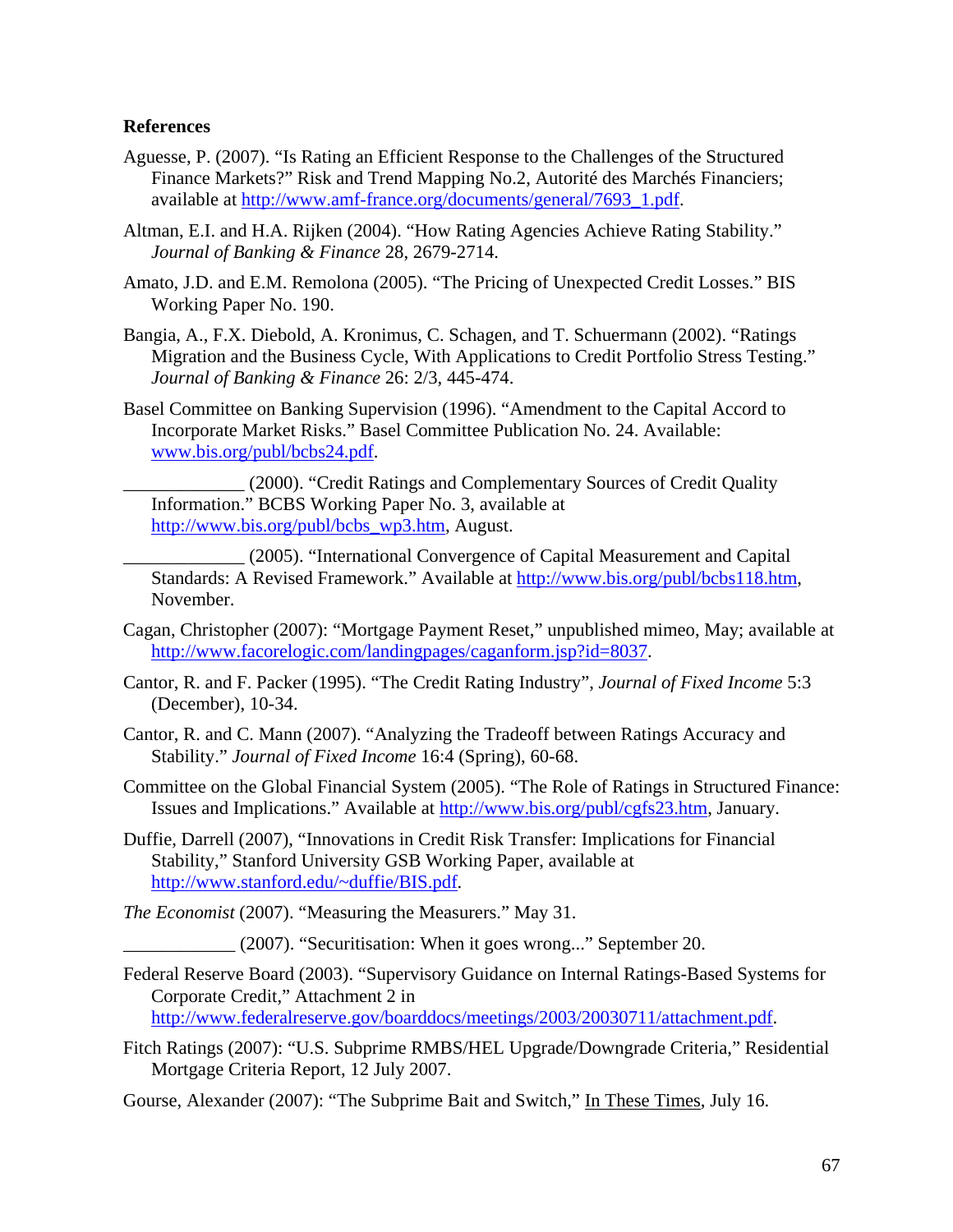**References**

Aguesse, P. (2007). "Is Rating an Efficient Response to the Challenges of the Structured Finance Markets?" Risk and Trend Mapping No.2, Autorité des Marchés Financiers; available at http://www.amf-france.org/documents/general/7693_1.pdf.

Altman, E.I. and H.A. Rijken (2004). "How Rating Agencies Achieve Rating Stability." *Journal of Banking & Finance* 28, 2679-2714.

Amato, J.D. and E.M. Remolona (2005). "The Pricing of Unexpected Credit Losses." BIS Working Paper No. 190.

Bangia, A., F.X. Diebold, A. Kronimus, C. Schagen, and T. Schuermann (2002). "Ratings Migration and the Business Cycle, With Applications to Credit Portfolio Stress Testing." *Journal of Banking & Finance* 26: 2/3, 445-474.

Basel Committee on Banking Supervision (1996). "Amendment to the Capital Accord to Incorporate Market Risks." Basel Committee Publication No. 24. Available: www.bis.org/publ/bcbs24.pdf.

_____________ (2000). "Credit Ratings and Complementary Sources of Credit Quality Information." BCBS Working Paper No. 3, available at http://www.bis.org/publ/bcbs_wp3.htm, August.

_____________ (2005). "International Convergence of Capital Measurement and Capital Standards: A Revised Framework." Available at http://www.bis.org/publ/bcbs118.htm, November.

Cagan, Christopher (2007): "Mortgage Payment Reset," unpublished mimeo, May; available at http://www.facorelogic.com/landingpages/caganform.jsp?id=8037.

Cantor, R. and F. Packer (1995). "The Credit Rating Industry", *Journal of Fixed Income* 5:3 (December), 10-34.

Cantor, R. and C. Mann (2007). "Analyzing the Tradeoff between Ratings Accuracy and Stability." *Journal of Fixed Income* 16:4 (Spring), 60-68.

Committee on the Global Financial System (2005). "The Role of Ratings in Structured Finance: Issues and Implications." Available at http://www.bis.org/publ/cgfs23.htm, January.

Duffie, Darrell (2007), "Innovations in Credit Risk Transfer: Implications for Financial Stability," Stanford University GSB Working Paper, available at http://www.stanford.edu/~duffie/BIS.pdf.

*The Economist* (2007). "Measuring the Measurers." May 31.

____________ (2007). "Securitisation: When it goes wrong..." September 20.

Federal Reserve Board (2003). "Supervisory Guidance on Internal Ratings-Based Systems for Corporate Credit," Attachment 2 in http://www.federalreserve.gov/boarddocs/meetings/2003/20030711/attachment.pdf.

Fitch Ratings (2007): "U.S. Subprime RMBS/HEL Upgrade/Downgrade Criteria," Residential Mortgage Criteria Report, 12 July 2007.

Gourse, Alexander (2007): "The Subprime Bait and Switch," In These Times, July 16.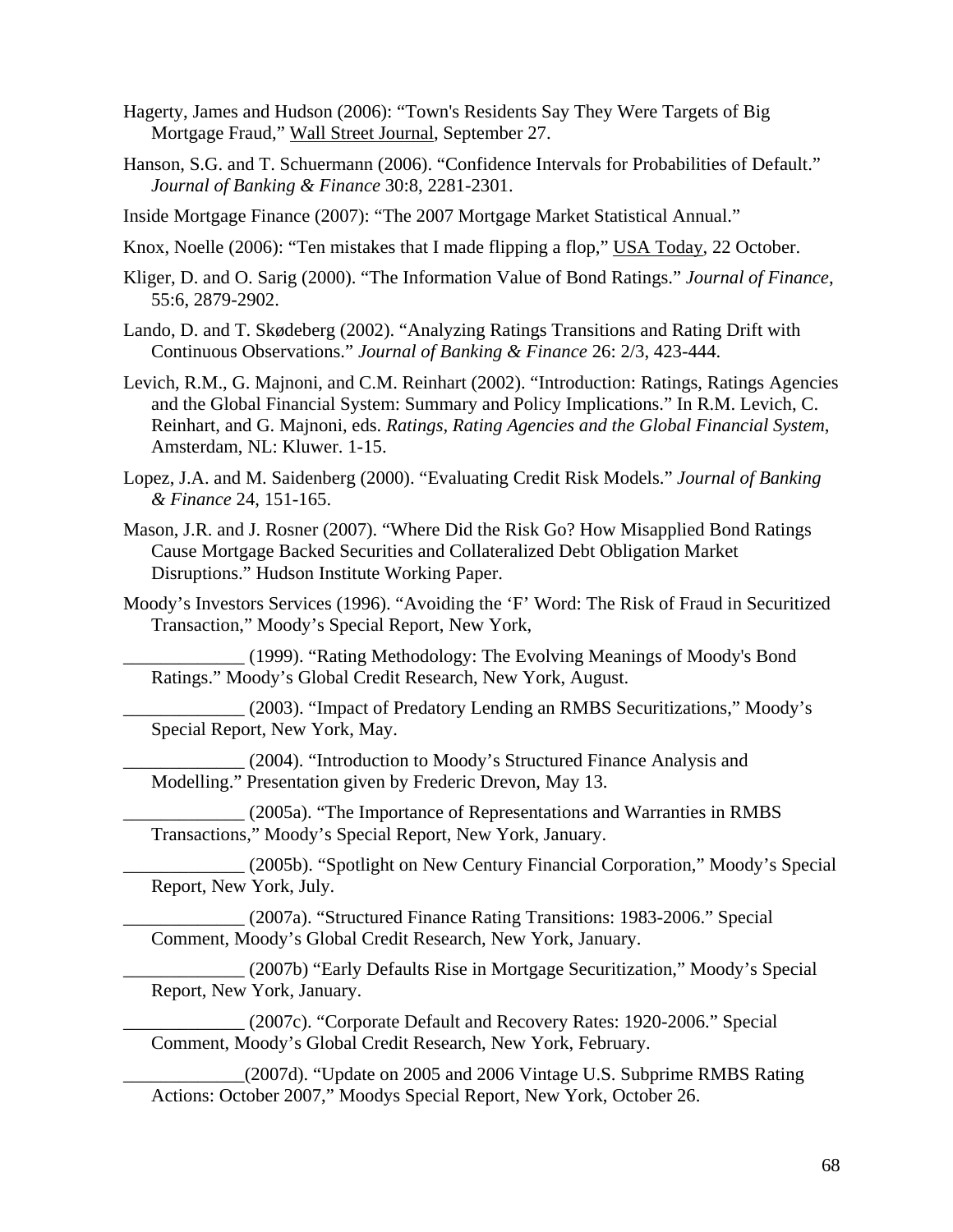Hagerty, James and Hudson (2006): "Town's Residents Say They Were Targets of Big Mortgage Fraud," Wall Street Journal, September 27.

Hanson, S.G. and T. Schuermann (2006). "Confidence Intervals for Probabilities of Default." *Journal of Banking & Finance* 30:8, 2281-2301.

Inside Mortgage Finance (2007): "The 2007 Mortgage Market Statistical Annual."

Knox, Noelle (2006): "Ten mistakes that I made flipping a flop," USA Today, 22 October.

Kliger, D. and O. Sarig (2000). "The Information Value of Bond Ratings." *Journal of Finance*, 55:6, 2879-2902.

Lando, D. and T. Skødeberg (2002). "Analyzing Ratings Transitions and Rating Drift with Continuous Observations." *Journal of Banking & Finance* 26: 2/3, 423-444.

Levich, R.M., G. Majnoni, and C.M. Reinhart (2002). "Introduction: Ratings, Ratings Agencies and the Global Financial System: Summary and Policy Implications." In R.M. Levich, C. Reinhart, and G. Majnoni, eds. *Ratings, Rating Agencies and the Global Financial System*, Amsterdam, NL: Kluwer. 1-15.

Lopez, J.A. and M. Saidenberg (2000). "Evaluating Credit Risk Models." *Journal of Banking & Finance* 24, 151-165.

Mason, J.R. and J. Rosner (2007). "Where Did the Risk Go? How Misapplied Bond Ratings Cause Mortgage Backed Securities and Collateralized Debt Obligation Market Disruptions." Hudson Institute Working Paper.

Moody's Investors Services (1996). "Avoiding the 'F' Word: The Risk of Fraud in Securitized Transaction," Moody's Special Report, New York,

_____________ (1999). "Rating Methodology: The Evolving Meanings of Moody's Bond Ratings." Moody's Global Credit Research, New York, August.

_____________ (2003). "Impact of Predatory Lending an RMBS Securitizations," Moody's Special Report, New York, May.

_____________ (2004). "Introduction to Moody's Structured Finance Analysis and Modelling." Presentation given by Frederic Drevon, May 13.

_____________ (2005a). "The Importance of Representations and Warranties in RMBS Transactions," Moody's Special Report, New York, January.

_____________ (2005b). "Spotlight on New Century Financial Corporation," Moody's Special Report, New York, July.

_____________ (2007a). "Structured Finance Rating Transitions: 1983-2006." Special Comment, Moody's Global Credit Research, New York, January.

_____________ (2007b) "Early Defaults Rise in Mortgage Securitization," Moody's Special Report, New York, January.

_____________ (2007c). "Corporate Default and Recovery Rates: 1920-2006." Special Comment, Moody's Global Credit Research, New York, February.

_____________(2007d). "Update on 2005 and 2006 Vintage U.S. Subprime RMBS Rating Actions: October 2007," Moodys Special Report, New York, October 26.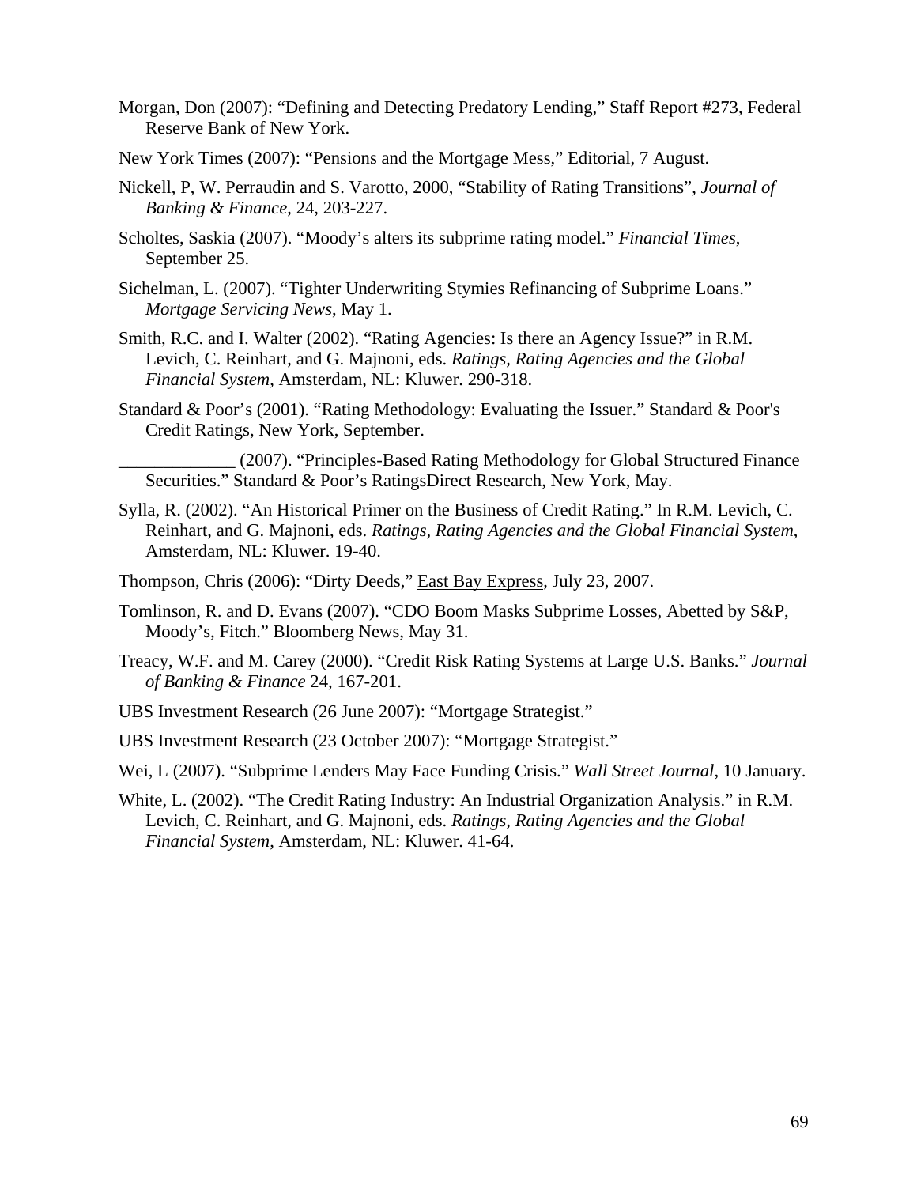Morgan, Don (2007): “Defining and Detecting Predatory Lending,” Staff Report #273, Federal Reserve Bank of New York.

New York Times (2007): “Pensions and the Mortgage Mess,” Editorial, 7 August.

Nickell, P, W. Perraudin and S. Varotto, 2000, “Stability of Rating Transitions”, *Journal of Banking & Finance*, 24, 203-227.

Scholtes, Saskia (2007). “Moody’s alters its subprime rating model.” *Financial Times*, September 25.

Sichelman, L. (2007). “Tighter Underwriting Stymies Refinancing of Subprime Loans.” *Mortgage Servicing News*, May 1.

Smith, R.C. and I. Walter (2002). “Rating Agencies: Is there an Agency Issue?” in R.M. Levich, C. Reinhart, and G. Majnoni, eds. *Ratings, Rating Agencies and the Global Financial System*, Amsterdam, NL: Kluwer. 290-318.

Standard & Poor’s (2001). “Rating Methodology: Evaluating the Issuer.” Standard & Poor's Credit Ratings, New York, September.

_____________ (2007). “Principles-Based Rating Methodology for Global Structured Finance Securities.” Standard & Poor’s RatingsDirect Research, New York, May.

Sylla, R. (2002). “An Historical Primer on the Business of Credit Rating.” In R.M. Levich, C. Reinhart, and G. Majnoni, eds. *Ratings, Rating Agencies and the Global Financial System*, Amsterdam, NL: Kluwer. 19-40.

Thompson, Chris (2006): “Dirty Deeds,” East Bay Express, July 23, 2007.

Tomlinson, R. and D. Evans (2007). “CDO Boom Masks Subprime Losses, Abetted by S&P, Moody’s, Fitch.” Bloomberg News, May 31.

Treacy, W.F. and M. Carey (2000). “Credit Risk Rating Systems at Large U.S. Banks.” *Journal of Banking & Finance* 24, 167-201.

UBS Investment Research (26 June 2007): “Mortgage Strategist.”

UBS Investment Research (23 October 2007): “Mortgage Strategist.”

Wei, L (2007). “Subprime Lenders May Face Funding Crisis.” *Wall Street Journal*, 10 January.

White, L. (2002). “The Credit Rating Industry: An Industrial Organization Analysis.” in R.M. Levich, C. Reinhart, and G. Majnoni, eds. *Ratings, Rating Agencies and the Global Financial System*, Amsterdam, NL: Kluwer. 41-64.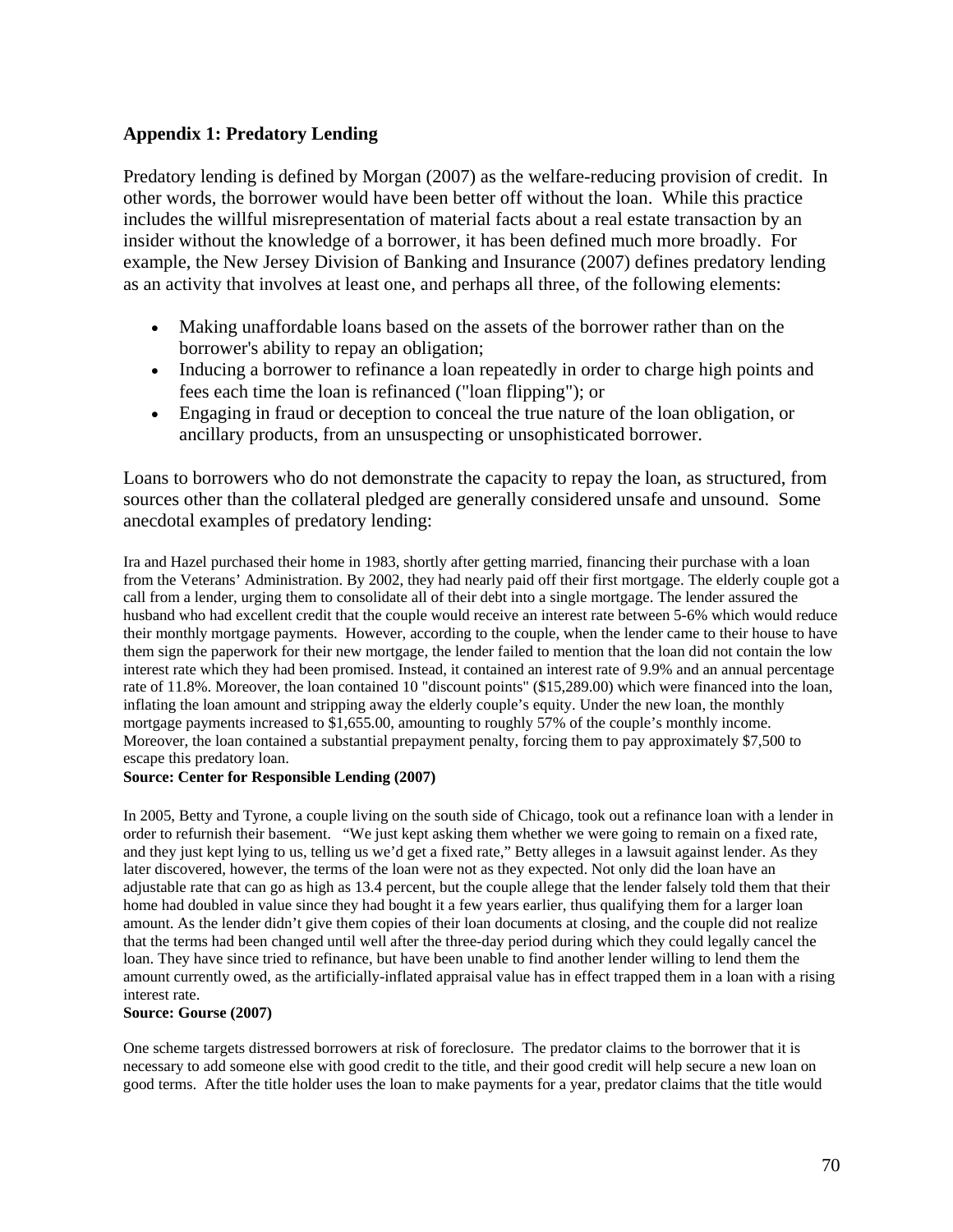## Appendix 1: Predatory Lending

Predatory lending is defined by Morgan (2007) as the welfare-reducing provision of credit. In other words, the borrower would have been better off without the loan. While this practice includes the willful misrepresentation of material facts about a real estate transaction by an insider without the knowledge of a borrower, it has been defined much more broadly. For example, the New Jersey Division of Banking and Insurance (2007) defines predatory lending as an activity that involves at least one, and perhaps all three, of the following elements:

- Making unaffordable loans based on the assets of the borrower rather than on the borrower's ability to repay an obligation;
- Inducing a borrower to refinance a loan repeatedly in order to charge high points and fees each time the loan is refinanced ("loan flipping"); or
- Engaging in fraud or deception to conceal the true nature of the loan obligation, or ancillary products, from an unsuspecting or unsophisticated borrower.

Loans to borrowers who do not demonstrate the capacity to repay the loan, as structured, from sources other than the collateral pledged are generally considered unsafe and unsound. Some anecdotal examples of predatory lending:

Ira and Hazel purchased their home in 1983, shortly after getting married, financing their purchase with a loan from the Veterans' Administration. By 2002, they had nearly paid off their first mortgage. The elderly couple got a call from a lender, urging them to consolidate all of their debt into a single mortgage. The lender assured the husband who had excellent credit that the couple would receive an interest rate between 5-6% which would reduce their monthly mortgage payments. However, according to the couple, when the lender came to their house to have them sign the paperwork for their new mortgage, the lender failed to mention that the loan did not contain the low interest rate which they had been promised. Instead, it contained an interest rate of 9.9% and an annual percentage rate of 11.8%. Moreover, the loan contained 10 "discount points" ($15,289.00) which were financed into the loan, inflating the loan amount and stripping away the elderly couple's equity. Under the new loan, the monthly mortgage payments increased to $1,655.00, amounting to roughly 57% of the couple's monthly income. Moreover, the loan contained a substantial prepayment penalty, forcing them to pay approximately $7,500 to escape this predatory loan.
**Source: Center for Responsible Lending (2007)**

In 2005, Betty and Tyrone, a couple living on the south side of Chicago, took out a refinance loan with a lender in order to refurnish their basement. "We just kept asking them whether we were going to remain on a fixed rate, and they just kept lying to us, telling us we'd get a fixed rate," Betty alleges in a lawsuit against lender. As they later discovered, however, the terms of the loan were not as they expected. Not only did the loan have an adjustable rate that can go as high as 13.4 percent, but the couple allege that the lender falsely told them that their home had doubled in value since they had bought it a few years earlier, thus qualifying them for a larger loan amount. As the lender didn't give them copies of their loan documents at closing, and the couple did not realize that the terms had been changed until well after the three-day period during which they could legally cancel the loan. They have since tried to refinance, but have been unable to find another lender willing to lend them the amount currently owed, as the artificially-inflated appraisal value has in effect trapped them in a loan with a rising interest rate.
**Source: Gourse (2007)**

One scheme targets distressed borrowers at risk of foreclosure. The predator claims to the borrower that it is necessary to add someone else with good credit to the title, and their good credit will help secure a new loan on good terms. After the title holder uses the loan to make payments for a year, predator claims that the title would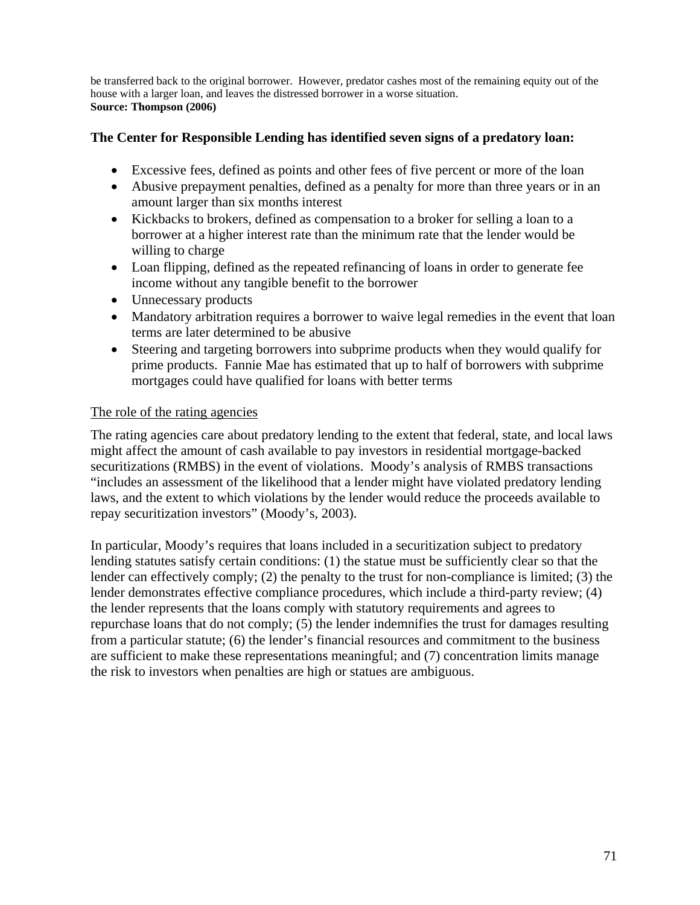be transferred back to the original borrower. However, predator cashes most of the remaining equity out of the house with a larger loan, and leaves the distressed borrower in a worse situation.
**Source: Thompson (2006)**

**The Center for Responsible Lending has identified seven signs of a predatory loan:**

- Excessive fees, defined as points and other fees of five percent or more of the loan
- Abusive prepayment penalties, defined as a penalty for more than three years or in an amount larger than six months interest
- Kickbacks to brokers, defined as compensation to a broker for selling a loan to a borrower at a higher interest rate than the minimum rate that the lender would be willing to charge
- Loan flipping, defined as the repeated refinancing of loans in order to generate fee income without any tangible benefit to the borrower
- Unnecessary products
- Mandatory arbitration requires a borrower to waive legal remedies in the event that loan terms are later determined to be abusive
- Steering and targeting borrowers into subprime products when they would qualify for prime products. Fannie Mae has estimated that up to half of borrowers with subprime mortgages could have qualified for loans with better terms

<u>The role of the rating agencies</u>

The rating agencies care about predatory lending to the extent that federal, state, and local laws might affect the amount of cash available to pay investors in residential mortgage-backed securitizations (RMBS) in the event of violations. Moody's analysis of RMBS transactions "includes an assessment of the likelihood that a lender might have violated predatory lending laws, and the extent to which violations by the lender would reduce the proceeds available to repay securitization investors" (Moody's, 2003).

In particular, Moody's requires that loans included in a securitization subject to predatory lending statutes satisfy certain conditions: (1) the statue must be sufficiently clear so that the lender can effectively comply; (2) the penalty to the trust for non-compliance is limited; (3) the lender demonstrates effective compliance procedures, which include a third-party review; (4) the lender represents that the loans comply with statutory requirements and agrees to repurchase loans that do not comply; (5) the lender indemnifies the trust for damages resulting from a particular statute; (6) the lender's financial resources and commitment to the business are sufficient to make these representations meaningful; and (7) concentration limits manage the risk to investors when penalties are high or statues are ambiguous.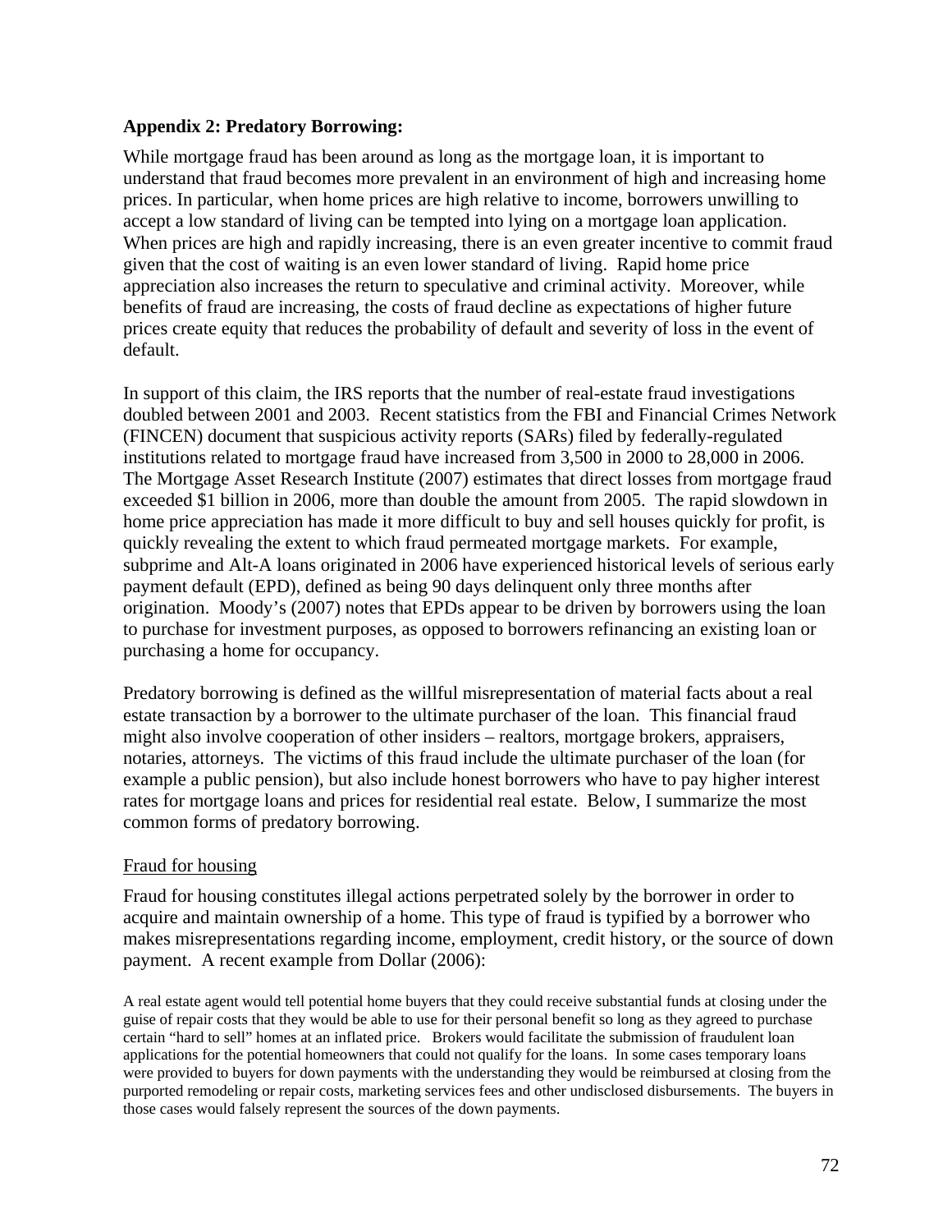## Appendix 2: Predatory Borrowing:

While mortgage fraud has been around as long as the mortgage loan, it is important to understand that fraud becomes more prevalent in an environment of high and increasing home prices. In particular, when home prices are high relative to income, borrowers unwilling to accept a low standard of living can be tempted into lying on a mortgage loan application. When prices are high and rapidly increasing, there is an even greater incentive to commit fraud given that the cost of waiting is an even lower standard of living. Rapid home price appreciation also increases the return to speculative and criminal activity. Moreover, while benefits of fraud are increasing, the costs of fraud decline as expectations of higher future prices create equity that reduces the probability of default and severity of loss in the event of default.

In support of this claim, the IRS reports that the number of real-estate fraud investigations doubled between 2001 and 2003. Recent statistics from the FBI and Financial Crimes Network (FINCEN) document that suspicious activity reports (SARs) filed by federally-regulated institutions related to mortgage fraud have increased from 3,500 in 2000 to 28,000 in 2006. The Mortgage Asset Research Institute (2007) estimates that direct losses from mortgage fraud exceeded $1 billion in 2006, more than double the amount from 2005. The rapid slowdown in home price appreciation has made it more difficult to buy and sell houses quickly for profit, is quickly revealing the extent to which fraud permeated mortgage markets. For example, subprime and Alt-A loans originated in 2006 have experienced historical levels of serious early payment default (EPD), defined as being 90 days delinquent only three months after origination. Moody's (2007) notes that EPDs appear to be driven by borrowers using the loan to purchase for investment purposes, as opposed to borrowers refinancing an existing loan or purchasing a home for occupancy.

Predatory borrowing is defined as the willful misrepresentation of material facts about a real estate transaction by a borrower to the ultimate purchaser of the loan. This financial fraud might also involve cooperation of other insiders – realtors, mortgage brokers, appraisers, notaries, attorneys. The victims of this fraud include the ultimate purchaser of the loan (for example a public pension), but also include honest borrowers who have to pay higher interest rates for mortgage loans and prices for residential real estate. Below, I summarize the most common forms of predatory borrowing.

### Fraud for housing

Fraud for housing constitutes illegal actions perpetrated solely by the borrower in order to acquire and maintain ownership of a home. This type of fraud is typified by a borrower who makes misrepresentations regarding income, employment, credit history, or the source of down payment. A recent example from Dollar (2006):

> A real estate agent would tell potential home buyers that they could receive substantial funds at closing under the guise of repair costs that they would be able to use for their personal benefit so long as they agreed to purchase certain "hard to sell" homes at an inflated price. Brokers would facilitate the submission of fraudulent loan applications for the potential homeowners that could not qualify for the loans. In some cases temporary loans were provided to buyers for down payments with the understanding they would be reimbursed at closing from the purported remodeling or repair costs, marketing services fees and other undisclosed disbursements. The buyers in those cases would falsely represent the sources of the down payments.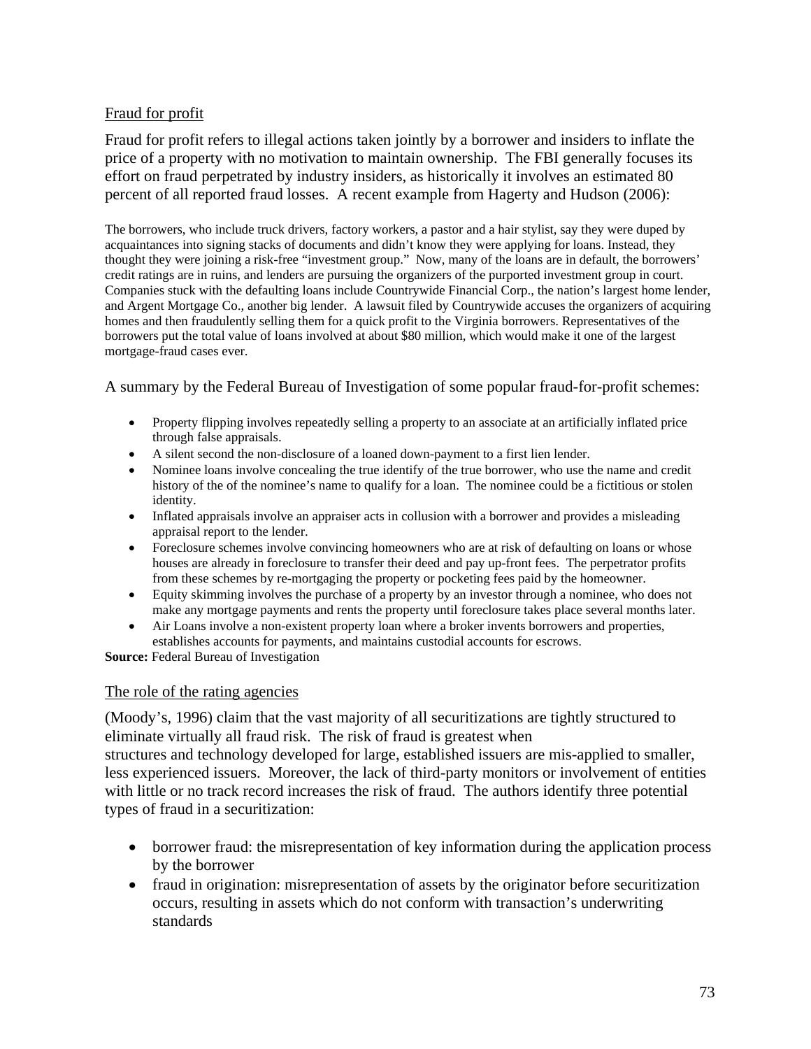Fraud for profit

Fraud for profit refers to illegal actions taken jointly by a borrower and insiders to inflate the price of a property with no motivation to maintain ownership. The FBI generally focuses its effort on fraud perpetrated by industry insiders, as historically it involves an estimated 80 percent of all reported fraud losses. A recent example from Hagerty and Hudson (2006):

> The borrowers, who include truck drivers, factory workers, a pastor and a hair stylist, say they were duped by acquaintances into signing stacks of documents and didn't know they were applying for loans. Instead, they thought they were joining a risk-free "investment group." Now, many of the loans are in default, the borrowers' credit ratings are in ruins, and lenders are pursuing the organizers of the purported investment group in court. Companies stuck with the defaulting loans include Countrywide Financial Corp., the nation's largest home lender, and Argent Mortgage Co., another big lender. A lawsuit filed by Countrywide accuses the organizers of acquiring homes and then fraudulently selling them for a quick profit to the Virginia borrowers. Representatives of the borrowers put the total value of loans involved at about $80 million, which would make it one of the largest mortgage-fraud cases ever.

A summary by the Federal Bureau of Investigation of some popular fraud-for-profit schemes:

- Property flipping involves repeatedly selling a property to an associate at an artificially inflated price through false appraisals.
- A silent second the non-disclosure of a loaned down-payment to a first lien lender.
- Nominee loans involve concealing the true identify of the true borrower, who use the name and credit history of the of the nominee's name to qualify for a loan. The nominee could be a fictitious or stolen identity.
- Inflated appraisals involve an appraiser acts in collusion with a borrower and provides a misleading appraisal report to the lender.
- Foreclosure schemes involve convincing homeowners who are at risk of defaulting on loans or whose houses are already in foreclosure to transfer their deed and pay up-front fees. The perpetrator profits from these schemes by re-mortgaging the property or pocketing fees paid by the homeowner.
- Equity skimming involves the purchase of a property by an investor through a nominee, who does not make any mortgage payments and rents the property until foreclosure takes place several months later.
- Air Loans involve a non-existent property loan where a broker invents borrowers and properties, establishes accounts for payments, and maintains custodial accounts for escrows.

**Source:** Federal Bureau of Investigation

The role of the rating agencies

(Moody's, 1996) claim that the vast majority of all securitizations are tightly structured to eliminate virtually all fraud risk. The risk of fraud is greatest when structures and technology developed for large, established issuers are mis-applied to smaller, less experienced issuers. Moreover, the lack of third-party monitors or involvement of entities with little or no track record increases the risk of fraud. The authors identify three potential types of fraud in a securitization:

- borrower fraud: the misrepresentation of key information during the application process by the borrower
- fraud in origination: misrepresentation of assets by the originator before securitization occurs, resulting in assets which do not conform with transaction's underwriting standards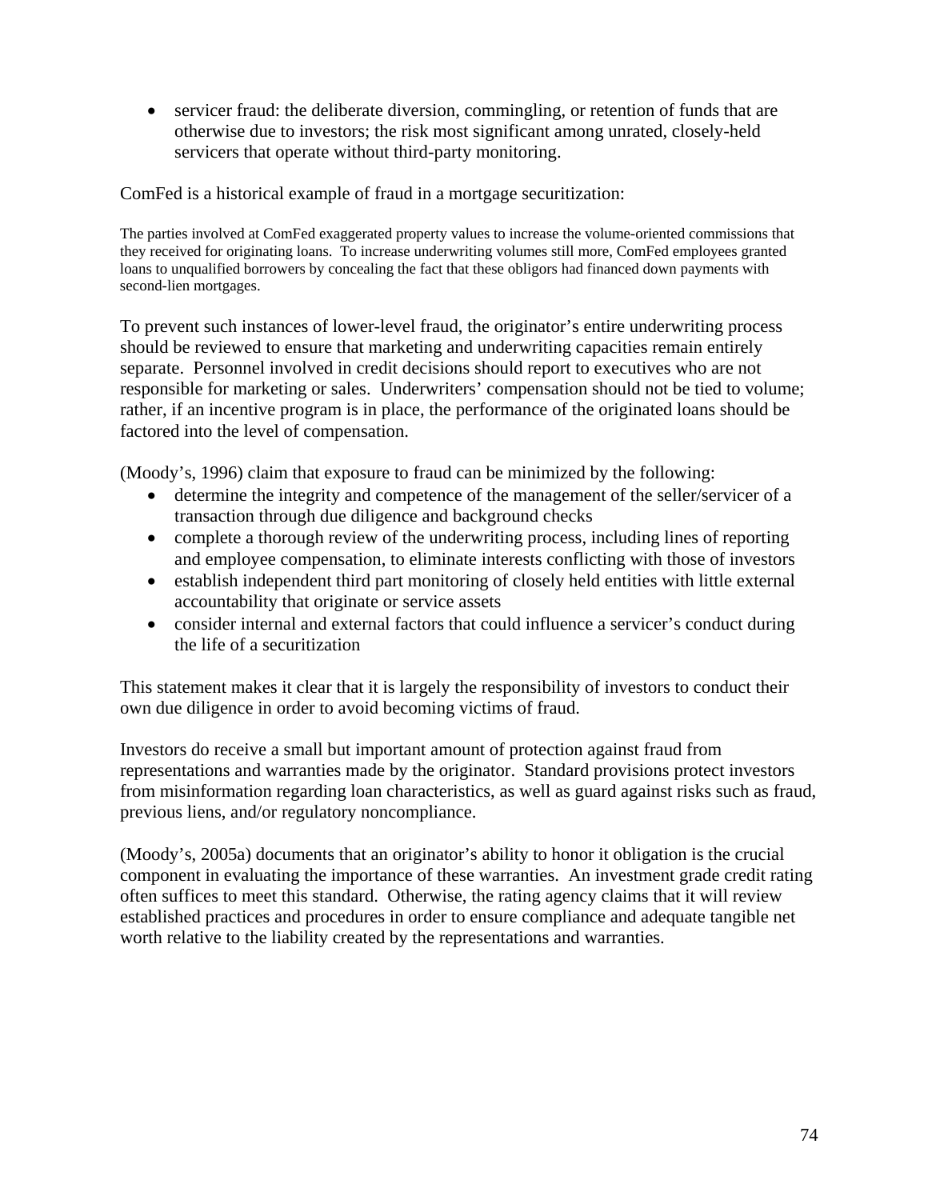- servicer fraud: the deliberate diversion, commingling, or retention of funds that are otherwise due to investors; the risk most significant among unrated, closely-held servicers that operate without third-party monitoring.

ComFed is a historical example of fraud in a mortgage securitization:

> The parties involved at ComFed exaggerated property values to increase the volume-oriented commissions that they received for originating loans. To increase underwriting volumes still more, ComFed employees granted loans to unqualified borrowers by concealing the fact that these obligors had financed down payments with second-lien mortgages.

To prevent such instances of lower-level fraud, the originator's entire underwriting process should be reviewed to ensure that marketing and underwriting capacities remain entirely separate. Personnel involved in credit decisions should report to executives who are not responsible for marketing or sales. Underwriters' compensation should not be tied to volume; rather, if an incentive program is in place, the performance of the originated loans should be factored into the level of compensation.

(Moody's, 1996) claim that exposure to fraud can be minimized by the following:

- determine the integrity and competence of the management of the seller/servicer of a transaction through due diligence and background checks
- complete a thorough review of the underwriting process, including lines of reporting and employee compensation, to eliminate interests conflicting with those of investors
- establish independent third part monitoring of closely held entities with little external accountability that originate or service assets
- consider internal and external factors that could influence a servicer's conduct during the life of a securitization

This statement makes it clear that it is largely the responsibility of investors to conduct their own due diligence in order to avoid becoming victims of fraud.

Investors do receive a small but important amount of protection against fraud from representations and warranties made by the originator. Standard provisions protect investors from misinformation regarding loan characteristics, as well as guard against risks such as fraud, previous liens, and/or regulatory noncompliance.

(Moody's, 2005a) documents that an originator's ability to honor it obligation is the crucial component in evaluating the importance of these warranties. An investment grade credit rating often suffices to meet this standard. Otherwise, the rating agency claims that it will review established practices and procedures in order to ensure compliance and adequate tangible net worth relative to the liability created by the representations and warranties.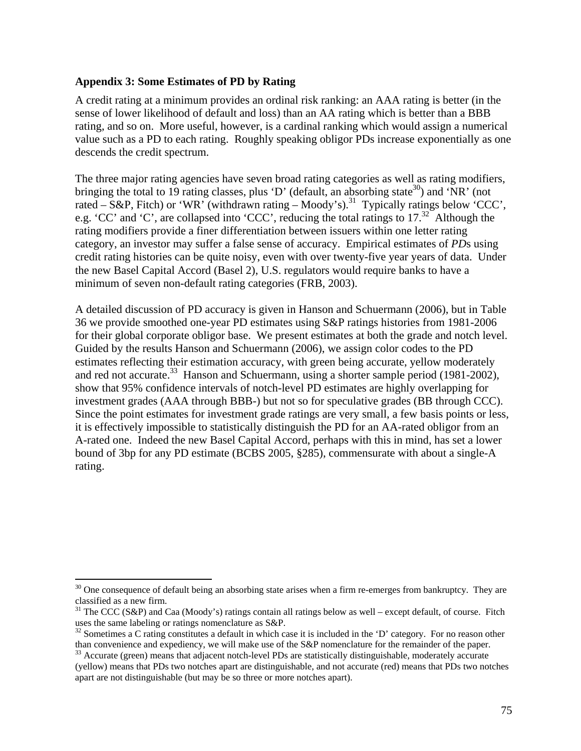### Appendix 3: Some Estimates of PD by Rating

A credit rating at a minimum provides an ordinal risk ranking: an AAA rating is better (in the sense of lower likelihood of default and loss) than an AA rating which is better than a BBB rating, and so on. More useful, however, is a cardinal ranking which would assign a numerical value such as a PD to each rating. Roughly speaking obligor PDs increase exponentially as one descends the credit spectrum.

The three major rating agencies have seven broad rating categories as well as rating modifiers, bringing the total to 19 rating classes, plus 'D' (default, an absorbing state[30]) and 'NR' (not rated – S&P, Fitch) or 'WR' (withdrawn rating – Moody's).[31] Typically ratings below 'CCC', e.g. 'CC' and 'C', are collapsed into 'CCC', reducing the total ratings to 17.[32] Although the rating modifiers provide a finer differentiation between issuers within one letter rating category, an investor may suffer a false sense of accuracy. Empirical estimates of *PD*s using credit rating histories can be quite noisy, even with over twenty-five year years of data. Under the new Basel Capital Accord (Basel 2), U.S. regulators would require banks to have a minimum of seven non-default rating categories (FRB, 2003).

A detailed discussion of PD accuracy is given in Hanson and Schuermann (2006), but in Table 36 we provide smoothed one-year PD estimates using S&P ratings histories from 1981-2006 for their global corporate obligor base. We present estimates at both the grade and notch level. Guided by the results Hanson and Schuermann (2006), we assign color codes to the PD estimates reflecting their estimation accuracy, with green being accurate, yellow moderately and red not accurate.[33] Hanson and Schuermann, using a shorter sample period (1981-2002), show that 95% confidence intervals of notch-level PD estimates are highly overlapping for investment grades (AAA through BBB-) but not so for speculative grades (BB through CCC). Since the point estimates for investment grade ratings are very small, a few basis points or less, it is effectively impossible to statistically distinguish the PD for an AA-rated obligor from an A-rated one. Indeed the new Basel Capital Accord, perhaps with this in mind, has set a lower bound of 3bp for any PD estimate (BCBS 2005, §285), commensurate with about a single-A rating.

---

[30] One consequence of default being an absorbing state arises when a firm re-emerges from bankruptcy. They are classified as a new firm.

[31] The CCC (S&P) and Caa (Moody's) ratings contain all ratings below as well – except default, of course. Fitch uses the same labeling or ratings nomenclature as S&P.

[32] Sometimes a C rating constitutes a default in which case it is included in the 'D' category. For no reason other than convenience and expediency, we will make use of the S&P nomenclature for the remainder of the paper.

[33] Accurate (green) means that adjacent notch-level PDs are statistically distinguishable, moderately accurate (yellow) means that PDs two notches apart are distinguishable, and not accurate (red) means that PDs two notches apart are not distinguishable (but may be so three or more notches apart).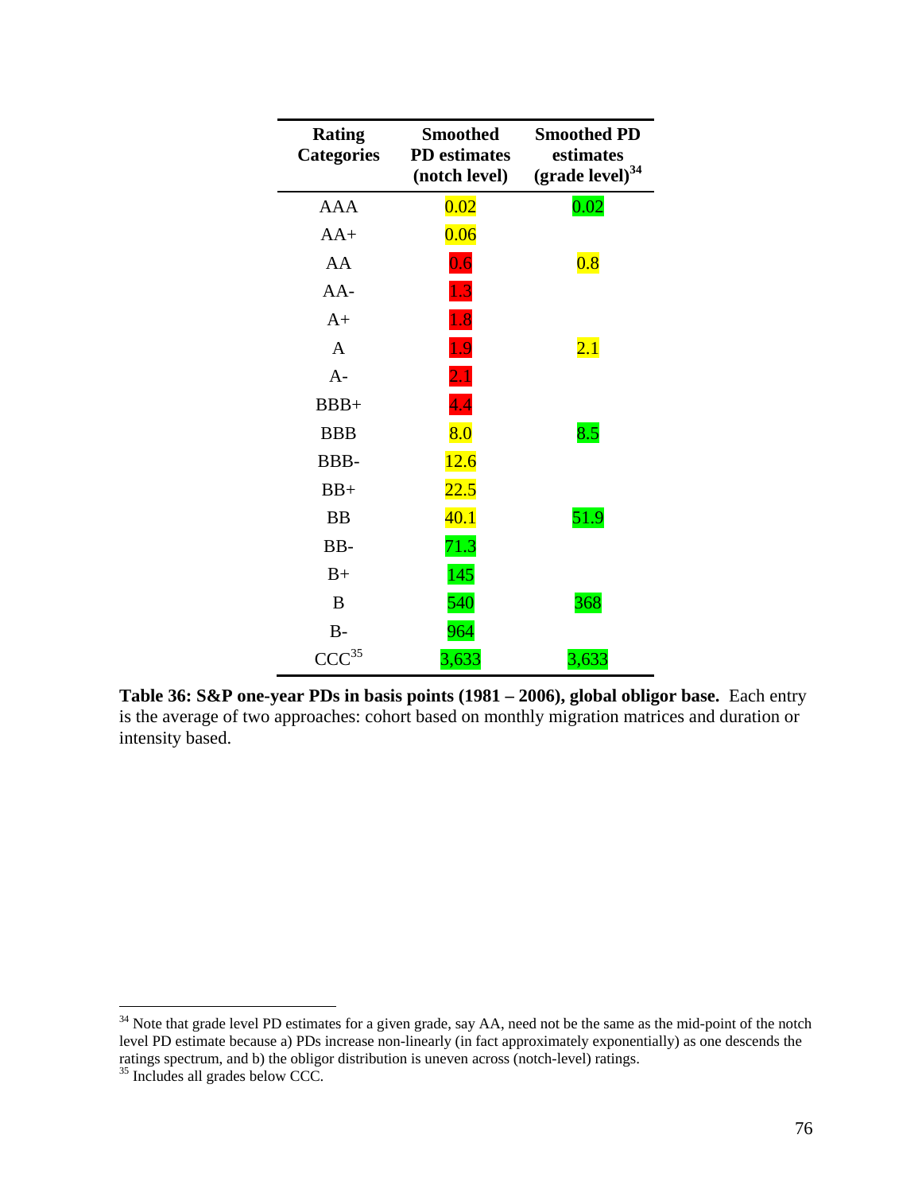| Rating Categories | Smoothed PD estimates (notch level) | Smoothed PD estimates (grade level)[34] |
|---|---|---|
| AAA | 0.02 | 0.02 |
| AA+ | 0.06 | |
| AA | 0.6 | 0.8 |
| AA- | 1.3 | |
| A+ | 1.8 | |
| A | 1.9 | 2.1 |
| A- | 2.1 | |
| BBB+ | 4.4 | |
| BBB | 8.0 | 8.5 |
| BBB- | 12.6 | |
| BB+ | 22.5 | |
| BB | 40.1 | 51.9 |
| BB- | 71.3 | |
| B+ | 145 | |
| B | 540 | 368 |
| B- | 964 | |
| CCC[35] | 3,633 | 3,633 |

**Table 36: S&P one-year PDs in basis points (1981 – 2006), global obligor base.** Each entry is the average of two approaches: cohort based on monthly migration matrices and duration or intensity based.

[34] Note that grade level PD estimates for a given grade, say AA, need not be the same as the mid-point of the notch level PD estimate because a) PDs increase non-linearly (in fact approximately exponentially) as one descends the ratings spectrum, and b) the obligor distribution is uneven across (notch-level) ratings.

[35] Includes all grades below CCC.